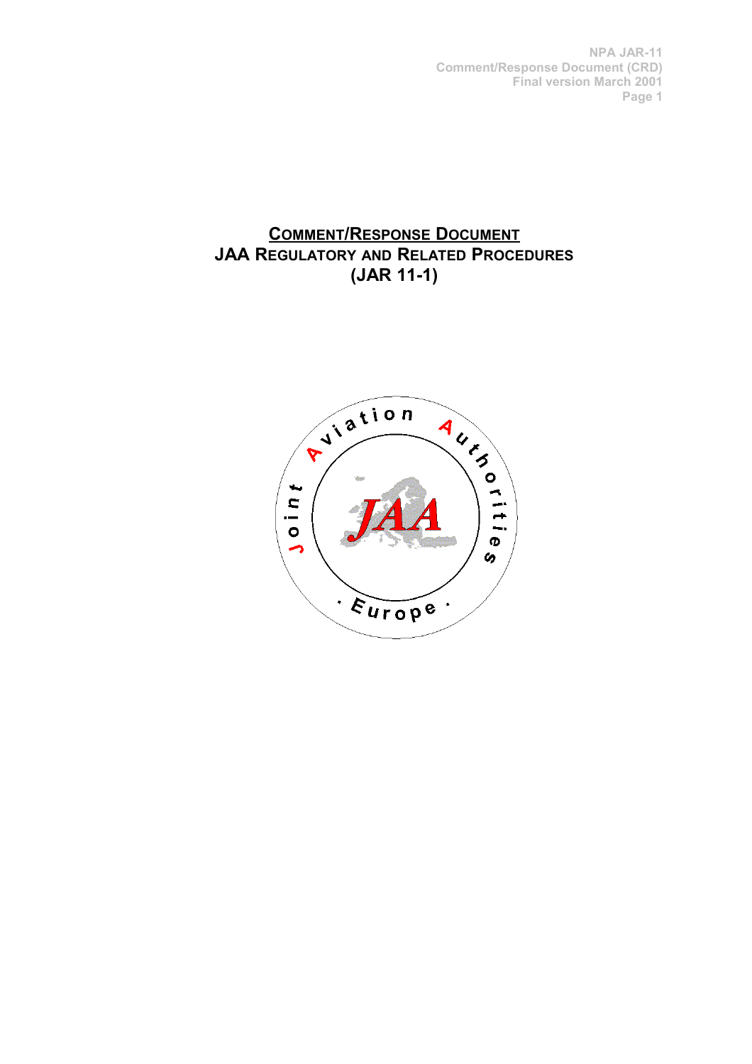# COMMENT/RESPONSE DOCUMENT
## JAA REGULATORY AND RELATED PROCEDURES
## (JAR 11-1)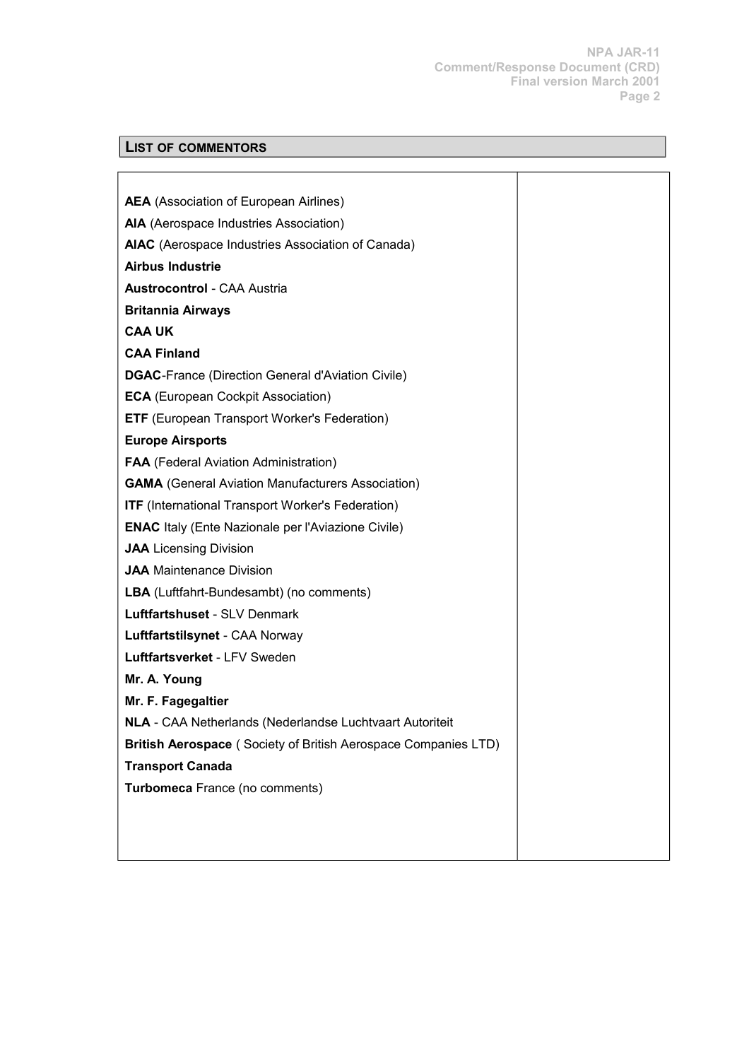## LIST OF COMMENTORS

**AEA** (Association of European Airlines)
**AIA** (Aerospace Industries Association)
**AIAC** (Aerospace Industries Association of Canada)
**Airbus Industrie**
**Austrocontrol** - CAA Austria
**Britannia Airways**
**CAA UK**
**CAA Finland**
**DGAC**-France (Direction General d'Aviation Civile)
**ECA** (European Cockpit Association)
**ETF** (European Transport Worker's Federation)
**Europe Airsports**
**FAA** (Federal Aviation Administration)
**GAMA** (General Aviation Manufacturers Association)
**ITF** (International Transport Worker's Federation)
**ENAC** Italy (Ente Nazionale per l'Aviazione Civile)
**JAA** Licensing Division
**JAA** Maintenance Division
**LBA** (Luftfahrt-Bundesambt) (no comments)
**Luftfartshuset** - SLV Denmark
**Luftfartstilsynet** - CAA Norway
**Luftfartsverket** - LFV Sweden
**Mr. A. Young**
**Mr. F. Fagegaltier**
**NLA** - CAA Netherlands (Nederlandse Luchtvaart Autoriteit
**British Aerospace** ( Society of British Aerospace Companies LTD)
**Transport Canada**
**Turbomeca** France (no comments)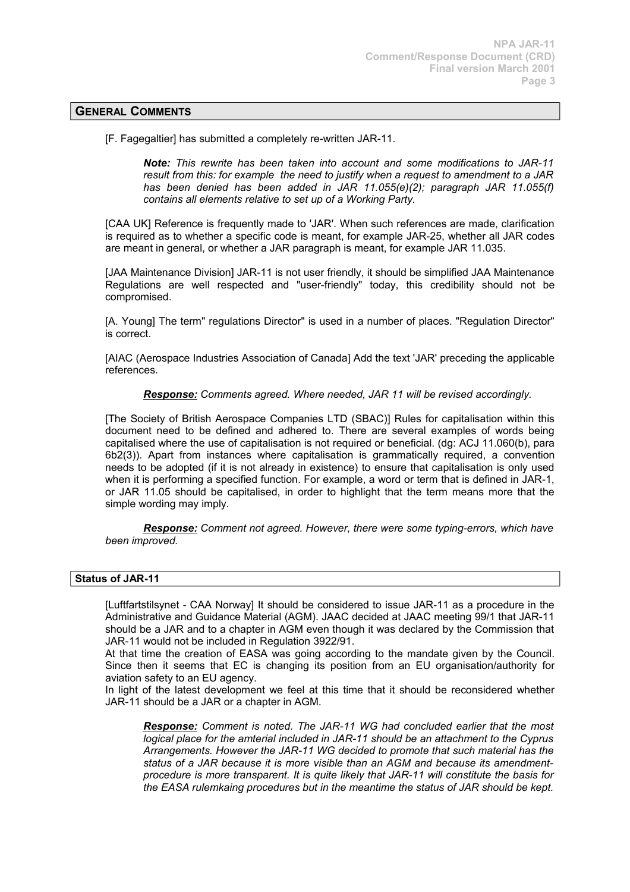## GENERAL COMMENTS

[F. Fagegaltier] has submitted a completely re-written JAR-11.

> ***Note:*** *This rewrite has been taken into account and some modifications to JAR-11 result from this: for example the need to justify when a request to amendment to a JAR has been denied has been added in JAR 11.055(e)(2); paragraph JAR 11.055(f) contains all elements relative to set up of a Working Party.*

[CAA UK] Reference is frequently made to 'JAR'. When such references are made, clarification is required as to whether a specific code is meant, for example JAR-25, whether all JAR codes are meant in general, or whether a JAR paragraph is meant, for example JAR 11.035.

[JAA Maintenance Division] JAR-11 is not user friendly, it should be simplified JAA Maintenance Regulations are well respected and "user-friendly" today, this credibility should not be compromised.

[A. Young] The term" regulations Director" is used in a number of places. "Regulation Director" is correct.

[AIAC (Aerospace Industries Association of Canada] Add the text 'JAR' preceding the applicable references.

> ***Response:*** *Comments agreed. Where needed, JAR 11 will be revised accordingly.*

[The Society of British Aerospace Companies LTD (SBAC)] Rules for capitalisation within this document need to be defined and adhered to. There are several examples of words being capitalised where the use of capitalisation is not required or beneficial. (dg: ACJ 11.060(b), para 6b2(3)). Apart from instances where capitalisation is grammatically required, a convention needs to be adopted (if it is not already in existence) to ensure that capitalisation is only used when it is performing a specified function. For example, a word or term that is defined in JAR-1, or JAR 11.05 should be capitalised, in order to highlight that the term means more that the simple wording may imply.

> ***Response:*** *Comment not agreed. However, there were some typing-errors, which have been improved.*

## Status of JAR-11

[Luftfartstilsynet - CAA Norway] It should be considered to issue JAR-11 as a procedure in the Administrative and Guidance Material (AGM). JAAC decided at JAAC meeting 99/1 that JAR-11 should be a JAR and to a chapter in AGM even though it was declared by the Commission that JAR-11 would not be included in Regulation 3922/91.

At that time the creation of EASA was going according to the mandate given by the Council. Since then it seems that EC is changing its position from an EU organisation/authority for aviation safety to an EU agency.

In light of the latest development we feel at this time that it should be reconsidered whether JAR-11 should be a JAR or a chapter in AGM.

> ***Response:*** *Comment is noted. The JAR-11 WG had concluded earlier that the most logical place for the amterial included in JAR-11 should be an attachment to the Cyprus Arrangements. However the JAR-11 WG decided to promote that such material has the status of a JAR because it is more visible than an AGM and because its amendment-procedure is more transparent. It is quite likely that JAR-11 will constitute the basis for the EASA rulemkaing procedures but in the meantime the status of JAR should be kept.*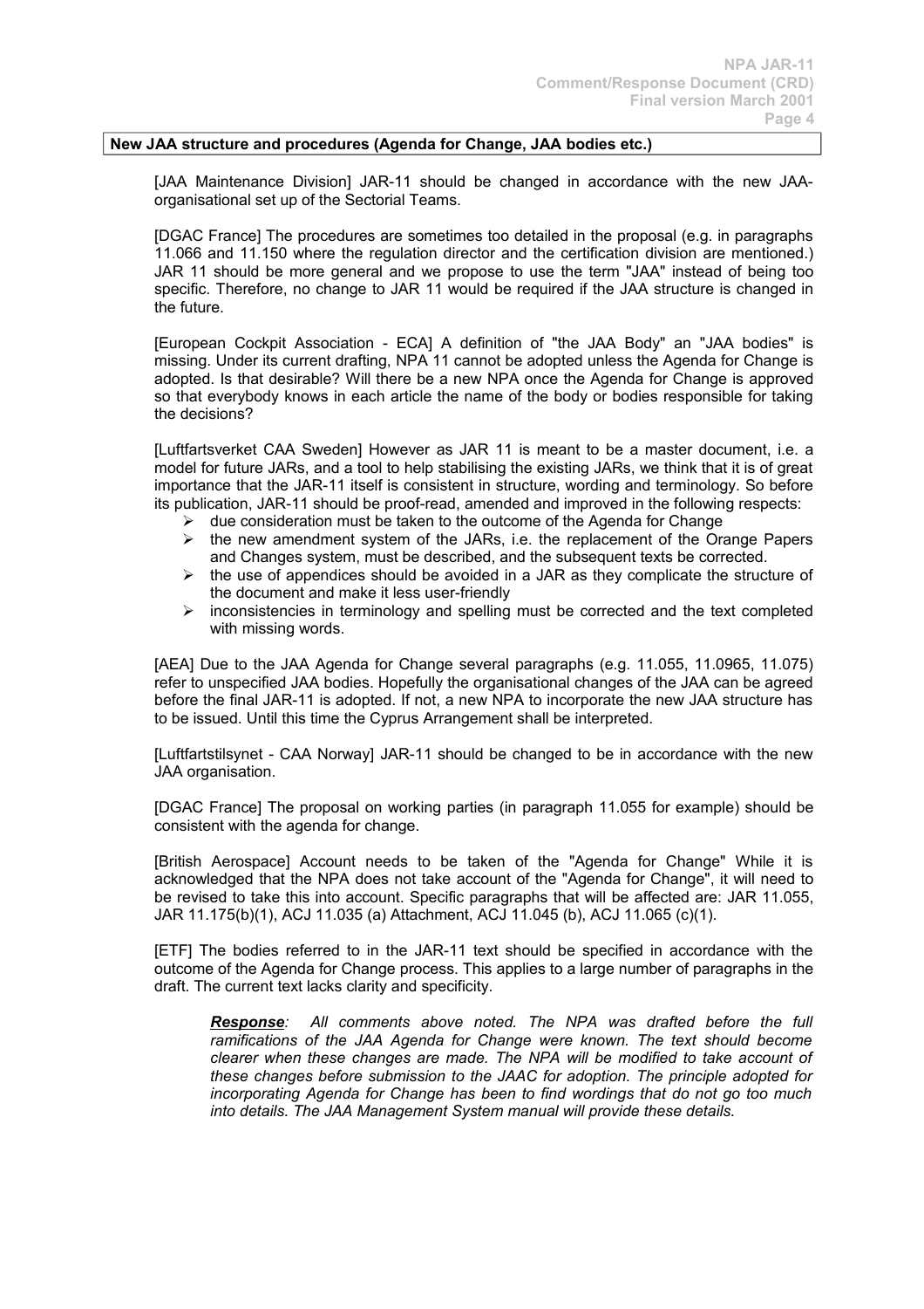**New JAA structure and procedures (Agenda for Change, JAA bodies etc.)**

[JAA Maintenance Division] JAR-11 should be changed in accordance with the new JAA-organisational set up of the Sectorial Teams.

[DGAC France] The procedures are sometimes too detailed in the proposal (e.g. in paragraphs 11.066 and 11.150 where the regulation director and the certification division are mentioned.) JAR 11 should be more general and we propose to use the term "JAA" instead of being too specific. Therefore, no change to JAR 11 would be required if the JAA structure is changed in the future.

[European Cockpit Association - ECA] A definition of "the JAA Body" an "JAA bodies" is missing. Under its current drafting, NPA 11 cannot be adopted unless the Agenda for Change is adopted. Is that desirable? Will there be a new NPA once the Agenda for Change is approved so that everybody knows in each article the name of the body or bodies responsible for taking the decisions?

[Luftfartsverket CAA Sweden] However as JAR 11 is meant to be a master document, i.e. a model for future JARs, and a tool to help stabilising the existing JARs, we think that it is of great importance that the JAR-11 itself is consistent in structure, wording and terminology. So before its publication, JAR-11 should be proof-read, amended and improved in the following respects:

- due consideration must be taken to the outcome of the Agenda for Change
- the new amendment system of the JARs, i.e. the replacement of the Orange Papers and Changes system, must be described, and the subsequent texts be corrected.
- the use of appendices should be avoided in a JAR as they complicate the structure of the document and make it less user-friendly
- inconsistencies in terminology and spelling must be corrected and the text completed with missing words.

[AEA] Due to the JAA Agenda for Change several paragraphs (e.g. 11.055, 11.0965, 11.075) refer to unspecified JAA bodies. Hopefully the organisational changes of the JAA can be agreed before the final JAR-11 is adopted. If not, a new NPA to incorporate the new JAA structure has to be issued. Until this time the Cyprus Arrangement shall be interpreted.

[Luftfartstilsynet - CAA Norway] JAR-11 should be changed to be in accordance with the new JAA organisation.

[DGAC France] The proposal on working parties (in paragraph 11.055 for example) should be consistent with the agenda for change.

[British Aerospace] Account needs to be taken of the "Agenda for Change" While it is acknowledged that the NPA does not take account of the "Agenda for Change", it will need to be revised to take this into account. Specific paragraphs that will be affected are: JAR 11.055, JAR 11.175(b)(1), ACJ 11.035 (a) Attachment, ACJ 11.045 (b), ACJ 11.065 (c)(1).

[ETF] The bodies referred to in the JAR-11 text should be specified in accordance with the outcome of the Agenda for Change process. This applies to a large number of paragraphs in the draft. The current text lacks clarity and specificity.

> ***Response**: All comments above noted. The NPA was drafted before the full ramifications of the JAA Agenda for Change were known. The text should become clearer when these changes are made. The NPA will be modified to take account of these changes before submission to the JAAC for adoption. The principle adopted for incorporating Agenda for Change has been to find wordings that do not go too much into details. The JAA Management System manual will provide these details.*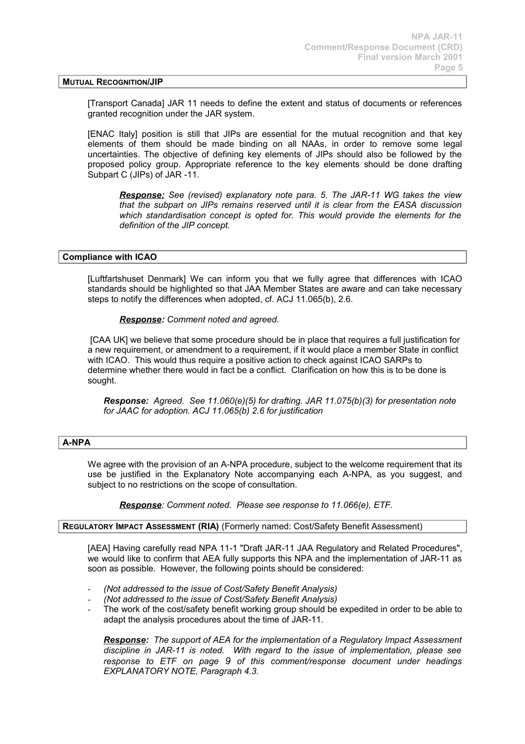## MUTUAL RECOGNITION/JIP

[Transport Canada] JAR 11 needs to define the extent and status of documents or references granted recognition under the JAR system.

[ENAC Italy] position is still that JIPs are essential for the mutual recognition and that key elements of them should be made binding on all NAAs, in order to remove some legal uncertainties. The objective of defining key elements of JIPs should also be followed by the proposed policy group. Appropriate reference to the key elements should be done drafting Subpart C (JIPs) of JAR -11.

> ***Response:*** *See (revised) explanatory note para. 5. The JAR-11 WG takes the view that the subpart on JIPs remains reserved until it is clear from the EASA discussion which standardisation concept is opted for. This would provide the elements for the definition of the JIP concept.*

## Compliance with ICAO

[Luftfartshuset Denmark] We can inform you that we fully agree that differences with ICAO standards should be highlighted so that JAA Member States are aware and can take necessary steps to notify the differences when adopted, cf. ACJ 11.065(b), 2.6.

> ***Response:*** *Comment noted and agreed.*

[CAA UK] we believe that some procedure should be in place that requires a full justification for a new requirement, or amendment to a requirement, if it would place a member State in conflict with ICAO. This would thus require a positive action to check against ICAO SARPs to determine whether there would in fact be a conflict. Clarification on how this is to be done is sought.

> ***Response:*** *Agreed. See 11.060(e)(5) for drafting. JAR 11.075(b)(3) for presentation note for JAAC for adoption. ACJ 11.065(b) 2.6 for justification*

## A-NPA

We agree with the provision of an A-NPA procedure, subject to the welcome requirement that its use be justified in the Explanatory Note accompanying each A-NPA, as you suggest, and subject to no restrictions on the scope of consultation.

> ***Response****: Comment noted. Please see response to 11.066(e), ETF.*

## REGULATORY IMPACT ASSESSMENT (RIA) (Formerly named: Cost/Safety Benefit Assessment)

[AEA] Having carefully read NPA 11-1 "Draft JAR-11 JAA Regulatory and Related Procedures", we would like to confirm that AEA fully supports this NPA and the implementation of JAR-11 as soon as possible. However, the following points should be considered:

- *(Not addressed to the issue of Cost/Safety Benefit Analysis)*
- *(Not addressed to the issue of Cost/Safety Benefit Analysis)*
- The work of the cost/safety benefit working group should be expedited in order to be able to adapt the analysis procedures about the time of JAR-11.

> ***Response:*** *The support of AEA for the implementation of a Regulatory Impact Assessment discipline in JAR-11 is noted. With regard to the issue of implementation, please see response to ETF on page 9 of this comment/response document under headings EXPLANATORY NOTE, Paragraph 4.3.*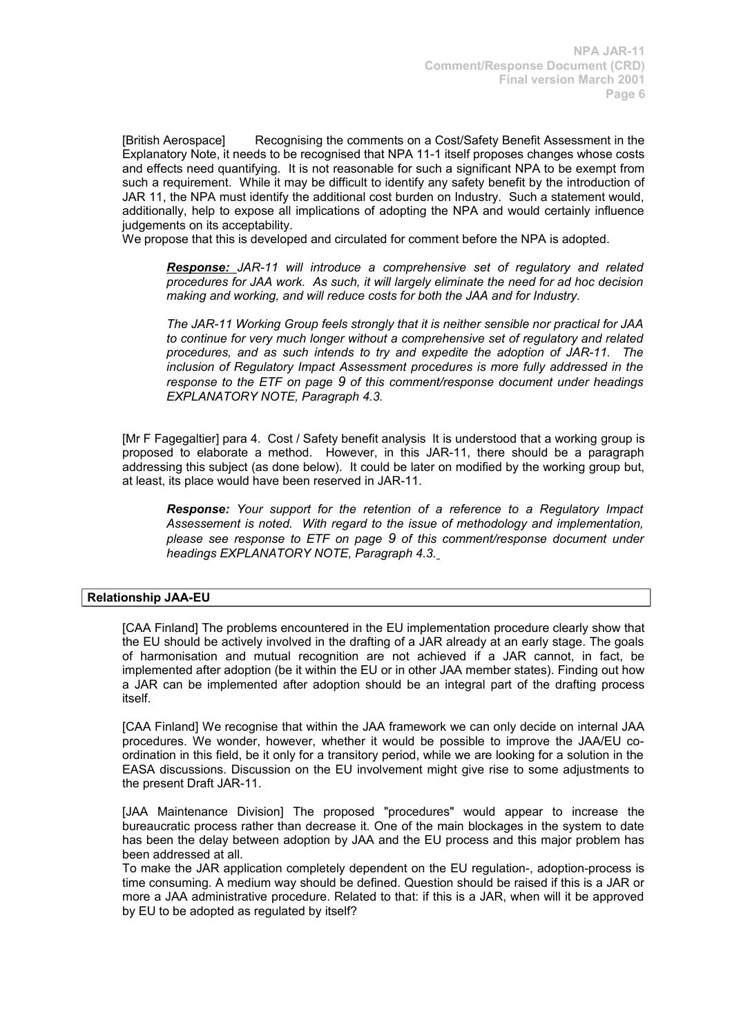[British Aerospace] Recognising the comments on a Cost/Safety Benefit Assessment in the Explanatory Note, it needs to be recognised that NPA 11-1 itself proposes changes whose costs and effects need quantifying. It is not reasonable for such a significant NPA to be exempt from such a requirement. While it may be difficult to identify any safety benefit by the introduction of JAR 11, the NPA must identify the additional cost burden on Industry. Such a statement would, additionally, help to expose all implications of adopting the NPA and would certainly influence judgements on its acceptability.
We propose that this is developed and circulated for comment before the NPA is adopted.

> ***Response:*** *JAR-11 will introduce a comprehensive set of regulatory and related procedures for JAA work. As such, it will largely eliminate the need for ad hoc decision making and working, and will reduce costs for both the JAA and for Industry.*
>
> *The JAR-11 Working Group feels strongly that it is neither sensible nor practical for JAA to continue for very much longer without a comprehensive set of regulatory and related procedures, and as such intends to try and expedite the adoption of JAR-11. The inclusion of Regulatory Impact Assessment procedures is more fully addressed in the response to the ETF on page 9 of this comment/response document under headings EXPLANATORY NOTE, Paragraph 4.3.*

[Mr F Fagegaltier] para 4. Cost / Safety benefit analysis It is understood that a working group is proposed to elaborate a method. However, in this JAR-11, there should be a paragraph addressing this subject (as done below). It could be later on modified by the working group but, at least, its place would have been reserved in JAR-11.

> ***Response:*** *Your support for the retention of a reference to a Regulatory Impact Assessement is noted. With regard to the issue of methodology and implementation, please see response to ETF on page 9 of this comment/response document under headings EXPLANATORY NOTE, Paragraph 4.3.*

## Relationship JAA-EU

[CAA Finland] The problems encountered in the EU implementation procedure clearly show that the EU should be actively involved in the drafting of a JAR already at an early stage. The goals of harmonisation and mutual recognition are not achieved if a JAR cannot, in fact, be implemented after adoption (be it within the EU or in other JAA member states). Finding out how a JAR can be implemented after adoption should be an integral part of the drafting process itself.

[CAA Finland] We recognise that within the JAA framework we can only decide on internal JAA procedures. We wonder, however, whether it would be possible to improve the JAA/EU co-ordination in this field, be it only for a transitory period, while we are looking for a solution in the EASA discussions. Discussion on the EU involvement might give rise to some adjustments to the present Draft JAR-11.

[JAA Maintenance Division] The proposed "procedures" would appear to increase the bureaucratic process rather than decrease it. One of the main blockages in the system to date has been the delay between adoption by JAA and the EU process and this major problem has been addressed at all.
To make the JAR application completely dependent on the EU regulation-, adoption-process is time consuming. A medium way should be defined. Question should be raised if this is a JAR or more a JAA administrative procedure. Related to that: if this is a JAR, when will it be approved by EU to be adopted as regulated by itself?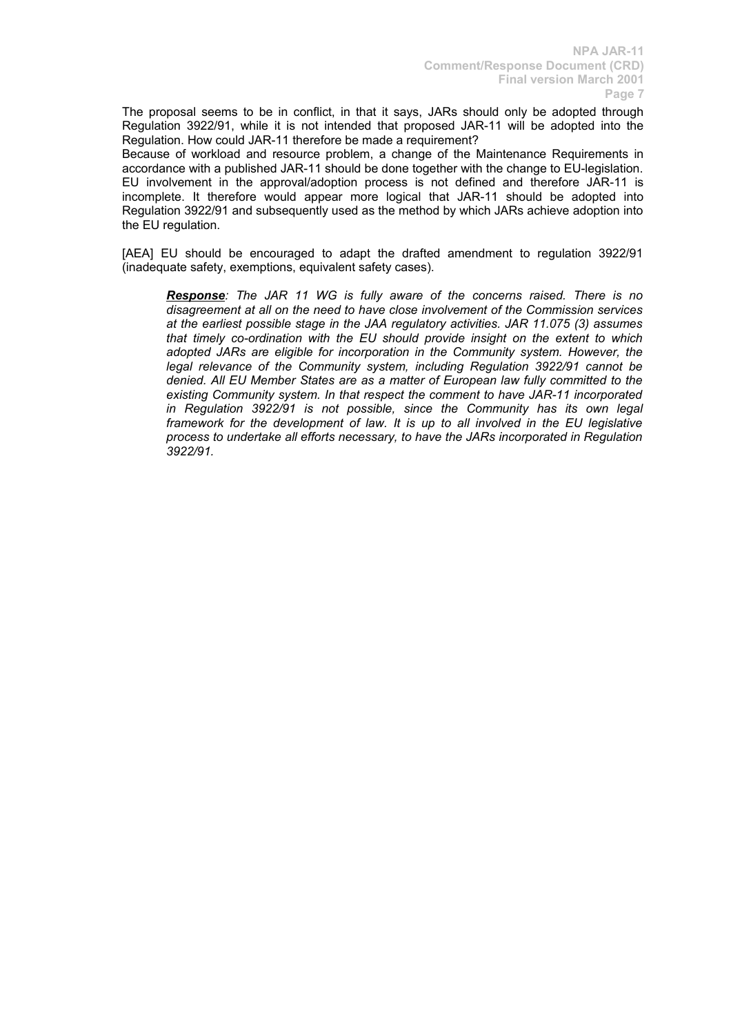The proposal seems to be in conflict, in that it says, JARs should only be adopted through Regulation 3922/91, while it is not intended that proposed JAR-11 will be adopted into the Regulation. How could JAR-11 therefore be made a requirement?
Because of workload and resource problem, a change of the Maintenance Requirements in accordance with a published JAR-11 should be done together with the change to EU-legislation. EU involvement in the approval/adoption process is not defined and therefore JAR-11 is incomplete. It therefore would appear more logical that JAR-11 should be adopted into Regulation 3922/91 and subsequently used as the method by which JARs achieve adoption into the EU regulation.

[AEA] EU should be encouraged to adapt the drafted amendment to regulation 3922/91 (inadequate safety, exemptions, equivalent safety cases).

> ***Response**: The JAR 11 WG is fully aware of the concerns raised. There is no disagreement at all on the need to have close involvement of the Commission services at the earliest possible stage in the JAA regulatory activities. JAR 11.075 (3) assumes that timely co-ordination with the EU should provide insight on the extent to which adopted JARs are eligible for incorporation in the Community system. However, the legal relevance of the Community system, including Regulation 3922/91 cannot be denied. All EU Member States are as a matter of European law fully committed to the existing Community system. In that respect the comment to have JAR-11 incorporated in Regulation 3922/91 is not possible, since the Community has its own legal framework for the development of law. It is up to all involved in the EU legislative process to undertake all efforts necessary, to have the JARs incorporated in Regulation 3922/91.*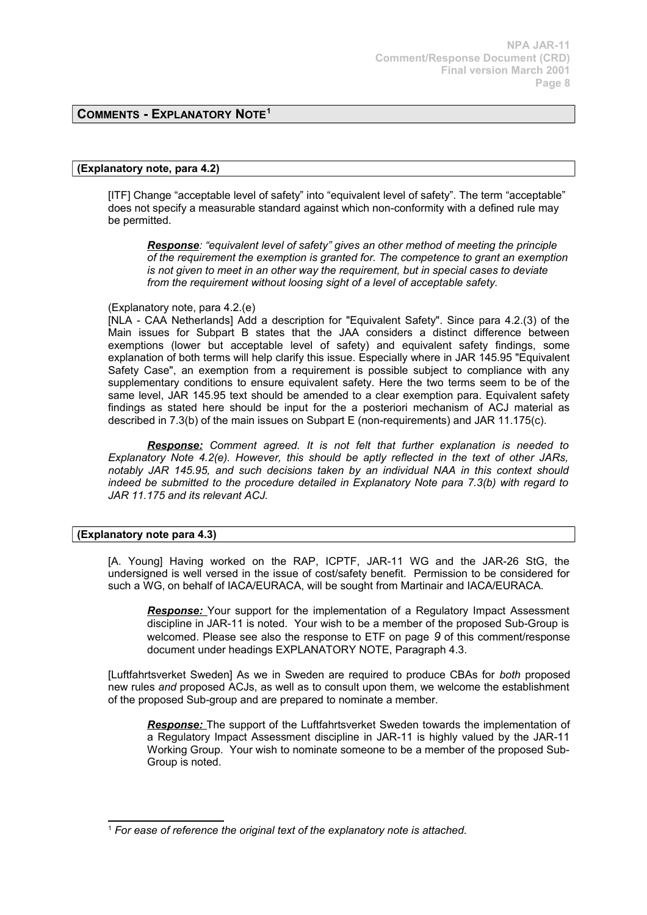## COMMENTS - EXPLANATORY NOTE[1]

### (Explanatory note, para 4.2)

[ITF] Change "acceptable level of safety" into "equivalent level of safety". The term "acceptable" does not specify a measurable standard against which non-conformity with a defined rule may be permitted.

> ***Response**: "equivalent level of safety" gives an other method of meeting the principle of the requirement the exemption is granted for. The competence to grant an exemption is not given to meet in an other way the requirement, but in special cases to deviate from the requirement without loosing sight of a level of acceptable safety.*

(Explanatory note, para 4.2.(e)

[NLA - CAA Netherlands] Add a description for "Equivalent Safety". Since para 4.2.(3) of the Main issues for Subpart B states that the JAA considers a distinct difference between exemptions (lower but acceptable level of safety) and equivalent safety findings, some explanation of both terms will help clarify this issue. Especially where in JAR 145.95 "Equivalent Safety Case", an exemption from a requirement is possible subject to compliance with any supplementary conditions to ensure equivalent safety. Here the two terms seem to be of the same level, JAR 145.95 text should be amended to a clear exemption para. Equivalent safety findings as stated here should be input for the a posteriori mechanism of ACJ material as described in 7.3(b) of the main issues on Subpart E (non-requirements) and JAR 11.175(c).

> ***Response:** Comment agreed. It is not felt that further explanation is needed to Explanatory Note 4.2(e). However, this should be aptly reflected in the text of other JARs, notably JAR 145.95, and such decisions taken by an individual NAA in this context should indeed be submitted to the procedure detailed in Explanatory Note para 7.3(b) with regard to JAR 11.175 and its relevant ACJ.*

### (Explanatory note para 4.3)

[A. Young] Having worked on the RAP, ICPTF, JAR-11 WG and the JAR-26 StG, the undersigned is well versed in the issue of cost/safety benefit. Permission to be considered for such a WG, on behalf of IACA/EURACA, will be sought from Martinair and IACA/EURACA.

> ***Response:*** Your support for the implementation of a Regulatory Impact Assessment discipline in JAR-11 is noted. Your wish to be a member of the proposed Sub-Group is welcomed. Please see also the response to ETF on page *9* of this comment/response document under headings EXPLANATORY NOTE, Paragraph 4.3.

[Luftfahrtsverket Sweden] As we in Sweden are required to produce CBAs for *both* proposed new rules *and* proposed ACJs, as well as to consult upon them, we welcome the establishment of the proposed Sub-group and are prepared to nominate a member.

> ***Response:*** The support of the Luftfahrtsverket Sweden towards the implementation of a Regulatory Impact Assessment discipline in JAR-11 is highly valued by the JAR-11 Working Group. Your wish to nominate someone to be a member of the proposed Sub-Group is noted.

---

[1] *For ease of reference the original text of the explanatory note is attached.*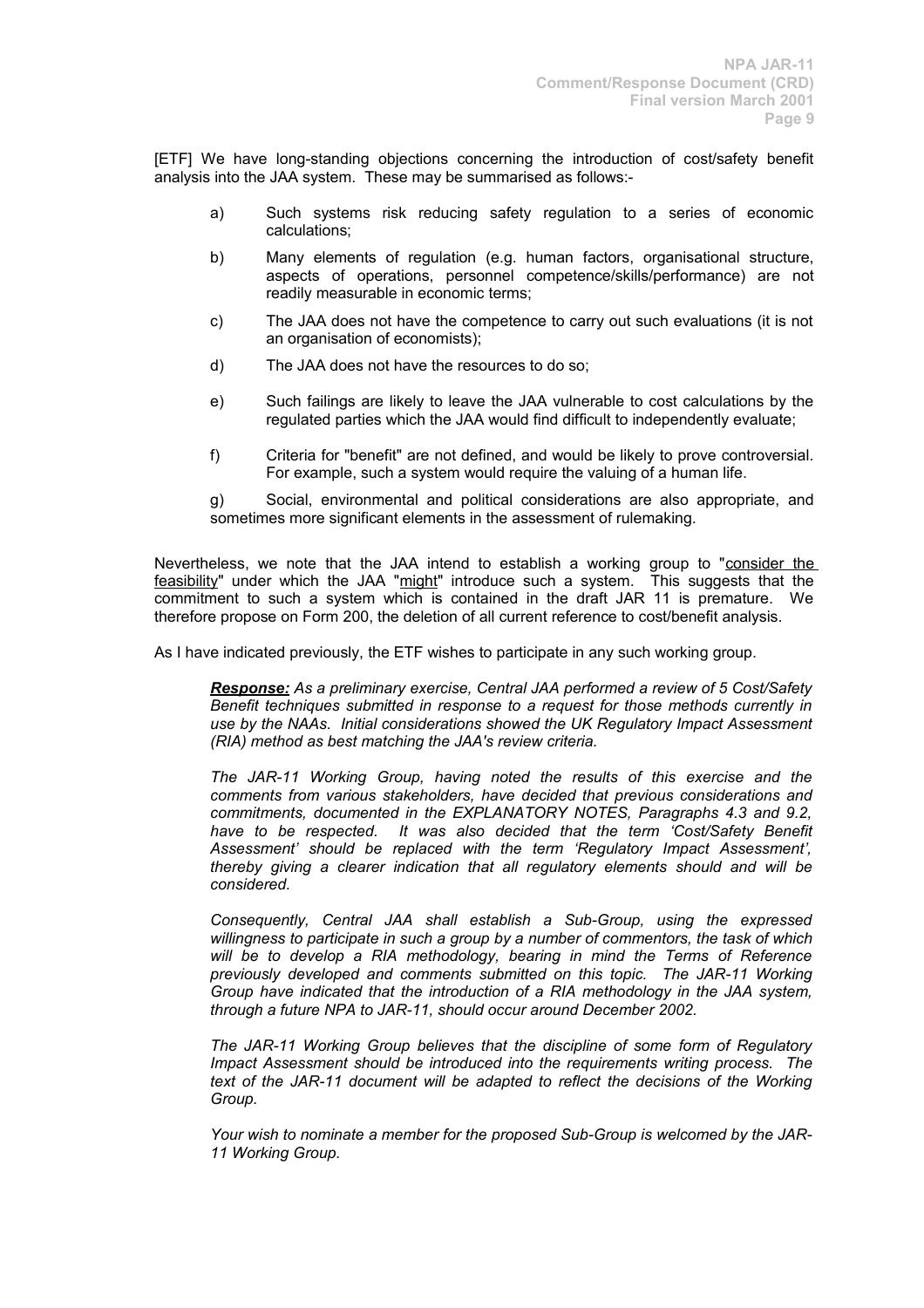[ETF] We have long-standing objections concerning the introduction of cost/safety benefit analysis into the JAA system. These may be summarised as follows:-

a) Such systems risk reducing safety regulation to a series of economic calculations;

b) Many elements of regulation (e.g. human factors, organisational structure, aspects of operations, personnel competence/skills/performance) are not readily measurable in economic terms;

c) The JAA does not have the competence to carry out such evaluations (it is not an organisation of economists);

d) The JAA does not have the resources to do so;

e) Such failings are likely to leave the JAA vulnerable to cost calculations by the regulated parties which the JAA would find difficult to independently evaluate;

f) Criteria for "benefit" are not defined, and would be likely to prove controversial. For example, such a system would require the valuing of a human life.

g) Social, environmental and political considerations are also appropriate, and sometimes more significant elements in the assessment of rulemaking.

Nevertheless, we note that the JAA intend to establish a working group to "consider the feasibility" under which the JAA "might" introduce such a system. This suggests that the commitment to such a system which is contained in the draft JAR 11 is premature. We therefore propose on Form 200, the deletion of all current reference to cost/benefit analysis.

As I have indicated previously, the ETF wishes to participate in any such working group.

> ***Response:*** *As a preliminary exercise, Central JAA performed a review of 5 Cost/Safety Benefit techniques submitted in response to a request for those methods currently in use by the NAAs. Initial considerations showed the UK Regulatory Impact Assessment (RIA) method as best matching the JAA's review criteria.*
>
> *The JAR-11 Working Group, having noted the results of this exercise and the comments from various stakeholders, have decided that previous considerations and commitments, documented in the EXPLANATORY NOTES, Paragraphs 4.3 and 9.2, have to be respected. It was also decided that the term 'Cost/Safety Benefit Assessment' should be replaced with the term 'Regulatory Impact Assessment', thereby giving a clearer indication that all regulatory elements should and will be considered.*
>
> *Consequently, Central JAA shall establish a Sub-Group, using the expressed willingness to participate in such a group by a number of commentors, the task of which will be to develop a RIA methodology, bearing in mind the Terms of Reference previously developed and comments submitted on this topic. The JAR-11 Working Group have indicated that the introduction of a RIA methodology in the JAA system, through a future NPA to JAR-11, should occur around December 2002.*
>
> *The JAR-11 Working Group believes that the discipline of some form of Regulatory Impact Assessment should be introduced into the requirements writing process. The text of the JAR-11 document will be adapted to reflect the decisions of the Working Group.*
>
> *Your wish to nominate a member for the proposed Sub-Group is welcomed by the JAR-11 Working Group.*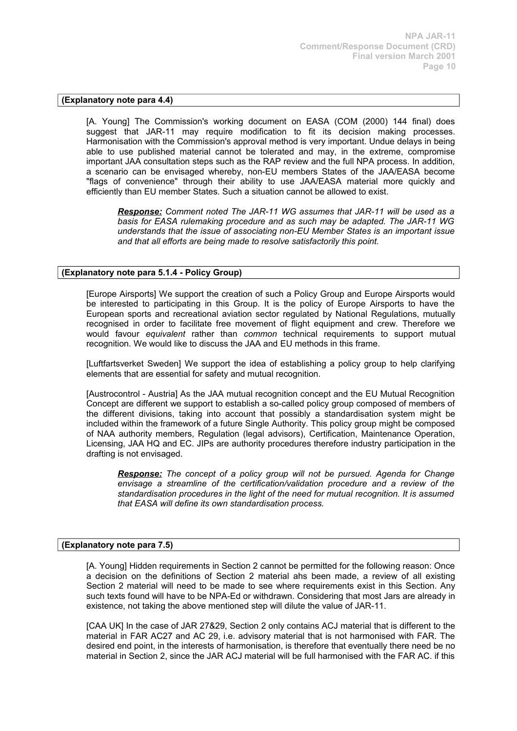**(Explanatory note para 4.4)**

[A. Young] The Commission's working document on EASA (COM (2000) 144 final) does suggest that JAR-11 may require modification to fit its decision making processes. Harmonisation with the Commission's approval method is very important. Undue delays in being able to use published material cannot be tolerated and may, in the extreme, compromise important JAA consultation steps such as the RAP review and the full NPA process. In addition, a scenario can be envisaged whereby, non-EU members States of the JAA/EASA become "flags of convenience" through their ability to use JAA/EASA material more quickly and efficiently than EU member States. Such a situation cannot be allowed to exist.

> ***Response:*** *Comment noted The JAR-11 WG assumes that JAR-11 will be used as a basis for EASA rulemaking procedure and as such may be adapted. The JAR-11 WG understands that the issue of associating non-EU Member States is an important issue and that all efforts are being made to resolve satisfactorily this point.*

**(Explanatory note para 5.1.4 - Policy Group)**

[Europe Airsports] We support the creation of such a Policy Group and Europe Airsports would be interested to participating in this Group. It is the policy of Europe Airsports to have the European sports and recreational aviation sector regulated by National Regulations, mutually recognised in order to facilitate free movement of flight equipment and crew. Therefore we would favour *equivalent* rather than *common* technical requirements to support mutual recognition. We would like to discuss the JAA and EU methods in this frame.

[Luftfartsverket Sweden] We support the idea of establishing a policy group to help clarifying elements that are essential for safety and mutual recognition.

[Austrocontrol - Austria] As the JAA mutual recognition concept and the EU Mutual Recognition Concept are different we support to establish a so-called policy group composed of members of the different divisions, taking into account that possibly a standardisation system might be included within the framework of a future Single Authority. This policy group might be composed of NAA authority members, Regulation (legal advisors), Certification, Maintenance Operation, Licensing, JAA HQ and EC. JIPs are authority procedures therefore industry participation in the drafting is not envisaged.

> ***Response:*** *The concept of a policy group will not be pursued. Agenda for Change envisage a streamline of the certification/validation procedure and a review of the standardisation procedures in the light of the need for mutual recognition. It is assumed that EASA will define its own standardisation process.*

**(Explanatory note para 7.5)**

[A. Young] Hidden requirements in Section 2 cannot be permitted for the following reason: Once a decision on the definitions of Section 2 material ahs been made, a review of all existing Section 2 material will need to be made to see where requirements exist in this Section. Any such texts found will have to be NPA-Ed or withdrawn. Considering that most Jars are already in existence, not taking the above mentioned step will dilute the value of JAR-11.

[CAA UK] In the case of JAR 27&29, Section 2 only contains ACJ material that is different to the material in FAR AC27 and AC 29, i.e. advisory material that is not harmonised with FAR. The desired end point, in the interests of harmonisation, is therefore that eventually there need be no material in Section 2, since the JAR ACJ material will be full harmonised with the FAR AC. if this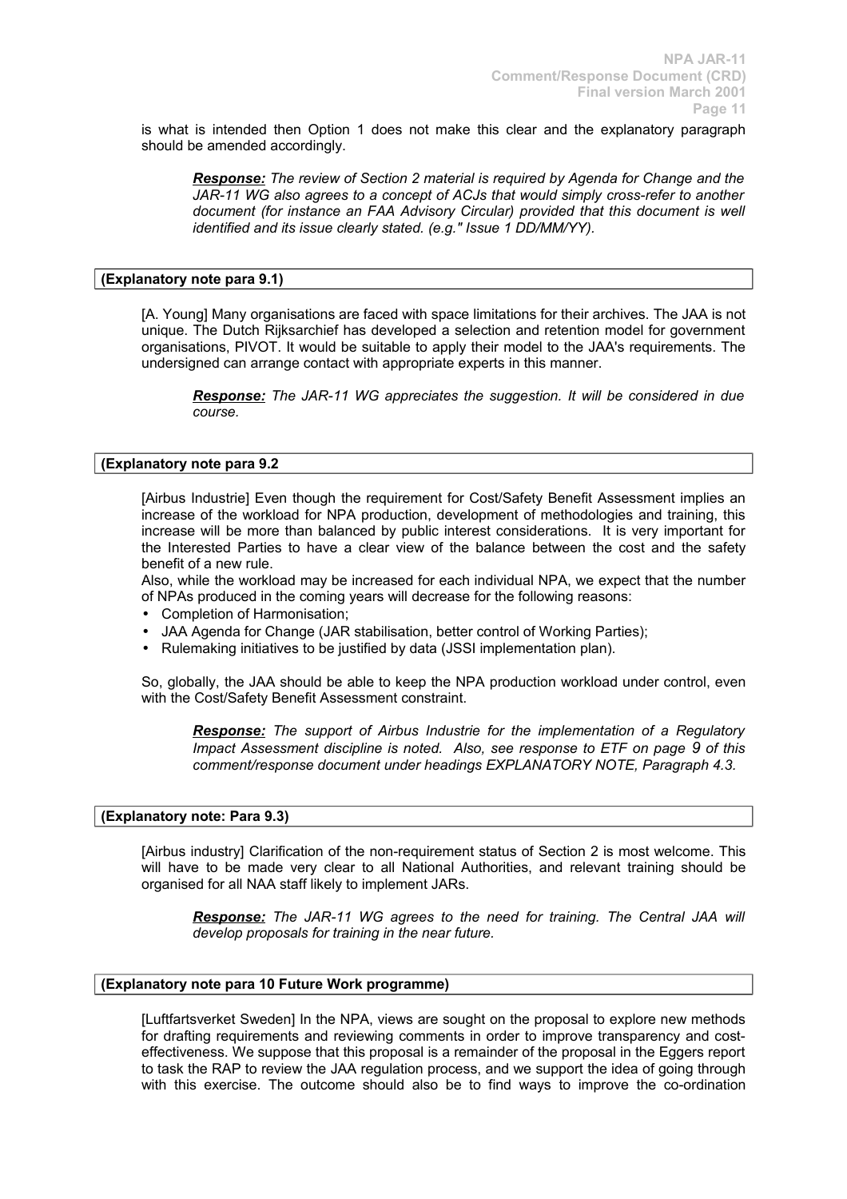is what is intended then Option 1 does not make this clear and the explanatory paragraph should be amended accordingly.

> ***Response:*** *The review of Section 2 material is required by Agenda for Change and the JAR-11 WG also agrees to a concept of ACJs that would simply cross-refer to another document (for instance an FAA Advisory Circular) provided that this document is well identified and its issue clearly stated. (e.g." Issue 1 DD/MM/YY).*

**(Explanatory note para 9.1)**

[A. Young] Many organisations are faced with space limitations for their archives. The JAA is not unique. The Dutch Rijksarchief has developed a selection and retention model for government organisations, PIVOT. It would be suitable to apply their model to the JAA's requirements. The undersigned can arrange contact with appropriate experts in this manner.

> ***Response:*** *The JAR-11 WG appreciates the suggestion. It will be considered in due course.*

**(Explanatory note para 9.2**

[Airbus Industrie] Even though the requirement for Cost/Safety Benefit Assessment implies an increase of the workload for NPA production, development of methodologies and training, this increase will be more than balanced by public interest considerations. It is very important for the Interested Parties to have a clear view of the balance between the cost and the safety benefit of a new rule.
Also, while the workload may be increased for each individual NPA, we expect that the number of NPAs produced in the coming years will decrease for the following reasons:

- Completion of Harmonisation;
- JAA Agenda for Change (JAR stabilisation, better control of Working Parties);
- Rulemaking initiatives to be justified by data (JSSI implementation plan).

So, globally, the JAA should be able to keep the NPA production workload under control, even with the Cost/Safety Benefit Assessment constraint.

> ***Response:*** *The support of Airbus Industrie for the implementation of a Regulatory Impact Assessment discipline is noted. Also, see response to ETF on page 9 of this comment/response document under headings EXPLANATORY NOTE, Paragraph 4.3.*

**(Explanatory note: Para 9.3)**

[Airbus industry] Clarification of the non-requirement status of Section 2 is most welcome. This will have to be made very clear to all National Authorities, and relevant training should be organised for all NAA staff likely to implement JARs.

> ***Response:*** *The JAR-11 WG agrees to the need for training. The Central JAA will develop proposals for training in the near future.*

**(Explanatory note para 10 Future Work programme)**

[Luftfartsverket Sweden] In the NPA, views are sought on the proposal to explore new methods for drafting requirements and reviewing comments in order to improve transparency and cost-effectiveness. We suppose that this proposal is a remainder of the proposal in the Eggers report to task the RAP to review the JAA regulation process, and we support the idea of going through with this exercise. The outcome should also be to find ways to improve the co-ordination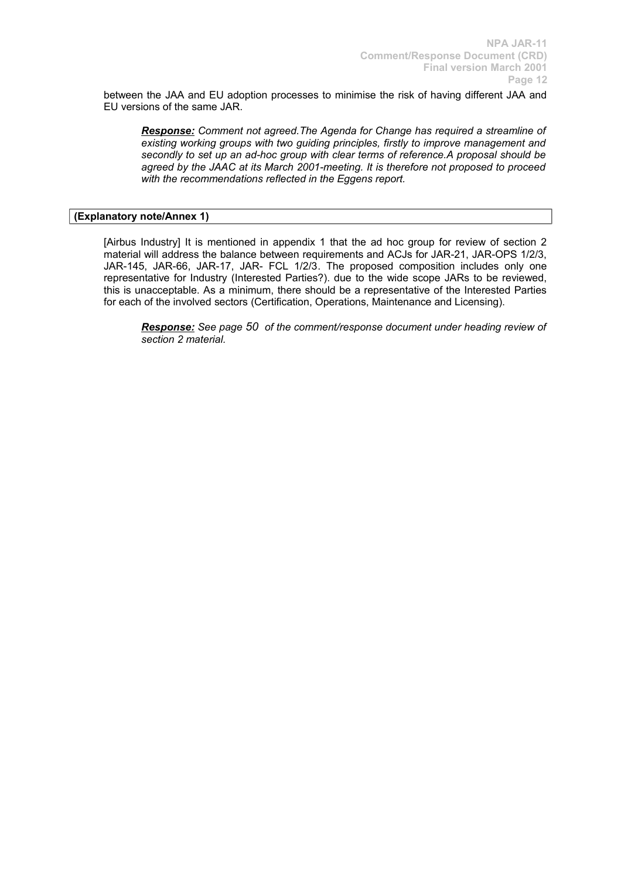between the JAA and EU adoption processes to minimise the risk of having different JAA and EU versions of the same JAR.

> ***Response:*** *Comment not agreed.The Agenda for Change has required a streamline of existing working groups with two guiding principles, firstly to improve management and secondly to set up an ad-hoc group with clear terms of reference.A proposal should be agreed by the JAAC at its March 2001-meeting. It is therefore not proposed to proceed with the recommendations reflected in the Eggens report.*

**(Explanatory note/Annex 1)**

[Airbus Industry] It is mentioned in appendix 1 that the ad hoc group for review of section 2 material will address the balance between requirements and ACJs for JAR-21, JAR-OPS 1/2/3, JAR-145, JAR-66, JAR-17, JAR- FCL 1/2/3. The proposed composition includes only one representative for Industry (Interested Parties?). due to the wide scope JARs to be reviewed, this is unacceptable. As a minimum, there should be a representative of the Interested Parties for each of the involved sectors (Certification, Operations, Maintenance and Licensing).

> ***Response:*** *See page 50 of the comment/response document under heading review of section 2 material.*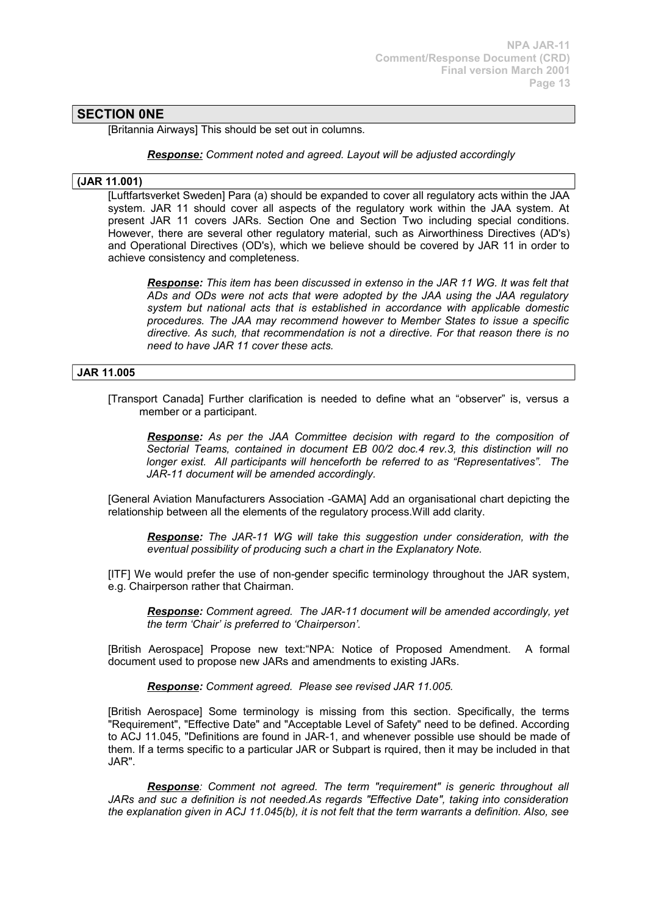## SECTION 0NE

[Britannia Airways] This should be set out in columns.

***Response:*** *Comment noted and agreed. Layout will be adjusted accordingly*

### (JAR 11.001)

[Luftfartsverket Sweden] Para (a) should be expanded to cover all regulatory acts within the JAA system. JAR 11 should cover all aspects of the regulatory work within the JAA system. At present JAR 11 covers JARs. Section One and Section Two including special conditions. However, there are several other regulatory material, such as Airworthiness Directives (AD's) and Operational Directives (OD's), which we believe should be covered by JAR 11 in order to achieve consistency and completeness.

> ***Response:*** *This item has been discussed in extenso in the JAR 11 WG. It was felt that ADs and ODs were not acts that were adopted by the JAA using the JAA regulatory system but national acts that is established in accordance with applicable domestic procedures. The JAA may recommend however to Member States to issue a specific directive. As such, that recommendation is not a directive. For that reason there is no need to have JAR 11 cover these acts.*

### JAR 11.005

[Transport Canada] Further clarification is needed to define what an "observer" is, versus a member or a participant.

> ***Response:*** *As per the JAA Committee decision with regard to the composition of Sectorial Teams, contained in document EB 00/2 doc.4 rev.3, this distinction will no longer exist. All participants will henceforth be referred to as "Representatives". The JAR-11 document will be amended accordingly.*

[General Aviation Manufacturers Association -GAMA] Add an organisational chart depicting the relationship between all the elements of the regulatory process.Will add clarity.

> ***Response:*** *The JAR-11 WG will take this suggestion under consideration, with the eventual possibility of producing such a chart in the Explanatory Note.*

[ITF] We would prefer the use of non-gender specific terminology throughout the JAR system, e.g. Chairperson rather that Chairman.

> ***Response:*** *Comment agreed. The JAR-11 document will be amended accordingly, yet the term 'Chair' is preferred to 'Chairperson'.*

[British Aerospace] Propose new text:"NPA: Notice of Proposed Amendment. A formal document used to propose new JARs and amendments to existing JARs.

> ***Response:*** *Comment agreed. Please see revised JAR 11.005.*

[British Aerospace] Some terminology is missing from this section. Specifically, the terms "Requirement", "Effective Date" and "Acceptable Level of Safety" need to be defined. According to ACJ 11.045, "Definitions are found in JAR-1, and whenever possible use should be made of them. If a terms specific to a particular JAR or Subpart is rquired, then it may be included in that JAR".

> ***Response****: Comment not agreed. The term "requirement" is generic throughout all JARs and suc a definition is not needed.As regards "Effective Date", taking into consideration the explanation given in ACJ 11.045(b), it is not felt that the term warrants a definition. Also, see*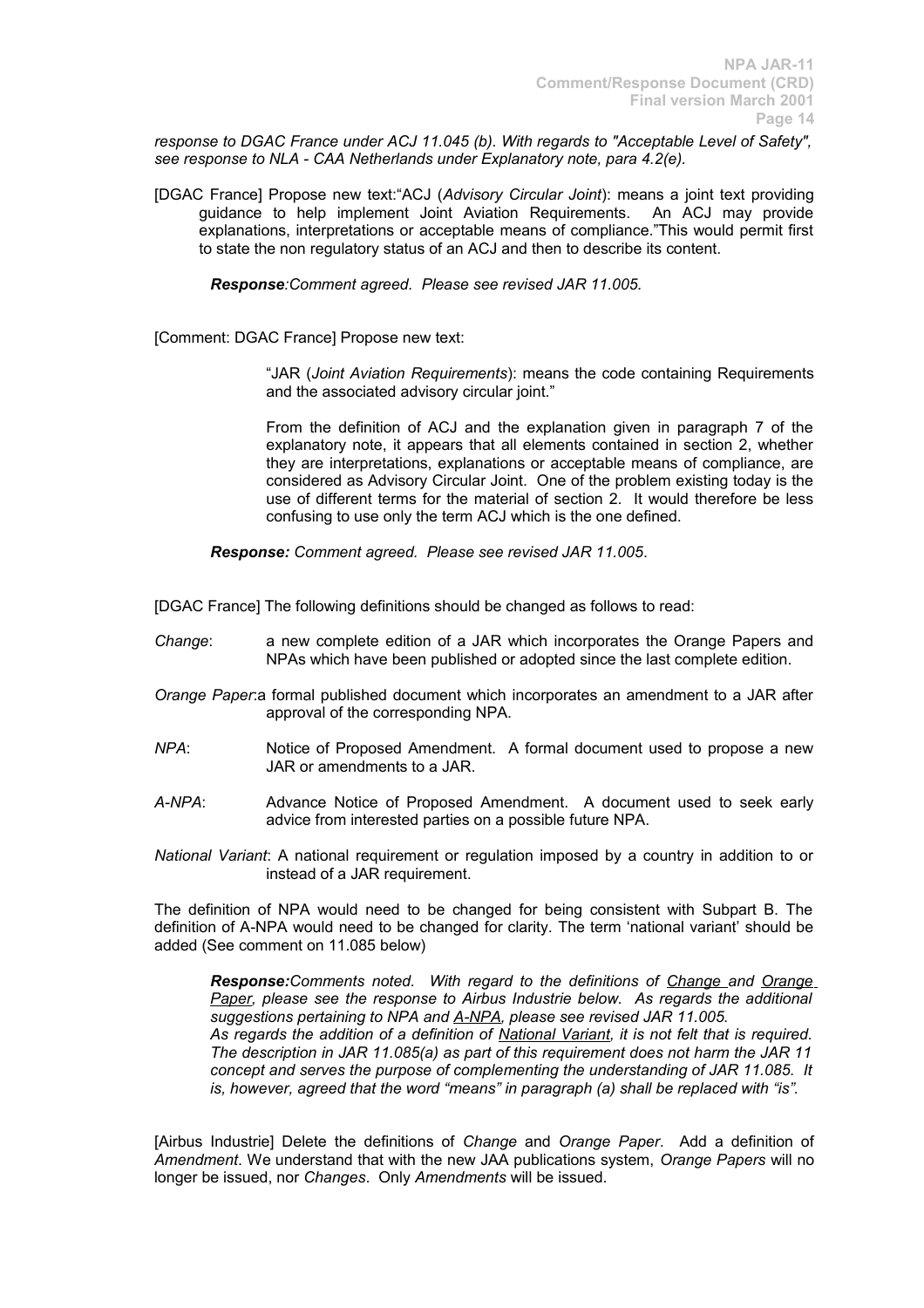*response to DGAC France under ACJ 11.045 (b). With regards to "Acceptable Level of Safety", see response to NLA - CAA Netherlands under Explanatory note, para 4.2(e).*

[DGAC France] Propose new text:"ACJ (*Advisory Circular Joint*): means a joint text providing guidance to help implement Joint Aviation Requirements. An ACJ may provide explanations, interpretations or acceptable means of compliance."This would permit first to state the non regulatory status of an ACJ and then to describe its content.

> ***Response****:Comment agreed. Please see revised JAR 11.005.*

[Comment: DGAC France] Propose new text:

> "JAR (*Joint Aviation Requirements*): means the code containing Requirements and the associated advisory circular joint."
>
> From the definition of ACJ and the explanation given in paragraph 7 of the explanatory note, it appears that all elements contained in section 2, whether they are interpretations, explanations or acceptable means of compliance, are considered as Advisory Circular Joint. One of the problem existing today is the use of different terms for the material of section 2. It would therefore be less confusing to use only the term ACJ which is the one defined.

> ***Response:*** *Comment agreed. Please see revised JAR 11.005.*

[DGAC France] The following definitions should be changed as follows to read:

*Change*: a new complete edition of a JAR which incorporates the Orange Papers and NPAs which have been published or adopted since the last complete edition.

*Orange Paper*:a formal published document which incorporates an amendment to a JAR after approval of the corresponding NPA.

*NPA*: Notice of Proposed Amendment. A formal document used to propose a new JAR or amendments to a JAR.

*A-NPA*: Advance Notice of Proposed Amendment. A document used to seek early advice from interested parties on a possible future NPA.

*National Variant*: A national requirement or regulation imposed by a country in addition to or instead of a JAR requirement.

The definition of NPA would need to be changed for being consistent with Subpart B. The definition of A-NPA would need to be changed for clarity. The term 'national variant' should be added (See comment on 11.085 below)

> ***Response:****Comments noted. With regard to the definitions of Change and Orange Paper, please see the response to Airbus Industrie below. As regards the additional suggestions pertaining to NPA and A-NPA, please see revised JAR 11.005.*
> *As regards the addition of a definition of National Variant, it is not felt that is required. The description in JAR 11.085(a) as part of this requirement does not harm the JAR 11 concept and serves the purpose of complementing the understanding of JAR 11.085. It is, however, agreed that the word "means" in paragraph (a) shall be replaced with "is".*

[Airbus Industrie] Delete the definitions of *Change* and *Orange Paper*. Add a definition of *Amendment*. We understand that with the new JAA publications system, *Orange Papers* will no longer be issued, nor *Changes*. Only *Amendments* will be issued.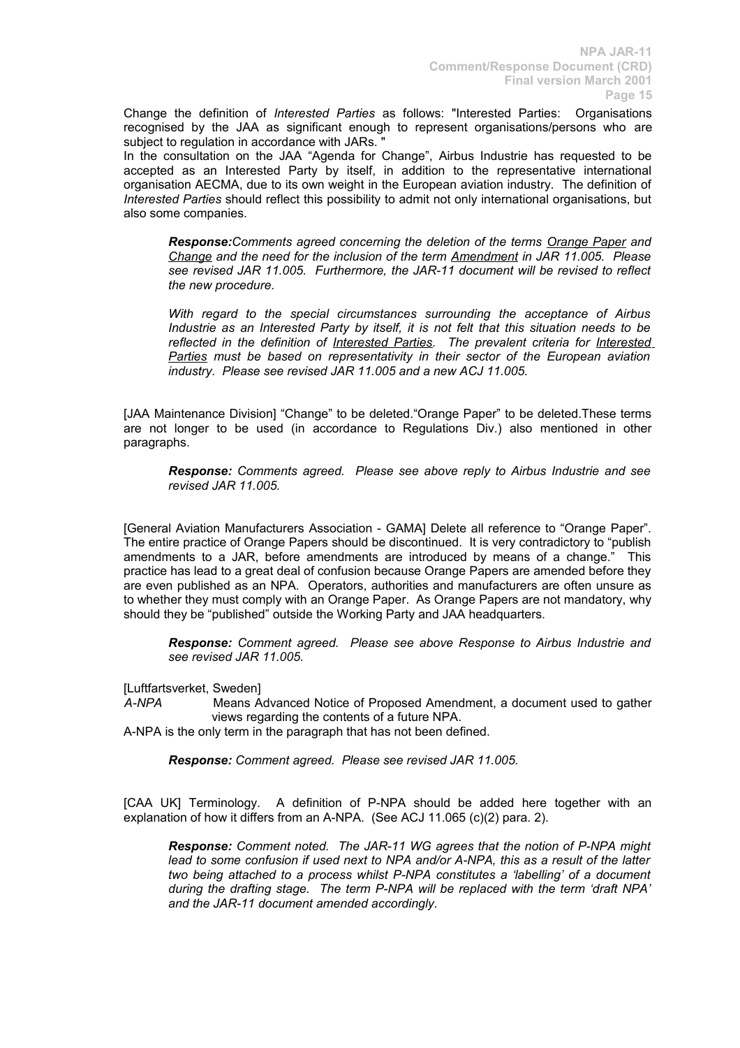Change the definition of *Interested Parties* as follows: "Interested Parties: Organisations recognised by the JAA as significant enough to represent organisations/persons who are subject to regulation in accordance with JARs. "

In the consultation on the JAA "Agenda for Change", Airbus Industrie has requested to be accepted as an Interested Party by itself, in addition to the representative international organisation AECMA, due to its own weight in the European aviation industry. The definition of *Interested Parties* should reflect this possibility to admit not only international organisations, but also some companies.

> ***Response:****Comments agreed concerning the deletion of the terms Orange Paper and Change and the need for the inclusion of the term Amendment in JAR 11.005. Please see revised JAR 11.005. Furthermore, the JAR-11 document will be revised to reflect the new procedure.*
>
> *With regard to the special circumstances surrounding the acceptance of Airbus Industrie as an Interested Party by itself, it is not felt that this situation needs to be reflected in the definition of Interested Parties. The prevalent criteria for Interested Parties must be based on representativity in their sector of the European aviation industry. Please see revised JAR 11.005 and a new ACJ 11.005.*

[JAA Maintenance Division] "Change" to be deleted."Orange Paper" to be deleted.These terms are not longer to be used (in accordance to Regulations Div.) also mentioned in other paragraphs.

> ***Response:*** *Comments agreed. Please see above reply to Airbus Industrie and see revised JAR 11.005.*

[General Aviation Manufacturers Association - GAMA] Delete all reference to "Orange Paper". The entire practice of Orange Papers should be discontinued. It is very contradictory to "publish amendments to a JAR, before amendments are introduced by means of a change." This practice has lead to a great deal of confusion because Orange Papers are amended before they are even published as an NPA. Operators, authorities and manufacturers are often unsure as to whether they must comply with an Orange Paper. As Orange Papers are not mandatory, why should they be "published" outside the Working Party and JAA headquarters.

> ***Response:*** *Comment agreed. Please see above Response to Airbus Industrie and see revised JAR 11.005.*

[Luftfartsverket, Sweden]

*A-NPA* Means Advanced Notice of Proposed Amendment, a document used to gather views regarding the contents of a future NPA.

A-NPA is the only term in the paragraph that has not been defined.

> ***Response:*** *Comment agreed. Please see revised JAR 11.005.*

[CAA UK] Terminology. A definition of P-NPA should be added here together with an explanation of how it differs from an A-NPA. (See ACJ 11.065 (c)(2) para. 2).

> ***Response:*** *Comment noted. The JAR-11 WG agrees that the notion of P-NPA might lead to some confusion if used next to NPA and/or A-NPA, this as a result of the latter two being attached to a process whilst P-NPA constitutes a 'labelling' of a document during the drafting stage. The term P-NPA will be replaced with the term 'draft NPA' and the JAR-11 document amended accordingly.*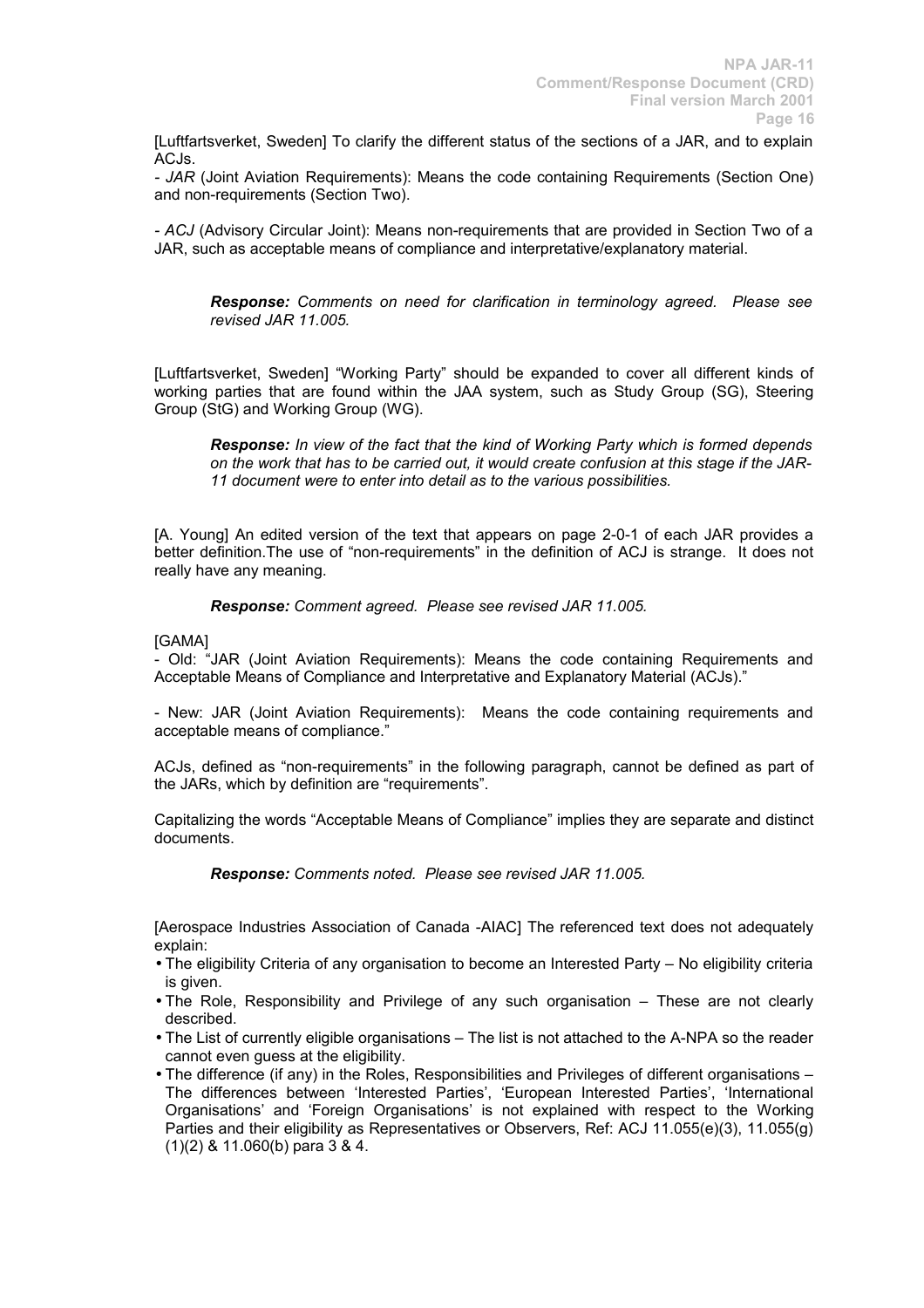[Luftfartsverket, Sweden] To clarify the different status of the sections of a JAR, and to explain ACJs.

- *JAR* (Joint Aviation Requirements): Means the code containing Requirements (Section One) and non-requirements (Section Two).

- *ACJ* (Advisory Circular Joint): Means non-requirements that are provided in Section Two of a JAR, such as acceptable means of compliance and interpretative/explanatory material.

> ***Response:*** *Comments on need for clarification in terminology agreed. Please see revised JAR 11.005.*

[Luftfartsverket, Sweden] "Working Party" should be expanded to cover all different kinds of working parties that are found within the JAA system, such as Study Group (SG), Steering Group (StG) and Working Group (WG).

> ***Response:*** *In view of the fact that the kind of Working Party which is formed depends on the work that has to be carried out, it would create confusion at this stage if the JAR-11 document were to enter into detail as to the various possibilities.*

[A. Young] An edited version of the text that appears on page 2-0-1 of each JAR provides a better definition.The use of "non-requirements" in the definition of ACJ is strange. It does not really have any meaning.

> ***Response:*** *Comment agreed. Please see revised JAR 11.005.*

[GAMA]

- Old: "JAR (Joint Aviation Requirements): Means the code containing Requirements and Acceptable Means of Compliance and Interpretative and Explanatory Material (ACJs)."

- New: JAR (Joint Aviation Requirements): Means the code containing requirements and acceptable means of compliance."

ACJs, defined as "non-requirements" in the following paragraph, cannot be defined as part of the JARs, which by definition are "requirements".

Capitalizing the words "Acceptable Means of Compliance" implies they are separate and distinct documents.

> ***Response:*** *Comments noted. Please see revised JAR 11.005.*

[Aerospace Industries Association of Canada -AIAC] The referenced text does not adequately explain:

- The eligibility Criteria of any organisation to become an Interested Party – No eligibility criteria is given.
- The Role, Responsibility and Privilege of any such organisation – These are not clearly described.
- The List of currently eligible organisations – The list is not attached to the A-NPA so the reader cannot even guess at the eligibility.
- The difference (if any) in the Roles, Responsibilities and Privileges of different organisations – The differences between 'Interested Parties', 'European Interested Parties', 'International Organisations' and 'Foreign Organisations' is not explained with respect to the Working Parties and their eligibility as Representatives or Observers, Ref: ACJ 11.055(e)(3), 11.055(g)(1)(2) & 11.060(b) para 3 & 4.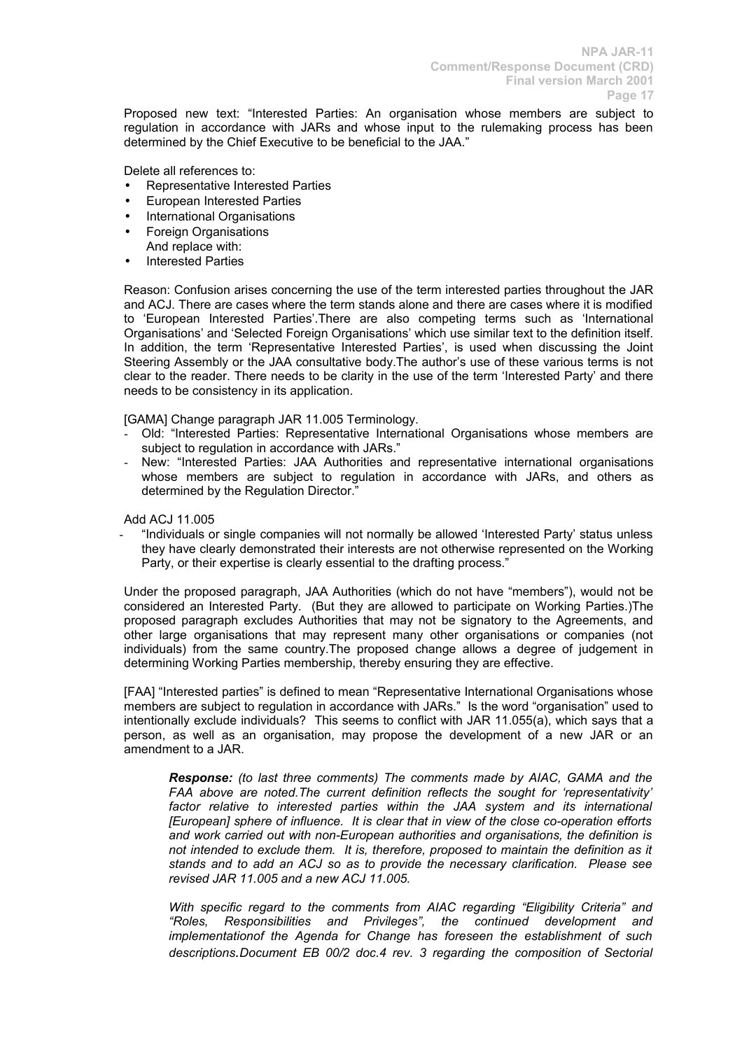Proposed new text: "Interested Parties: An organisation whose members are subject to regulation in accordance with JARs and whose input to the rulemaking process has been determined by the Chief Executive to be beneficial to the JAA."

Delete all references to:

- Representative Interested Parties
- European Interested Parties
- International Organisations
- Foreign Organisations
  And replace with:
- Interested Parties

Reason: Confusion arises concerning the use of the term interested parties throughout the JAR and ACJ. There are cases where the term stands alone and there are cases where it is modified to 'European Interested Parties'.There are also competing terms such as 'International Organisations' and 'Selected Foreign Organisations' which use similar text to the definition itself. In addition, the term 'Representative Interested Parties', is used when discussing the Joint Steering Assembly or the JAA consultative body.The author's use of these various terms is not clear to the reader. There needs to be clarity in the use of the term 'Interested Party' and there needs to be consistency in its application.

[GAMA] Change paragraph JAR 11.005 Terminology.

- Old: "Interested Parties: Representative International Organisations whose members are subject to regulation in accordance with JARs."
- New: "Interested Parties: JAA Authorities and representative international organisations whose members are subject to regulation in accordance with JARs, and others as determined by the Regulation Director."

Add ACJ 11.005

- "Individuals or single companies will not normally be allowed 'Interested Party' status unless they have clearly demonstrated their interests are not otherwise represented on the Working Party, or their expertise is clearly essential to the drafting process."

Under the proposed paragraph, JAA Authorities (which do not have "members"), would not be considered an Interested Party. (But they are allowed to participate on Working Parties.)The proposed paragraph excludes Authorities that may not be signatory to the Agreements, and other large organisations that may represent many other organisations or companies (not individuals) from the same country.The proposed change allows a degree of judgement in determining Working Parties membership, thereby ensuring they are effective.

[FAA] "Interested parties" is defined to mean "Representative International Organisations whose members are subject to regulation in accordance with JARs." Is the word "organisation" used to intentionally exclude individuals? This seems to conflict with JAR 11.055(a), which says that a person, as well as an organisation, may propose the development of a new JAR or an amendment to a JAR.

> ***Response:*** *(to last three comments) The comments made by AIAC, GAMA and the FAA above are noted.The current definition reflects the sought for 'representativity' factor relative to interested parties within the JAA system and its international [European] sphere of influence. It is clear that in view of the close co-operation efforts and work carried out with non-European authorities and organisations, the definition is not intended to exclude them. It is, therefore, proposed to maintain the definition as it stands and to add an ACJ so as to provide the necessary clarification. Please see revised JAR 11.005 and a new ACJ 11.005.*
>
> *With specific regard to the comments from AIAC regarding "Eligibility Criteria" and "Roles, Responsibilities and Privileges", the continued development and implementationof the Agenda for Change has foreseen the establishment of such descriptions.Document EB 00/2 doc.4 rev. 3 regarding the composition of Sectorial*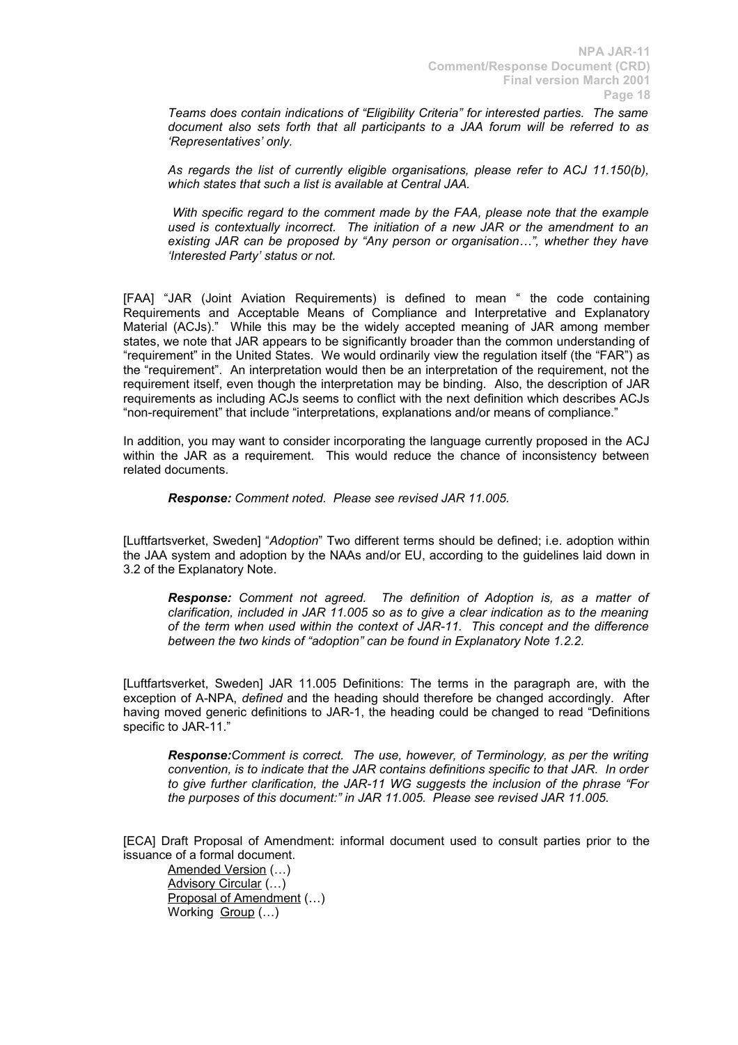*Teams does contain indications of "Eligibility Criteria" for interested parties. The same document also sets forth that all participants to a JAA forum will be referred to as 'Representatives' only.*

*As regards the list of currently eligible organisations, please refer to ACJ 11.150(b), which states that such a list is available at Central JAA.*

*With specific regard to the comment made by the FAA, please note that the example used is contextually incorrect. The initiation of a new JAR or the amendment to an existing JAR can be proposed by "Any person or organisation…", whether they have 'Interested Party' status or not.*

[FAA] "JAR (Joint Aviation Requirements) is defined to mean " the code containing Requirements and Acceptable Means of Compliance and Interpretative and Explanatory Material (ACJs)." While this may be the widely accepted meaning of JAR among member states, we note that JAR appears to be significantly broader than the common understanding of "requirement" in the United States. We would ordinarily view the regulation itself (the "FAR") as the "requirement". An interpretation would then be an interpretation of the requirement, not the requirement itself, even though the interpretation may be binding. Also, the description of JAR requirements as including ACJs seems to conflict with the next definition which describes ACJs "non-requirement" that include "interpretations, explanations and/or means of compliance."

In addition, you may want to consider incorporating the language currently proposed in the ACJ within the JAR as a requirement. This would reduce the chance of inconsistency between related documents.

***Response:*** *Comment noted. Please see revised JAR 11.005.*

[Luftfartsverket, Sweden] "*Adoption*" Two different terms should be defined; i.e. adoption within the JAA system and adoption by the NAAs and/or EU, according to the guidelines laid down in 3.2 of the Explanatory Note.

***Response:*** *Comment not agreed. The definition of Adoption is, as a matter of clarification, included in JAR 11.005 so as to give a clear indication as to the meaning of the term when used within the context of JAR-11. This concept and the difference between the two kinds of "adoption" can be found in Explanatory Note 1.2.2.*

[Luftfartsverket, Sweden] JAR 11.005 Definitions: The terms in the paragraph are, with the exception of A-NPA, *defined* and the heading should therefore be changed accordingly. After having moved generic definitions to JAR-1, the heading could be changed to read "Definitions specific to JAR-11."

***Response:****Comment is correct. The use, however, of Terminology, as per the writing convention, is to indicate that the JAR contains definitions specific to that JAR. In order to give further clarification, the JAR-11 WG suggests the inclusion of the phrase "For the purposes of this document:" in JAR 11.005. Please see revised JAR 11.005.*

[ECA] Draft Proposal of Amendment: informal document used to consult parties prior to the issuance of a formal document.

Amended Version (…)
Advisory Circular (…)
Proposal of Amendment (…)
Working Group (…)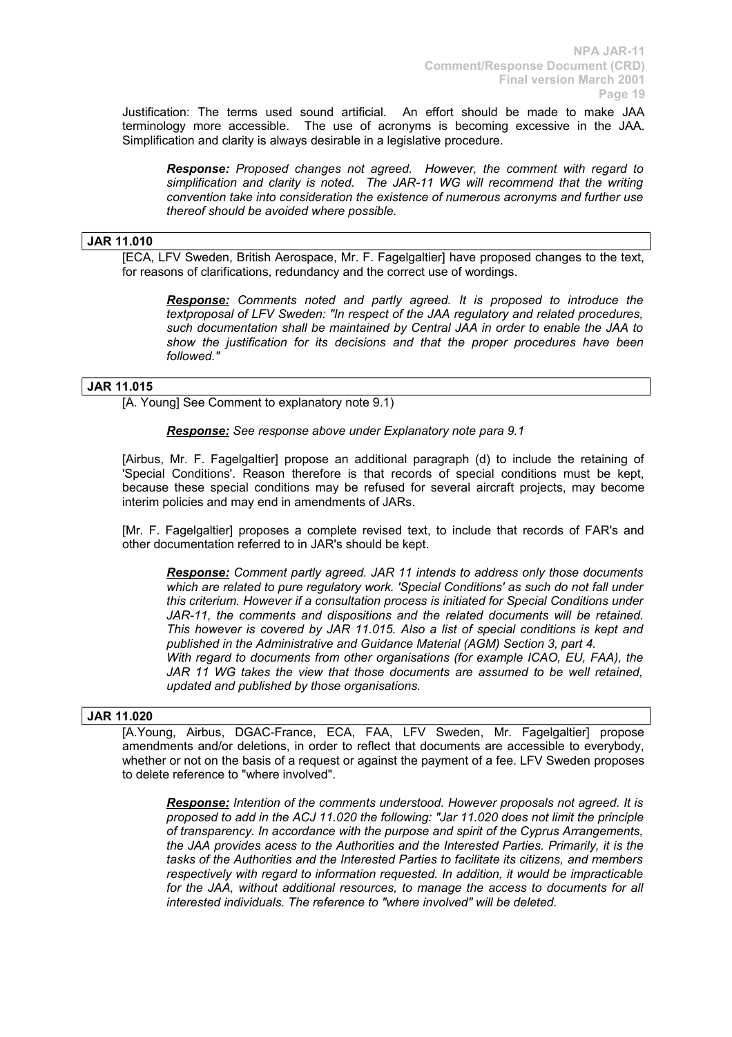Justification: The terms used sound artificial. An effort should be made to make JAA terminology more accessible. The use of acronyms is becoming excessive in the JAA. Simplification and clarity is always desirable in a legislative procedure.

> ***Response:*** *Proposed changes not agreed. However, the comment with regard to simplification and clarity is noted. The JAR-11 WG will recommend that the writing convention take into consideration the existence of numerous acronyms and further use thereof should be avoided where possible.*

**JAR 11.010**

[ECA, LFV Sweden, British Aerospace, Mr. F. Fagelgaltier] have proposed changes to the text, for reasons of clarifications, redundancy and the correct use of wordings.

> ***Response:*** *Comments noted and partly agreed. It is proposed to introduce the textproposal of LFV Sweden: "In respect of the JAA regulatory and related procedures, such documentation shall be maintained by Central JAA in order to enable the JAA to show the justification for its decisions and that the proper procedures have been followed."*

**JAR 11.015**

[A. Young] See Comment to explanatory note 9.1)

> ***Response:*** *See response above under Explanatory note para 9.1*

[Airbus, Mr. F. Fagelgaltier] propose an additional paragraph (d) to include the retaining of 'Special Conditions'. Reason therefore is that records of special conditions must be kept, because these special conditions may be refused for several aircraft projects, may become interim policies and may end in amendments of JARs.

[Mr. F. Fagelgaltier] proposes a complete revised text, to include that records of FAR's and other documentation referred to in JAR's should be kept.

> ***Response:*** *Comment partly agreed. JAR 11 intends to address only those documents which are related to pure regulatory work. 'Special Conditions' as such do not fall under this criterium. However if a consultation process is initiated for Special Conditions under JAR-11, the comments and dispositions and the related documents will be retained. This however is covered by JAR 11.015. Also a list of special conditions is kept and published in the Administrative and Guidance Material (AGM) Section 3, part 4.*
> *With regard to documents from other organisations (for example ICAO, EU, FAA), the JAR 11 WG takes the view that those documents are assumed to be well retained, updated and published by those organisations.*

**JAR 11.020**

[A.Young, Airbus, DGAC-France, ECA, FAA, LFV Sweden, Mr. Fagelgaltier] propose amendments and/or deletions, in order to reflect that documents are accessible to everybody, whether or not on the basis of a request or against the payment of a fee. LFV Sweden proposes to delete reference to "where involved".

> ***Response:*** *Intention of the comments understood. However proposals not agreed. It is proposed to add in the ACJ 11.020 the following: "Jar 11.020 does not limit the principle of transparency. In accordance with the purpose and spirit of the Cyprus Arrangements, the JAA provides acess to the Authorities and the Interested Parties. Primarily, it is the tasks of the Authorities and the Interested Parties to facilitate its citizens, and members respectively with regard to information requested. In addition, it would be impracticable for the JAA, without additional resources, to manage the access to documents for all interested individuals. The reference to "where involved" will be deleted.*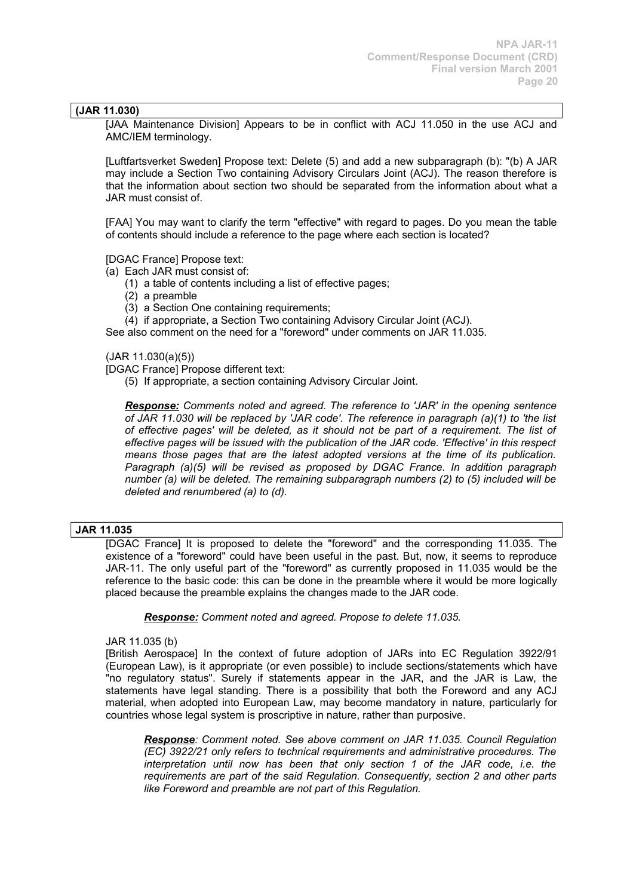**(JAR 11.030)**

[JAA Maintenance Division] Appears to be in conflict with ACJ 11.050 in the use ACJ and AMC/IEM terminology.

[Luftfartsverket Sweden] Propose text: Delete (5) and add a new subparagraph (b): "(b) A JAR may include a Section Two containing Advisory Circulars Joint (ACJ). The reason therefore is that the information about section two should be separated from the information about what a JAR must consist of.

[FAA] You may want to clarify the term "effective" with regard to pages. Do you mean the table of contents should include a reference to the page where each section is located?

[DGAC France] Propose text:

(a) Each JAR must consist of:
  (1) a table of contents including a list of effective pages;
  (2) a preamble
  (3) a Section One containing requirements;
  (4) if appropriate, a Section Two containing Advisory Circular Joint (ACJ).

See also comment on the need for a "foreword" under comments on JAR 11.035.

(JAR 11.030(a)(5))

[DGAC France] Propose different text:

  (5) If appropriate, a section containing Advisory Circular Joint.

> ***Response:*** *Comments noted and agreed. The reference to 'JAR' in the opening sentence of JAR 11.030 will be replaced by 'JAR code'. The reference in paragraph (a)(1) to 'the list of effective pages' will be deleted, as it should not be part of a requirement. The list of effective pages will be issued with the publication of the JAR code. 'Effective' in this respect means those pages that are the latest adopted versions at the time of its publication. Paragraph (a)(5) will be revised as proposed by DGAC France. In addition paragraph number (a) will be deleted. The remaining subparagraph numbers (2) to (5) included will be deleted and renumbered (a) to (d).*

**JAR 11.035**

[DGAC France] It is proposed to delete the "foreword" and the corresponding 11.035. The existence of a "foreword" could have been useful in the past. But, now, it seems to reproduce JAR-11. The only useful part of the "foreword" as currently proposed in 11.035 would be the reference to the basic code: this can be done in the preamble where it would be more logically placed because the preamble explains the changes made to the JAR code.

> ***Response:*** *Comment noted and agreed. Propose to delete 11.035.*

JAR 11.035 (b)

[British Aerospace] In the context of future adoption of JARs into EC Regulation 3922/91 (European Law), is it appropriate (or even possible) to include sections/statements which have "no regulatory status". Surely if statements appear in the JAR, and the JAR is Law, the statements have legal standing. There is a possibility that both the Foreword and any ACJ material, when adopted into European Law, may become mandatory in nature, particularly for countries whose legal system is proscriptive in nature, rather than purposive.

> ***Response****: Comment noted. See above comment on JAR 11.035. Council Regulation (EC) 3922/21 only refers to technical requirements and administrative procedures. The interpretation until now has been that only section 1 of the JAR code, i.e. the requirements are part of the said Regulation. Consequently, section 2 and other parts like Foreword and preamble are not part of this Regulation.*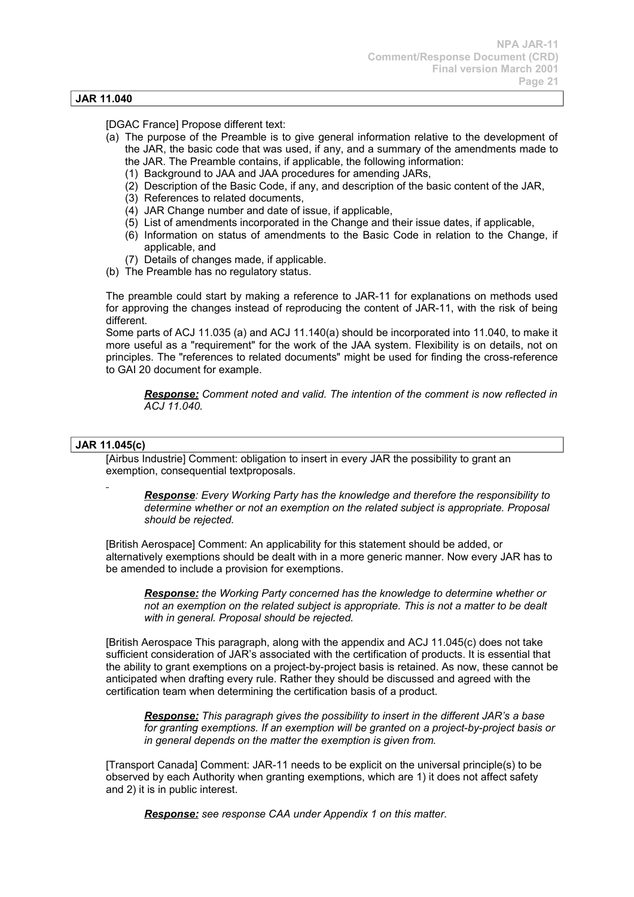## JAR 11.040

[DGAC France] Propose different text:

(a) The purpose of the Preamble is to give general information relative to the development of the JAR, the basic code that was used, if any, and a summary of the amendments made to the JAR. The Preamble contains, if applicable, the following information:
  (1) Background to JAA and JAA procedures for amending JARs,
  (2) Description of the Basic Code, if any, and description of the basic content of the JAR,
  (3) References to related documents,
  (4) JAR Change number and date of issue, if applicable,
  (5) List of amendments incorporated in the Change and their issue dates, if applicable,
  (6) Information on status of amendments to the Basic Code in relation to the Change, if applicable, and
  (7) Details of changes made, if applicable.

(b) The Preamble has no regulatory status.

The preamble could start by making a reference to JAR-11 for explanations on methods used for approving the changes instead of reproducing the content of JAR-11, with the risk of being different.
Some parts of ACJ 11.035 (a) and ACJ 11.140(a) should be incorporated into 11.040, to make it more useful as a "requirement" for the work of the JAA system. Flexibility is on details, not on principles. The "references to related documents" might be used for finding the cross-reference to GAI 20 document for example.

> ***Response:*** *Comment noted and valid. The intention of the comment is now reflected in ACJ 11.040.*

## JAR 11.045(c)

[Airbus Industrie] Comment: obligation to insert in every JAR the possibility to grant an exemption, consequential textproposals.

> ***Response****: Every Working Party has the knowledge and therefore the responsibility to determine whether or not an exemption on the related subject is appropriate. Proposal should be rejected.*

[British Aerospace] Comment: An applicability for this statement should be added, or alternatively exemptions should be dealt with in a more generic manner. Now every JAR has to be amended to include a provision for exemptions.

> ***Response:*** *the Working Party concerned has the knowledge to determine whether or not an exemption on the related subject is appropriate. This is not a matter to be dealt with in general. Proposal should be rejected.*

[British Aerospace This paragraph, along with the appendix and ACJ 11.045(c) does not take sufficient consideration of JAR's associated with the certification of products. It is essential that the ability to grant exemptions on a project-by-project basis is retained. As now, these cannot be anticipated when drafting every rule. Rather they should be discussed and agreed with the certification team when determining the certification basis of a product.

> ***Response:*** *This paragraph gives the possibility to insert in the different JAR's a base for granting exemptions. If an exemption will be granted on a project-by-project basis or in general depends on the matter the exemption is given from.*

[Transport Canada] Comment: JAR-11 needs to be explicit on the universal principle(s) to be observed by each Authority when granting exemptions, which are 1) it does not affect safety and 2) it is in public interest.

> ***Response:*** *see response CAA under Appendix 1 on this matter.*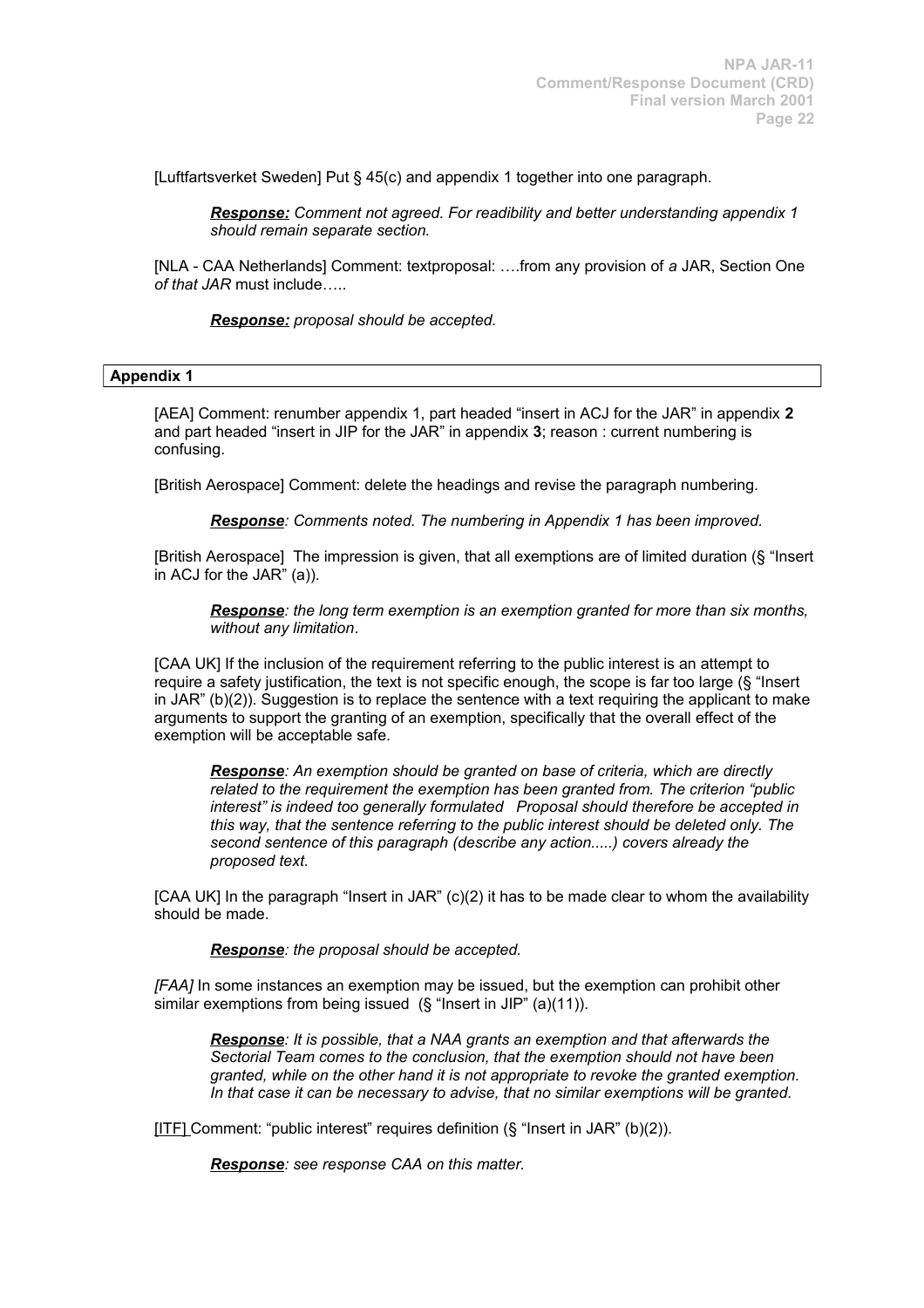[Luftfartsverket Sweden] Put § 45(c) and appendix 1 together into one paragraph.

> ***Response:*** *Comment not agreed. For readibility and better understanding appendix 1 should remain separate section.*

[NLA - CAA Netherlands] Comment: textproposal: ….from any provision of *a* JAR, Section One *of that JAR* must include…..

> ***Response:*** *proposal should be accepted.*

**Appendix 1**

[AEA] Comment: renumber appendix 1, part headed "insert in ACJ for the JAR" in appendix **2** and part headed "insert in JIP for the JAR" in appendix **3**; reason : current numbering is confusing.

[British Aerospace] Comment: delete the headings and revise the paragraph numbering.

> ***Response****: Comments noted. The numbering in Appendix 1 has been improved.*

[British Aerospace] The impression is given, that all exemptions are of limited duration (§ "Insert in ACJ for the JAR" (a)).

> ***Response****: the long term exemption is an exemption granted for more than six months, without any limitation*.

[CAA UK] If the inclusion of the requirement referring to the public interest is an attempt to require a safety justification, the text is not specific enough, the scope is far too large (§ "Insert in JAR" (b)(2)). Suggestion is to replace the sentence with a text requiring the applicant to make arguments to support the granting of an exemption, specifically that the overall effect of the exemption will be acceptable safe.

> ***Response****: An exemption should be granted on base of criteria, which are directly related to the requirement the exemption has been granted from. The criterion "public interest" is indeed too generally formulated Proposal should therefore be accepted in this way, that the sentence referring to the public interest should be deleted only. The second sentence of this paragraph (describe any action.....) covers already the proposed text.*

[CAA UK] In the paragraph "Insert in JAR" (c)(2) it has to be made clear to whom the availability should be made.

> ***Response****: the proposal should be accepted.*

*[FAA]* In some instances an exemption may be issued, but the exemption can prohibit other similar exemptions from being issued (§ "Insert in JIP" (a)(11)).

> ***Response****: It is possible, that a NAA grants an exemption and that afterwards the Sectorial Team comes to the conclusion, that the exemption should not have been granted, while on the other hand it is not appropriate to revoke the granted exemption. In that case it can be necessary to advise, that no similar exemptions will be granted.*

[ITF] Comment: "public interest" requires definition (§ "Insert in JAR" (b)(2)).

> ***Response****: see response CAA on this matter.*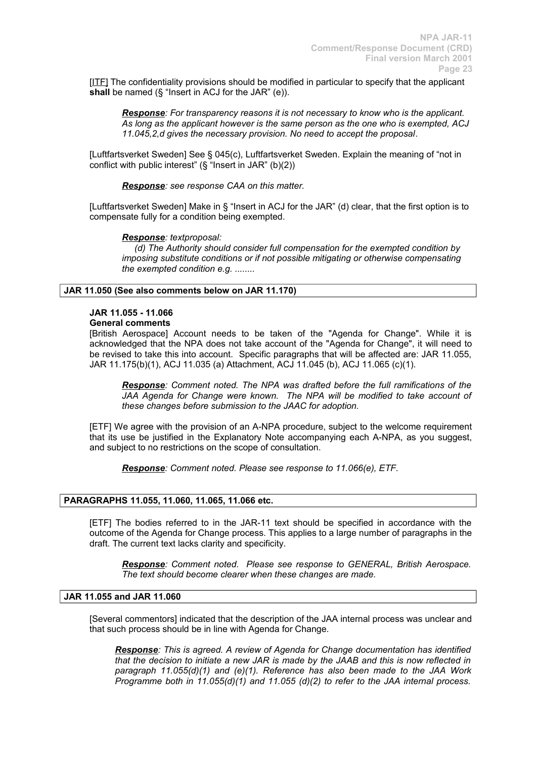[ITF] The confidentiality provisions should be modified in particular to specify that the applicant **shall** be named (§ "Insert in ACJ for the JAR" (e)).

> ***Response**: For transparency reasons it is not necessary to know who is the applicant. As long as the applicant however is the same person as the one who is exempted, ACJ 11.045,2,d gives the necessary provision. No need to accept the proposal.*

[Luftfartsverket Sweden] See § 045(c), Luftfartsverket Sweden. Explain the meaning of "not in conflict with public interest" (§ "Insert in JAR" (b)(2))

> ***Response**: see response CAA on this matter.*

[Luftfartsverket Sweden] Make in § "Insert in ACJ for the JAR" (d) clear, that the first option is to compensate fully for a condition being exempted.

> ***Response**: textproposal:*
> *(d) The Authority should consider full compensation for the exempted condition by imposing substitute conditions or if not possible mitigating or otherwise compensating the exempted condition e.g. ........*

**JAR 11.050 (See also comments below on JAR 11.170)**

**JAR 11.055 - 11.066**
**General comments**

[British Aerospace] Account needs to be taken of the "Agenda for Change". While it is acknowledged that the NPA does not take account of the "Agenda for Change", it will need to be revised to take this into account. Specific paragraphs that will be affected are: JAR 11.055, JAR 11.175(b)(1), ACJ 11.035 (a) Attachment, ACJ 11.045 (b), ACJ 11.065 (c)(1).

> ***Response**: Comment noted. The NPA was drafted before the full ramifications of the JAA Agenda for Change were known. The NPA will be modified to take account of these changes before submission to the JAAC for adoption.*

[ETF] We agree with the provision of an A-NPA procedure, subject to the welcome requirement that its use be justified in the Explanatory Note accompanying each A-NPA, as you suggest, and subject to no restrictions on the scope of consultation.

> ***Response**: Comment noted. Please see response to 11.066(e), ETF.*

**PARAGRAPHS 11.055, 11.060, 11.065, 11.066 etc.**

[ETF] The bodies referred to in the JAR-11 text should be specified in accordance with the outcome of the Agenda for Change process. This applies to a large number of paragraphs in the draft. The current text lacks clarity and specificity.

> ***Response**: Comment noted. Please see response to GENERAL, British Aerospace. The text should become clearer when these changes are made.*

**JAR 11.055 and JAR 11.060**

[Several commentors] indicated that the description of the JAA internal process was unclear and that such process should be in line with Agenda for Change.

> ***Response**: This is agreed. A review of Agenda for Change documentation has identified that the decision to initiate a new JAR is made by the JAAB and this is now reflected in paragraph 11.055(d)(1) and (e)(1). Reference has also been made to the JAA Work Programme both in 11.055(d)(1) and 11.055 (d)(2) to refer to the JAA internal process.*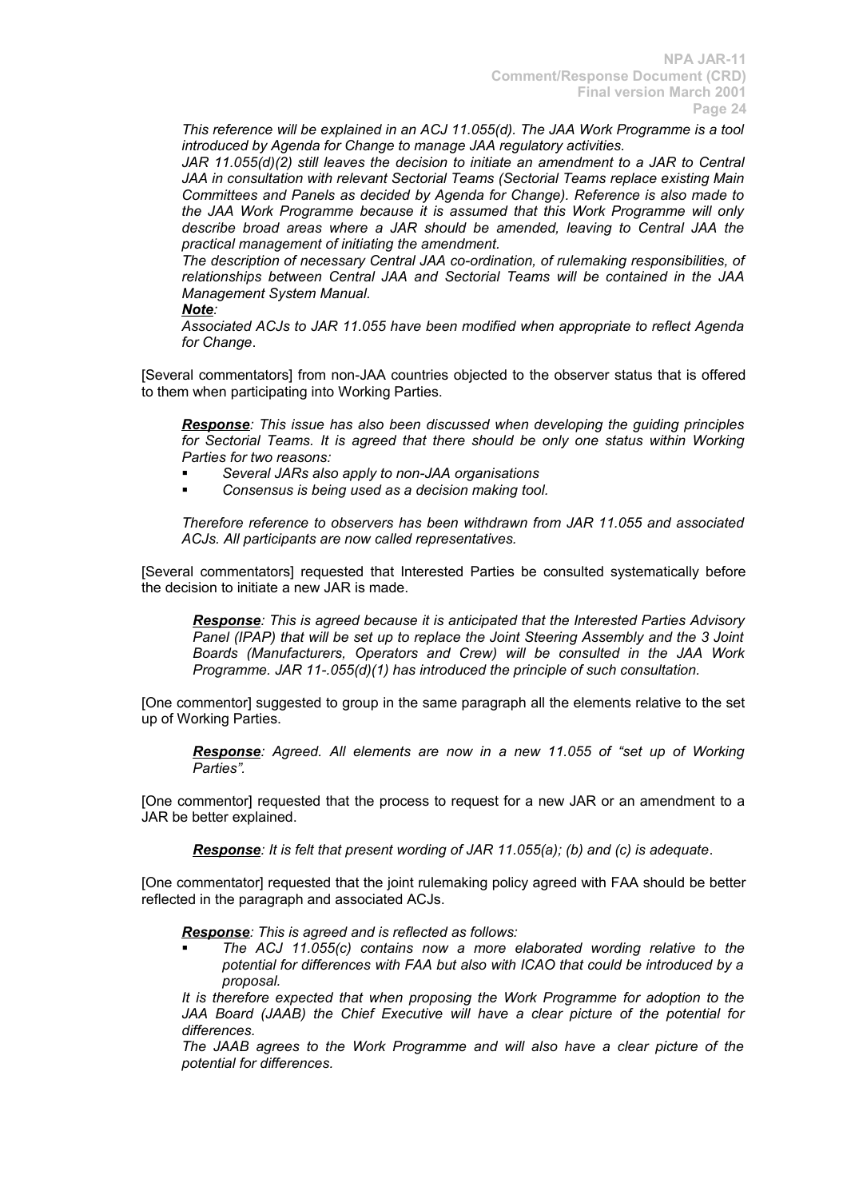*This reference will be explained in an ACJ 11.055(d). The JAA Work Programme is a tool introduced by Agenda for Change to manage JAA regulatory activities.*

*JAR 11.055(d)(2) still leaves the decision to initiate an amendment to a JAR to Central JAA in consultation with relevant Sectorial Teams (Sectorial Teams replace existing Main Committees and Panels as decided by Agenda for Change). Reference is also made to the JAA Work Programme because it is assumed that this Work Programme will only describe broad areas where a JAR should be amended, leaving to Central JAA the practical management of initiating the amendment.*

*The description of necessary Central JAA co-ordination, of rulemaking responsibilities, of relationships between Central JAA and Sectorial Teams will be contained in the JAA Management System Manual.*

***Note**:*

*Associated ACJs to JAR 11.055 have been modified when appropriate to reflect Agenda for Change.*

[Several commentators] from non-JAA countries objected to the observer status that is offered to them when participating into Working Parties.

> ***Response**: This issue has also been discussed when developing the guiding principles for Sectorial Teams. It is agreed that there should be only one status within Working Parties for two reasons:*
>
> - *Several JARs also apply to non-JAA organisations*
> - *Consensus is being used as a decision making tool.*
>
> *Therefore reference to observers has been withdrawn from JAR 11.055 and associated ACJs. All participants are now called representatives.*

[Several commentators] requested that Interested Parties be consulted systematically before the decision to initiate a new JAR is made.

> ***Response**: This is agreed because it is anticipated that the Interested Parties Advisory Panel (IPAP) that will be set up to replace the Joint Steering Assembly and the 3 Joint Boards (Manufacturers, Operators and Crew) will be consulted in the JAA Work Programme. JAR 11-.055(d)(1) has introduced the principle of such consultation.*

[One commentor] suggested to group in the same paragraph all the elements relative to the set up of Working Parties.

> ***Response**: Agreed. All elements are now in a new 11.055 of "set up of Working Parties".*

[One commentor] requested that the process to request for a new JAR or an amendment to a JAR be better explained.

> ***Response**: It is felt that present wording of JAR 11.055(a); (b) and (c) is adequate.*

[One commentator] requested that the joint rulemaking policy agreed with FAA should be better reflected in the paragraph and associated ACJs.

> ***Response**: This is agreed and is reflected as follows:*
>
> - *The ACJ 11.055(c) contains now a more elaborated wording relative to the potential for differences with FAA but also with ICAO that could be introduced by a proposal.*
>
> *It is therefore expected that when proposing the Work Programme for adoption to the JAA Board (JAAB) the Chief Executive will have a clear picture of the potential for differences.*
>
> *The JAAB agrees to the Work Programme and will also have a clear picture of the potential for differences.*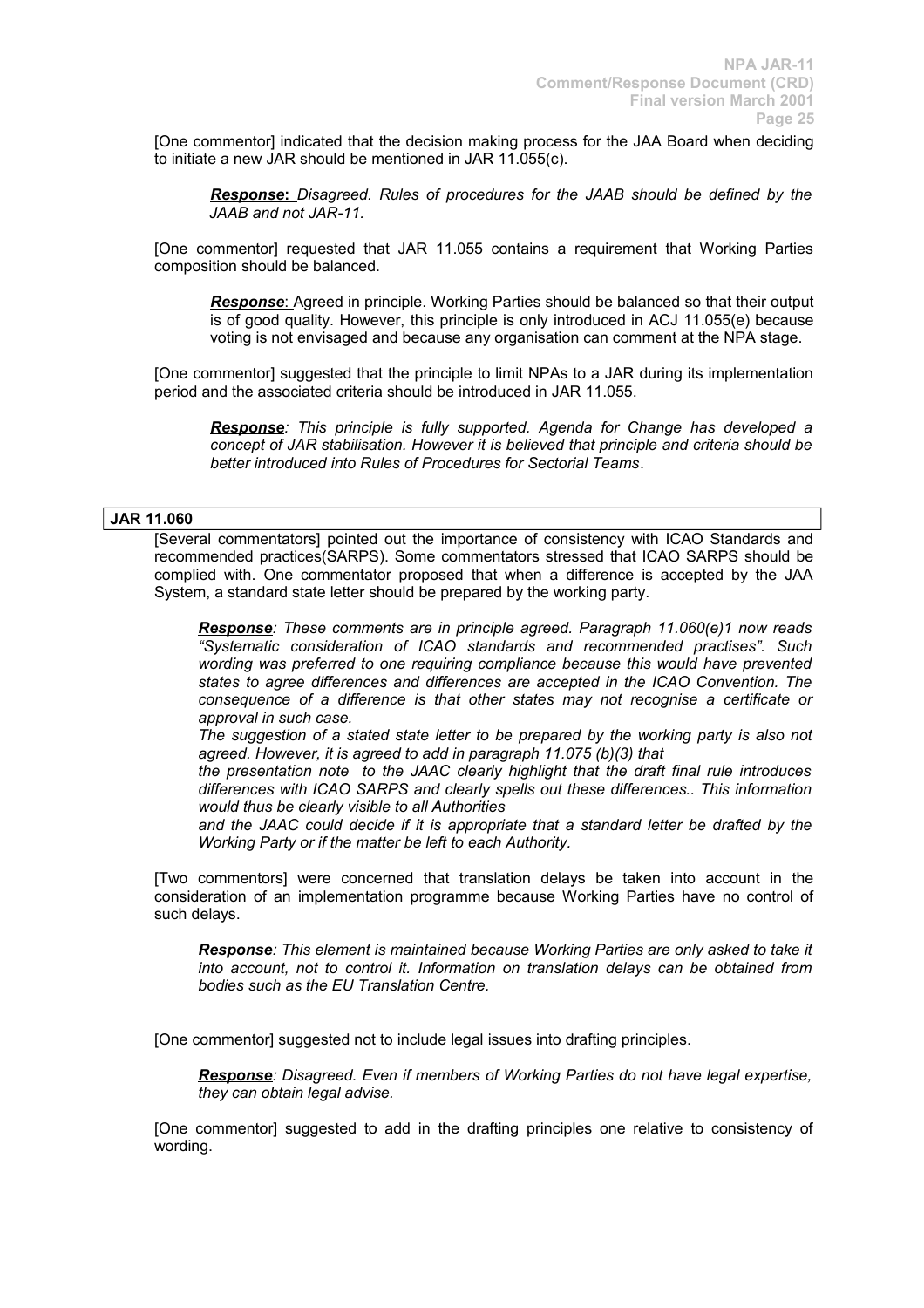[One commentor] indicated that the decision making process for the JAA Board when deciding to initiate a new JAR should be mentioned in JAR 11.055(c).

> ***Response*****:** *Disagreed. Rules of procedures for the JAAB should be defined by the JAAB and not JAR-11.*

[One commentor] requested that JAR 11.055 contains a requirement that Working Parties composition should be balanced.

> ***Response***: Agreed in principle. Working Parties should be balanced so that their output is of good quality. However, this principle is only introduced in ACJ 11.055(e) because voting is not envisaged and because any organisation can comment at the NPA stage.

[One commentor] suggested that the principle to limit NPAs to a JAR during its implementation period and the associated criteria should be introduced in JAR 11.055.

> ***Response****: This principle is fully supported. Agenda for Change has developed a concept of JAR stabilisation. However it is believed that principle and criteria should be better introduced into Rules of Procedures for Sectorial Teams*.

**JAR 11.060**

[Several commentators] pointed out the importance of consistency with ICAO Standards and recommended practices(SARPS). Some commentators stressed that ICAO SARPS should be complied with. One commentator proposed that when a difference is accepted by the JAA System, a standard state letter should be prepared by the working party.

> ***Response****: These comments are in principle agreed. Paragraph 11.060(e)1 now reads "Systematic consideration of ICAO standards and recommended practises". Such wording was preferred to one requiring compliance because this would have prevented states to agree differences and differences are accepted in the ICAO Convention. The consequence of a difference is that other states may not recognise a certificate or approval in such case.*
>
> *The suggestion of a stated state letter to be prepared by the working party is also not agreed. However, it is agreed to add in paragraph 11.075 (b)(3) that*
>
> *the presentation note to the JAAC clearly highlight that the draft final rule introduces differences with ICAO SARPS and clearly spells out these differences.. This information would thus be clearly visible to all Authorities*
>
> *and the JAAC could decide if it is appropriate that a standard letter be drafted by the Working Party or if the matter be left to each Authority.*

[Two commentors] were concerned that translation delays be taken into account in the consideration of an implementation programme because Working Parties have no control of such delays.

> ***Response****: This element is maintained because Working Parties are only asked to take it into account, not to control it. Information on translation delays can be obtained from bodies such as the EU Translation Centre.*

[One commentor] suggested not to include legal issues into drafting principles.

> ***Response****: Disagreed. Even if members of Working Parties do not have legal expertise, they can obtain legal advise.*

[One commentor] suggested to add in the drafting principles one relative to consistency of wording.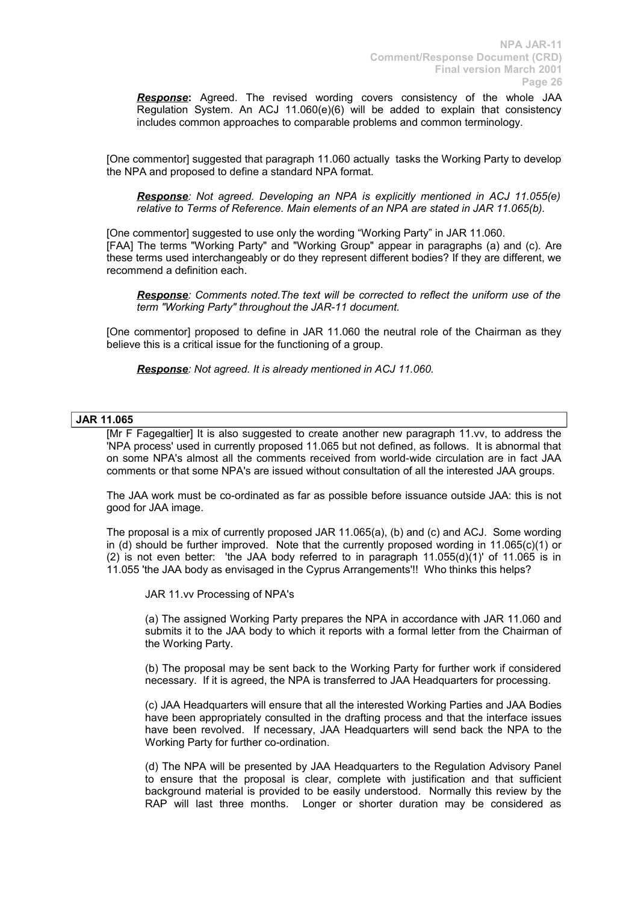***Response*:** Agreed. The revised wording covers consistency of the whole JAA Regulation System. An ACJ 11.060(e)(6) will be added to explain that consistency includes common approaches to comparable problems and common terminology.

[One commentor] suggested that paragraph 11.060 actually tasks the Working Party to develop the NPA and proposed to define a standard NPA format.

> ***Response**: Not agreed. Developing an NPA is explicitly mentioned in ACJ 11.055(e) relative to Terms of Reference. Main elements of an NPA are stated in JAR 11.065(b).*

[One commentor] suggested to use only the wording "Working Party" in JAR 11.060.
[FAA] The terms "Working Party" and "Working Group" appear in paragraphs (a) and (c). Are these terms used interchangeably or do they represent different bodies? If they are different, we recommend a definition each.

> ***Response**: Comments noted.The text will be corrected to reflect the uniform use of the term "Working Party" throughout the JAR-11 document.*

[One commentor] proposed to define in JAR 11.060 the neutral role of the Chairman as they believe this is a critical issue for the functioning of a group.

> ***Response**: Not agreed. It is already mentioned in ACJ 11.060.*

## JAR 11.065

[Mr F Fagegaltier] It is also suggested to create another new paragraph 11.vv, to address the 'NPA process' used in currently proposed 11.065 but not defined, as follows. It is abnormal that on some NPA's almost all the comments received from world-wide circulation are in fact JAA comments or that some NPA's are issued without consultation of all the interested JAA groups.

The JAA work must be co-ordinated as far as possible before issuance outside JAA: this is not good for JAA image.

The proposal is a mix of currently proposed JAR 11.065(a), (b) and (c) and ACJ. Some wording in (d) should be further improved. Note that the currently proposed wording in 11.065(c)(1) or (2) is not even better: 'the JAA body referred to in paragraph 11.055(d)(1)' of 11.065 is in 11.055 'the JAA body as envisaged in the Cyprus Arrangements'!! Who thinks this helps?

> JAR 11.vv Processing of NPA's
>
> (a) The assigned Working Party prepares the NPA in accordance with JAR 11.060 and submits it to the JAA body to which it reports with a formal letter from the Chairman of the Working Party.
>
> (b) The proposal may be sent back to the Working Party for further work if considered necessary. If it is agreed, the NPA is transferred to JAA Headquarters for processing.
>
> (c) JAA Headquarters will ensure that all the interested Working Parties and JAA Bodies have been appropriately consulted in the drafting process and that the interface issues have been revolved. If necessary, JAA Headquarters will send back the NPA to the Working Party for further co-ordination.
>
> (d) The NPA will be presented by JAA Headquarters to the Regulation Advisory Panel to ensure that the proposal is clear, complete with justification and that sufficient background material is provided to be easily understood. Normally this review by the RAP will last three months. Longer or shorter duration may be considered as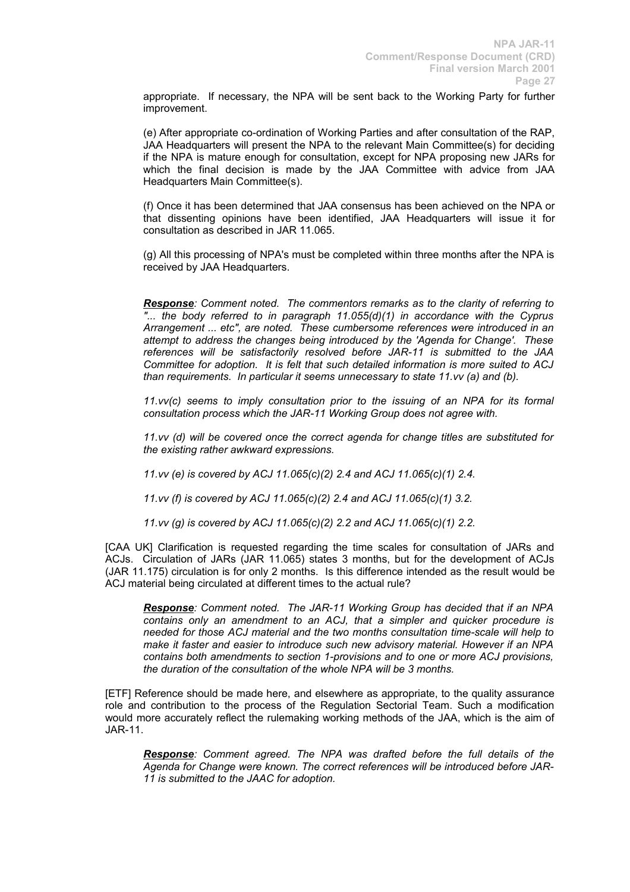appropriate. If necessary, the NPA will be sent back to the Working Party for further improvement.

(e) After appropriate co-ordination of Working Parties and after consultation of the RAP, JAA Headquarters will present the NPA to the relevant Main Committee(s) for deciding if the NPA is mature enough for consultation, except for NPA proposing new JARs for which the final decision is made by the JAA Committee with advice from JAA Headquarters Main Committee(s).

(f) Once it has been determined that JAA consensus has been achieved on the NPA or that dissenting opinions have been identified, JAA Headquarters will issue it for consultation as described in JAR 11.065.

(g) All this processing of NPA's must be completed within three months after the NPA is received by JAA Headquarters.

> ***Response****: Comment noted. The commentors remarks as to the clarity of referring to "... the body referred to in paragraph 11.055(d)(1) in accordance with the Cyprus Arrangement ... etc", are noted. These cumbersome references were introduced in an attempt to address the changes being introduced by the 'Agenda for Change'. These references will be satisfactorily resolved before JAR-11 is submitted to the JAA Committee for adoption. It is felt that such detailed information is more suited to ACJ than requirements. In particular it seems unnecessary to state 11.vv (a) and (b).*
>
> *11.vv(c) seems to imply consultation prior to the issuing of an NPA for its formal consultation process which the JAR-11 Working Group does not agree with.*
>
> *11.vv (d) will be covered once the correct agenda for change titles are substituted for the existing rather awkward expressions.*
>
> *11.vv (e) is covered by ACJ 11.065(c)(2) 2.4 and ACJ 11.065(c)(1) 2.4.*
>
> *11.vv (f) is covered by ACJ 11.065(c)(2) 2.4 and ACJ 11.065(c)(1) 3.2.*
>
> *11.vv (g) is covered by ACJ 11.065(c)(2) 2.2 and ACJ 11.065(c)(1) 2.2.*

[CAA UK] Clarification is requested regarding the time scales for consultation of JARs and ACJs. Circulation of JARs (JAR 11.065) states 3 months, but for the development of ACJs (JAR 11.175) circulation is for only 2 months. Is this difference intended as the result would be ACJ material being circulated at different times to the actual rule?

> ***Response****: Comment noted. The JAR-11 Working Group has decided that if an NPA contains only an amendment to an ACJ, that a simpler and quicker procedure is needed for those ACJ material and the two months consultation time-scale will help to make it faster and easier to introduce such new advisory material. However if an NPA contains both amendments to section 1-provisions and to one or more ACJ provisions, the duration of the consultation of the whole NPA will be 3 months.*

[ETF] Reference should be made here, and elsewhere as appropriate, to the quality assurance role and contribution to the process of the Regulation Sectorial Team. Such a modification would more accurately reflect the rulemaking working methods of the JAA, which is the aim of JAR-11.

> ***Response****: Comment agreed. The NPA was drafted before the full details of the Agenda for Change were known. The correct references will be introduced before JAR-11 is submitted to the JAAC for adoption.*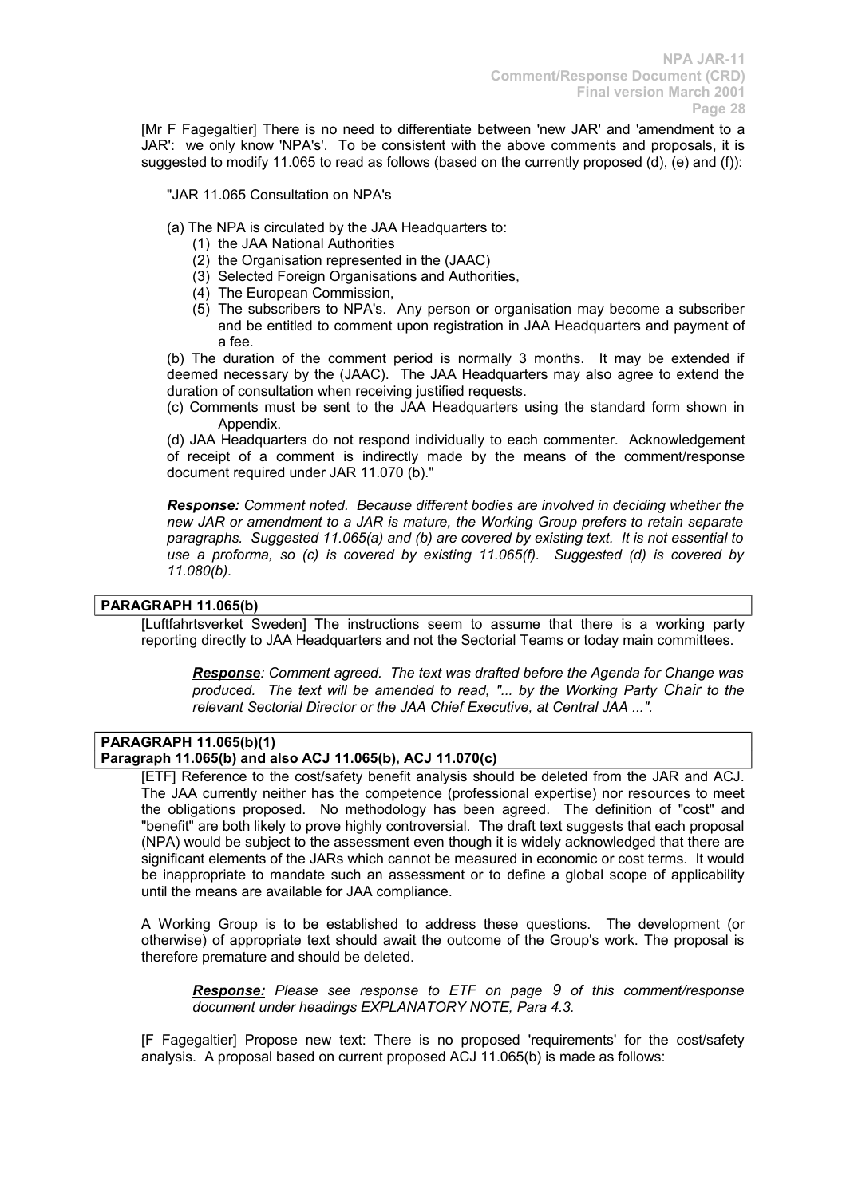[Mr F Fagegaltier] There is no need to differentiate between 'new JAR' and 'amendment to a JAR': we only know 'NPA's'. To be consistent with the above comments and proposals, it is suggested to modify 11.065 to read as follows (based on the currently proposed (d), (e) and (f)):

"JAR 11.065 Consultation on NPA's

(a) The NPA is circulated by the JAA Headquarters to:
   (1) the JAA National Authorities
   (2) the Organisation represented in the (JAAC)
   (3) Selected Foreign Organisations and Authorities,
   (4) The European Commission,
   (5) The subscribers to NPA's. Any person or organisation may become a subscriber and be entitled to comment upon registration in JAA Headquarters and payment of a fee.

(b) The duration of the comment period is normally 3 months. It may be extended if deemed necessary by the (JAAC). The JAA Headquarters may also agree to extend the duration of consultation when receiving justified requests.

(c) Comments must be sent to the JAA Headquarters using the standard form shown in Appendix.

(d) JAA Headquarters do not respond individually to each commenter. Acknowledgement of receipt of a comment is indirectly made by the means of the comment/response document required under JAR 11.070 (b)."

***Response:*** *Comment noted. Because different bodies are involved in deciding whether the new JAR or amendment to a JAR is mature, the Working Group prefers to retain separate paragraphs. Suggested 11.065(a) and (b) are covered by existing text. It is not essential to use a proforma, so (c) is covered by existing 11.065(f). Suggested (d) is covered by 11.080(b).*

**PARAGRAPH 11.065(b)**

[Luftfahrtsverket Sweden] The instructions seem to assume that there is a working party reporting directly to JAA Headquarters and not the Sectorial Teams or today main committees.

***Response****: Comment agreed. The text was drafted before the Agenda for Change was produced. The text will be amended to read, "... by the Working Party Chair to the relevant Sectorial Director or the JAA Chief Executive, at Central JAA ...".*

**PARAGRAPH 11.065(b)(1)**
**Paragraph 11.065(b) and also ACJ 11.065(b), ACJ 11.070(c)**

[ETF] Reference to the cost/safety benefit analysis should be deleted from the JAR and ACJ. The JAA currently neither has the competence (professional expertise) nor resources to meet the obligations proposed. No methodology has been agreed. The definition of "cost" and "benefit" are both likely to prove highly controversial. The draft text suggests that each proposal (NPA) would be subject to the assessment even though it is widely acknowledged that there are significant elements of the JARs which cannot be measured in economic or cost terms. It would be inappropriate to mandate such an assessment or to define a global scope of applicability until the means are available for JAA compliance.

A Working Group is to be established to address these questions. The development (or otherwise) of appropriate text should await the outcome of the Group's work. The proposal is therefore premature and should be deleted.

***Response:*** *Please see response to ETF on page 9 of this comment/response document under headings EXPLANATORY NOTE, Para 4.3.*

[F Fagegaltier] Propose new text: There is no proposed 'requirements' for the cost/safety analysis. A proposal based on current proposed ACJ 11.065(b) is made as follows: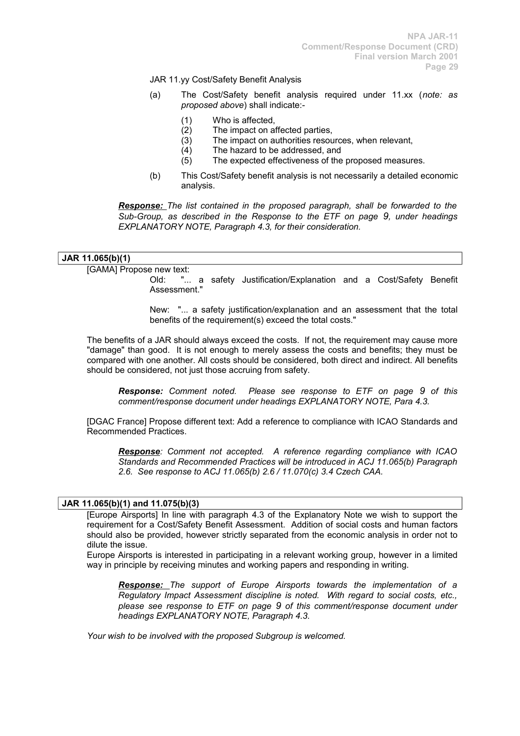JAR 11.yy Cost/Safety Benefit Analysis

(a) The Cost/Safety benefit analysis required under 11.xx (*note: as proposed above*) shall indicate:-

(1) Who is affected,
(2) The impact on affected parties,
(3) The impact on authorities resources, when relevant,
(4) The hazard to be addressed, and
(5) The expected effectiveness of the proposed measures.

(b) This Cost/Safety benefit analysis is not necessarily a detailed economic analysis.

***Response:*** *The list contained in the proposed paragraph, shall be forwarded to the Sub-Group, as described in the Response to the ETF on page 9, under headings EXPLANATORY NOTE, Paragraph 4.3, for their consideration.*

**JAR 11.065(b)(1)**

[GAMA] Propose new text:

Old: "... a safety Justification/Explanation and a Cost/Safety Benefit Assessment."

New: "... a safety justification/explanation and an assessment that the total benefits of the requirement(s) exceed the total costs."

The benefits of a JAR should always exceed the costs. If not, the requirement may cause more "damage" than good. It is not enough to merely assess the costs and benefits; they must be compared with one another. All costs should be considered, both direct and indirect. All benefits should be considered, not just those accruing from safety.

***Response:*** *Comment noted. Please see response to ETF on page 9 of this comment/response document under headings EXPLANATORY NOTE, Para 4.3.*

[DGAC France] Propose different text: Add a reference to compliance with ICAO Standards and Recommended Practices.

***Response****: Comment not accepted. A reference regarding compliance with ICAO Standards and Recommended Practices will be introduced in ACJ 11.065(b) Paragraph 2.6. See response to ACJ 11.065(b) 2.6 / 11.070(c) 3.4 Czech CAA.*

**JAR 11.065(b)(1) and 11.075(b)(3)**

[Europe Airsports] In line with paragraph 4.3 of the Explanatory Note we wish to support the requirement for a Cost/Safety Benefit Assessment. Addition of social costs and human factors should also be provided, however strictly separated from the economic analysis in order not to dilute the issue.

Europe Airsports is interested in participating in a relevant working group, however in a limited way in principle by receiving minutes and working papers and responding in writing.

***Response:*** *The support of Europe Airsports towards the implementation of a Regulatory Impact Assessment discipline is noted. With regard to social costs, etc., please see response to ETF on page 9 of this comment/response document under headings EXPLANATORY NOTE, Paragraph 4.3.*

*Your wish to be involved with the proposed Subgroup is welcomed.*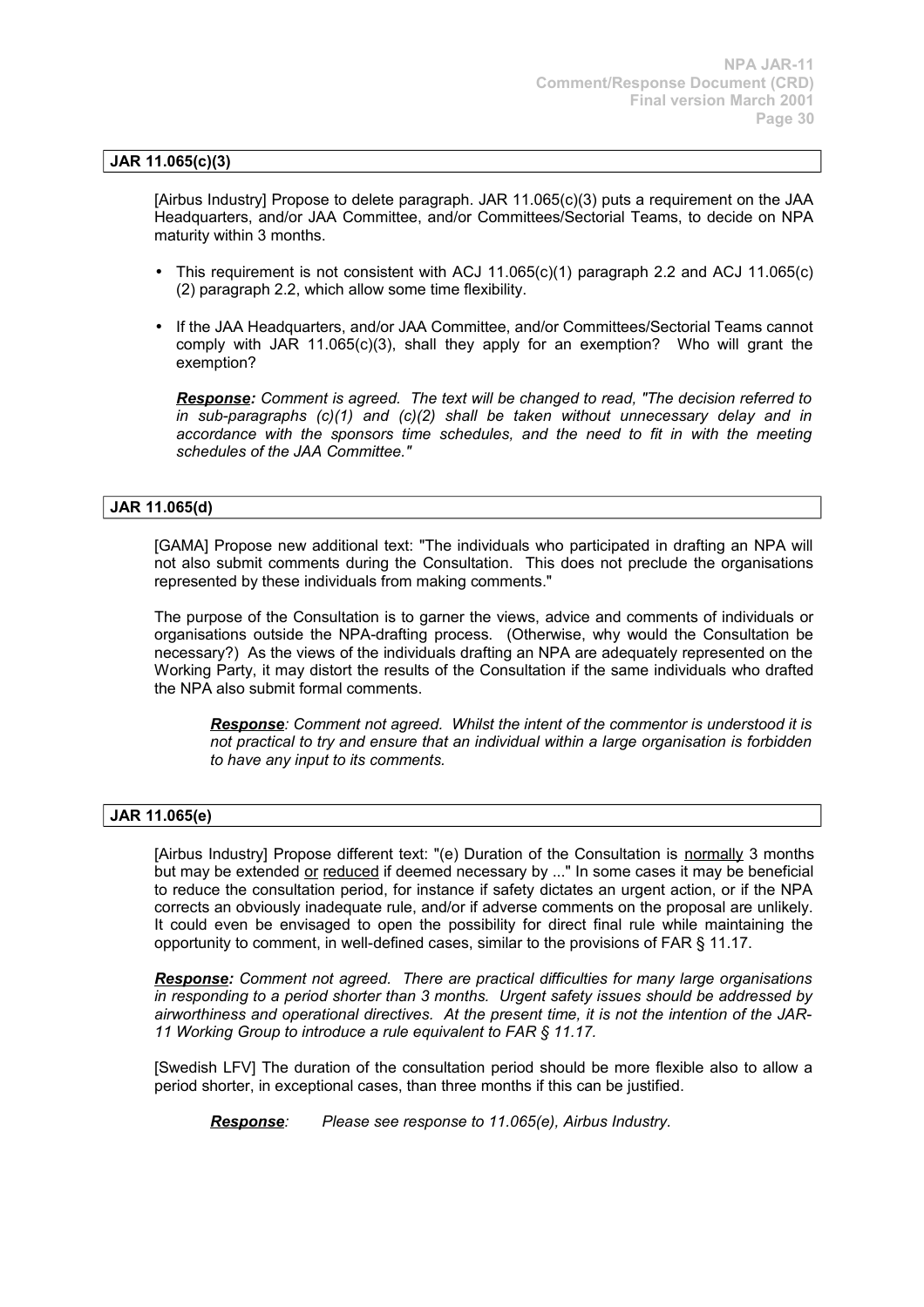**JAR 11.065(c)(3)**

[Airbus Industry] Propose to delete paragraph. JAR 11.065(c)(3) puts a requirement on the JAA Headquarters, and/or JAA Committee, and/or Committees/Sectorial Teams, to decide on NPA maturity within 3 months.

- This requirement is not consistent with ACJ 11.065(c)(1) paragraph 2.2 and ACJ 11.065(c)(2) paragraph 2.2, which allow some time flexibility.
- If the JAA Headquarters, and/or JAA Committee, and/or Committees/Sectorial Teams cannot comply with JAR 11.065(c)(3), shall they apply for an exemption? Who will grant the exemption?

***Response:*** *Comment is agreed. The text will be changed to read, "The decision referred to in sub-paragraphs (c)(1) and (c)(2) shall be taken without unnecessary delay and in accordance with the sponsors time schedules, and the need to fit in with the meeting schedules of the JAA Committee."*

**JAR 11.065(d)**

[GAMA] Propose new additional text: "The individuals who participated in drafting an NPA will not also submit comments during the Consultation. This does not preclude the organisations represented by these individuals from making comments."

The purpose of the Consultation is to garner the views, advice and comments of individuals or organisations outside the NPA-drafting process. (Otherwise, why would the Consultation be necessary?) As the views of the individuals drafting an NPA are adequately represented on the Working Party, it may distort the results of the Consultation if the same individuals who drafted the NPA also submit formal comments.

***Response****: Comment not agreed. Whilst the intent of the commentor is understood it is not practical to try and ensure that an individual within a large organisation is forbidden to have any input to its comments.*

**JAR 11.065(e)**

[Airbus Industry] Propose different text: "(e) Duration of the Consultation is normally 3 months but may be extended or reduced if deemed necessary by ..." In some cases it may be beneficial to reduce the consultation period, for instance if safety dictates an urgent action, or if the NPA corrects an obviously inadequate rule, and/or if adverse comments on the proposal are unlikely. It could even be envisaged to open the possibility for direct final rule while maintaining the opportunity to comment, in well-defined cases, similar to the provisions of FAR § 11.17.

***Response:*** *Comment not agreed. There are practical difficulties for many large organisations in responding to a period shorter than 3 months. Urgent safety issues should be addressed by airworthiness and operational directives. At the present time, it is not the intention of the JAR-11 Working Group to introduce a rule equivalent to FAR § 11.17.*

[Swedish LFV] The duration of the consultation period should be more flexible also to allow a period shorter, in exceptional cases, than three months if this can be justified.

***Response****: Please see response to 11.065(e), Airbus Industry.*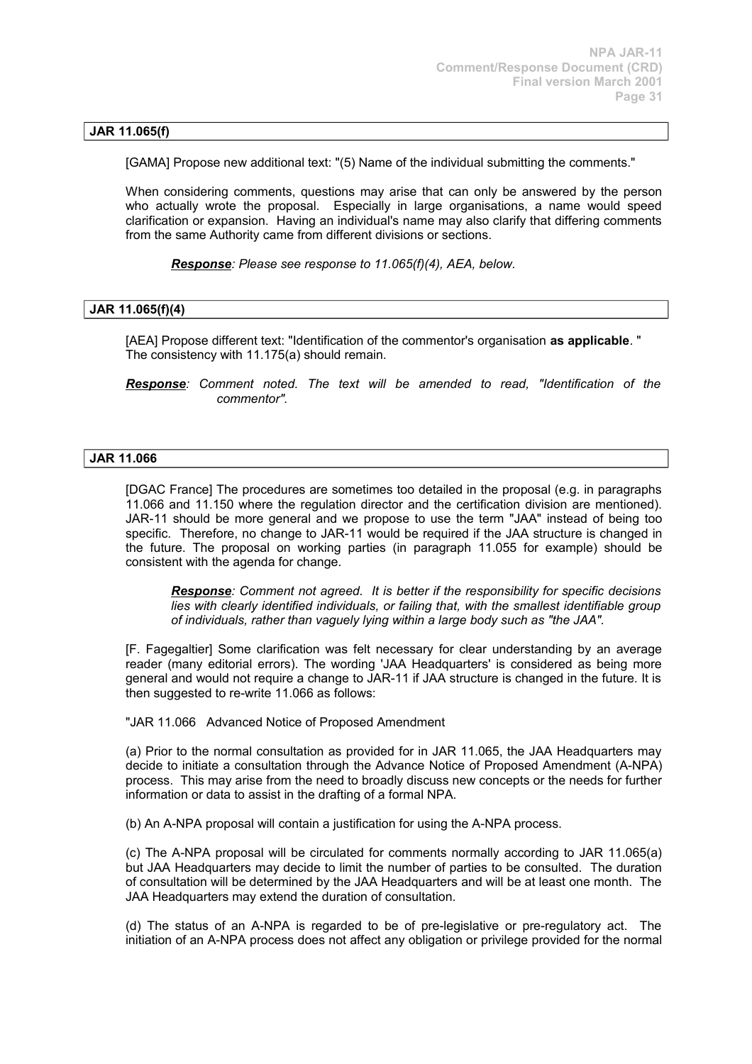## JAR 11.065(f)

[GAMA] Propose new additional text: "(5) Name of the individual submitting the comments."

When considering comments, questions may arise that can only be answered by the person who actually wrote the proposal. Especially in large organisations, a name would speed clarification or expansion. Having an individual's name may also clarify that differing comments from the same Authority came from different divisions or sections.

> ***Response***: *Please see response to 11.065(f)(4), AEA, below.*

## JAR 11.065(f)(4)

[AEA] Propose different text: "Identification of the commentor's organisation **as applicable**. " The consistency with 11.175(a) should remain.

***Response***: *Comment noted. The text will be amended to read, "Identification of the commentor".*

## JAR 11.066

[DGAC France] The procedures are sometimes too detailed in the proposal (e.g. in paragraphs 11.066 and 11.150 where the regulation director and the certification division are mentioned). JAR-11 should be more general and we propose to use the term "JAA" instead of being too specific. Therefore, no change to JAR-11 would be required if the JAA structure is changed in the future. The proposal on working parties (in paragraph 11.055 for example) should be consistent with the agenda for change.

> ***Response***: *Comment not agreed. It is better if the responsibility for specific decisions lies with clearly identified individuals, or failing that, with the smallest identifiable group of individuals, rather than vaguely lying within a large body such as "the JAA".*

[F. Fagegaltier] Some clarification was felt necessary for clear understanding by an average reader (many editorial errors). The wording 'JAA Headquarters' is considered as being more general and would not require a change to JAR-11 if JAA structure is changed in the future. It is then suggested to re-write 11.066 as follows:

"JAR 11.066 Advanced Notice of Proposed Amendment

(a) Prior to the normal consultation as provided for in JAR 11.065, the JAA Headquarters may decide to initiate a consultation through the Advance Notice of Proposed Amendment (A-NPA) process. This may arise from the need to broadly discuss new concepts or the needs for further information or data to assist in the drafting of a formal NPA.

(b) An A-NPA proposal will contain a justification for using the A-NPA process.

(c) The A-NPA proposal will be circulated for comments normally according to JAR 11.065(a) but JAA Headquarters may decide to limit the number of parties to be consulted. The duration of consultation will be determined by the JAA Headquarters and will be at least one month. The JAA Headquarters may extend the duration of consultation.

(d) The status of an A-NPA is regarded to be of pre-legislative or pre-regulatory act. The initiation of an A-NPA process does not affect any obligation or privilege provided for the normal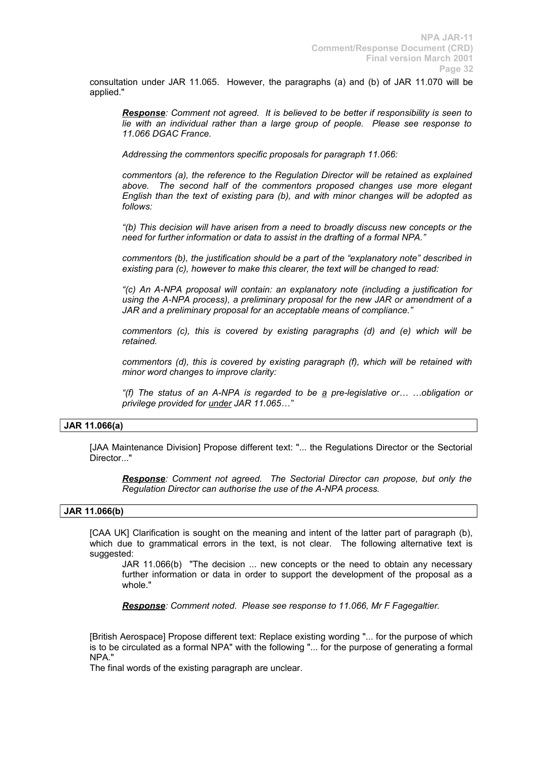consultation under JAR 11.065. However, the paragraphs (a) and (b) of JAR 11.070 will be applied."

> ***Response**: Comment not agreed. It is believed to be better if responsibility is seen to lie with an individual rather than a large group of people. Please see response to 11.066 DGAC France.*
>
> *Addressing the commentors specific proposals for paragraph 11.066:*
>
> *commentors (a), the reference to the Regulation Director will be retained as explained above. The second half of the commentors proposed changes use more elegant English than the text of existing para (b), and with minor changes will be adopted as follows:*
>
> *"(b) This decision will have arisen from a need to broadly discuss new concepts or the need for further information or data to assist in the drafting of a formal NPA."*
>
> *commentors (b), the justification should be a part of the "explanatory note" described in existing para (c), however to make this clearer, the text will be changed to read:*
>
> *"(c) An A-NPA proposal will contain: an explanatory note (including a justification for using the A-NPA process), a preliminary proposal for the new JAR or amendment of a JAR and a preliminary proposal for an acceptable means of compliance."*
>
> *commentors (c), this is covered by existing paragraphs (d) and (e) which will be retained.*
>
> *commentors (d), this is covered by existing paragraph (f), which will be retained with minor word changes to improve clarity:*
>
> *"(f) The status of an A-NPA is regarded to be <u>a</u> pre-legislative or… …obligation or privilege provided for <u>under</u> JAR 11.065…"*

**JAR 11.066(a)**

[JAA Maintenance Division] Propose different text: "... the Regulations Director or the Sectorial Director..."

> ***Response**: Comment not agreed. The Sectorial Director can propose, but only the Regulation Director can authorise the use of the A-NPA process.*

**JAR 11.066(b)**

[CAA UK] Clarification is sought on the meaning and intent of the latter part of paragraph (b), which due to grammatical errors in the text, is not clear. The following alternative text is suggested:

> JAR 11.066(b) "The decision ... new concepts or the need to obtain any necessary further information or data in order to support the development of the proposal as a whole."
>
> ***Response**: Comment noted. Please see response to 11.066, Mr F Fagegaltier.*

[British Aerospace] Propose different text: Replace existing wording "... for the purpose of which is to be circulated as a formal NPA" with the following "... for the purpose of generating a formal NPA."

The final words of the existing paragraph are unclear.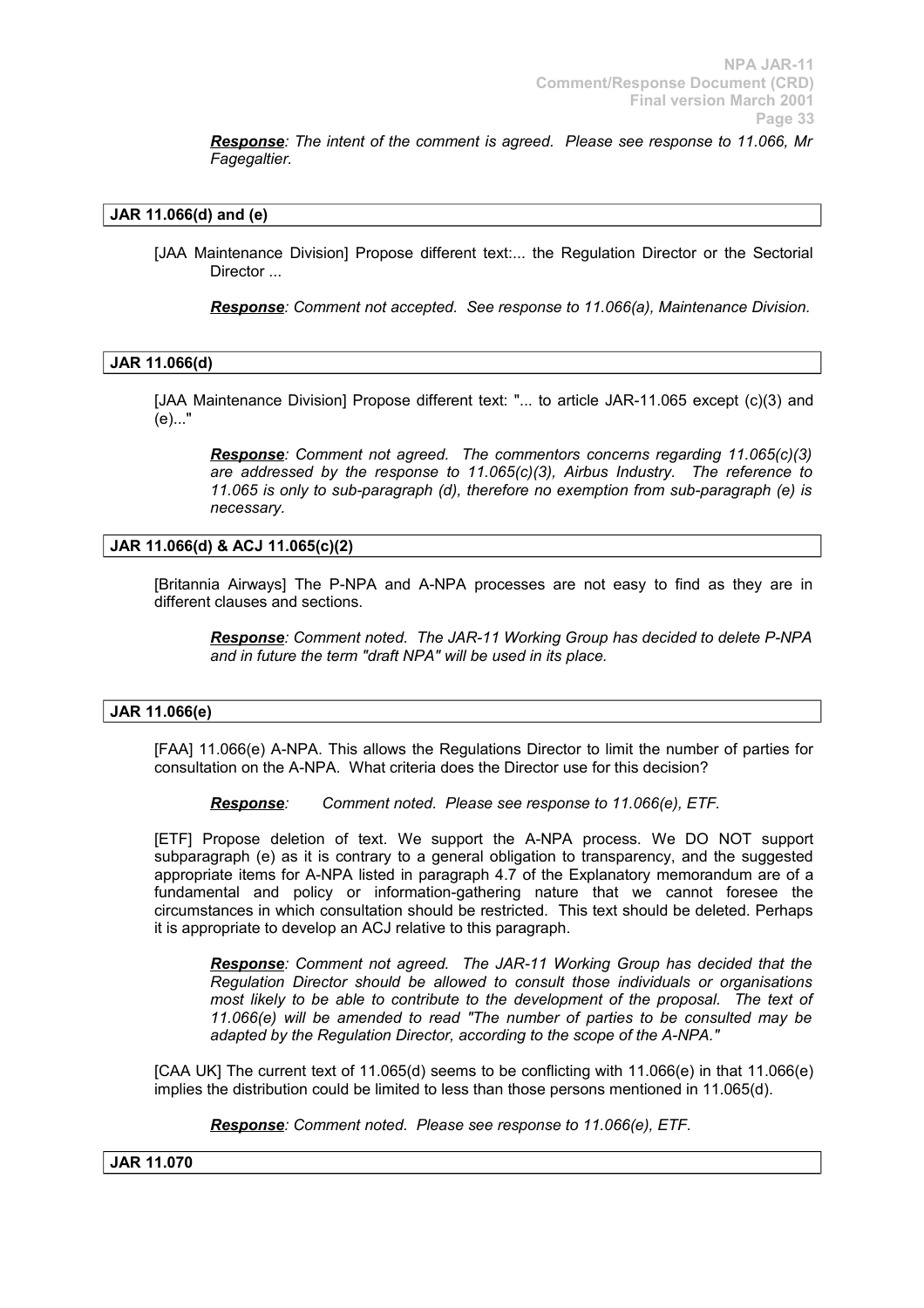***Response**: The intent of the comment is agreed. Please see response to 11.066, Mr Fagegaltier.*

**JAR 11.066(d) and (e)**

[JAA Maintenance Division] Propose different text:... the Regulation Director or the Sectorial Director ...

***Response**: Comment not accepted. See response to 11.066(a), Maintenance Division.*

**JAR 11.066(d)**

[JAA Maintenance Division] Propose different text: "... to article JAR-11.065 except (c)(3) and (e)..."

***Response**: Comment not agreed. The commentors concerns regarding 11.065(c)(3) are addressed by the response to 11.065(c)(3), Airbus Industry. The reference to 11.065 is only to sub-paragraph (d), therefore no exemption from sub-paragraph (e) is necessary.*

**JAR 11.066(d) & ACJ 11.065(c)(2)**

[Britannia Airways] The P-NPA and A-NPA processes are not easy to find as they are in different clauses and sections.

***Response**: Comment noted. The JAR-11 Working Group has decided to delete P-NPA and in future the term "draft NPA" will be used in its place.*

**JAR 11.066(e)**

[FAA] 11.066(e) A-NPA. This allows the Regulations Director to limit the number of parties for consultation on the A-NPA. What criteria does the Director use for this decision?

***Response**: Comment noted. Please see response to 11.066(e), ETF.*

[ETF] Propose deletion of text. We support the A-NPA process. We DO NOT support subparagraph (e) as it is contrary to a general obligation to transparency, and the suggested appropriate items for A-NPA listed in paragraph 4.7 of the Explanatory memorandum are of a fundamental and policy or information-gathering nature that we cannot foresee the circumstances in which consultation should be restricted. This text should be deleted. Perhaps it is appropriate to develop an ACJ relative to this paragraph.

***Response**: Comment not agreed. The JAR-11 Working Group has decided that the Regulation Director should be allowed to consult those individuals or organisations most likely to be able to contribute to the development of the proposal. The text of 11.066(e) will be amended to read "The number of parties to be consulted may be adapted by the Regulation Director, according to the scope of the A-NPA."*

[CAA UK] The current text of 11.065(d) seems to be conflicting with 11.066(e) in that 11.066(e) implies the distribution could be limited to less than those persons mentioned in 11.065(d).

***Response**: Comment noted. Please see response to 11.066(e), ETF.*

**JAR 11.070**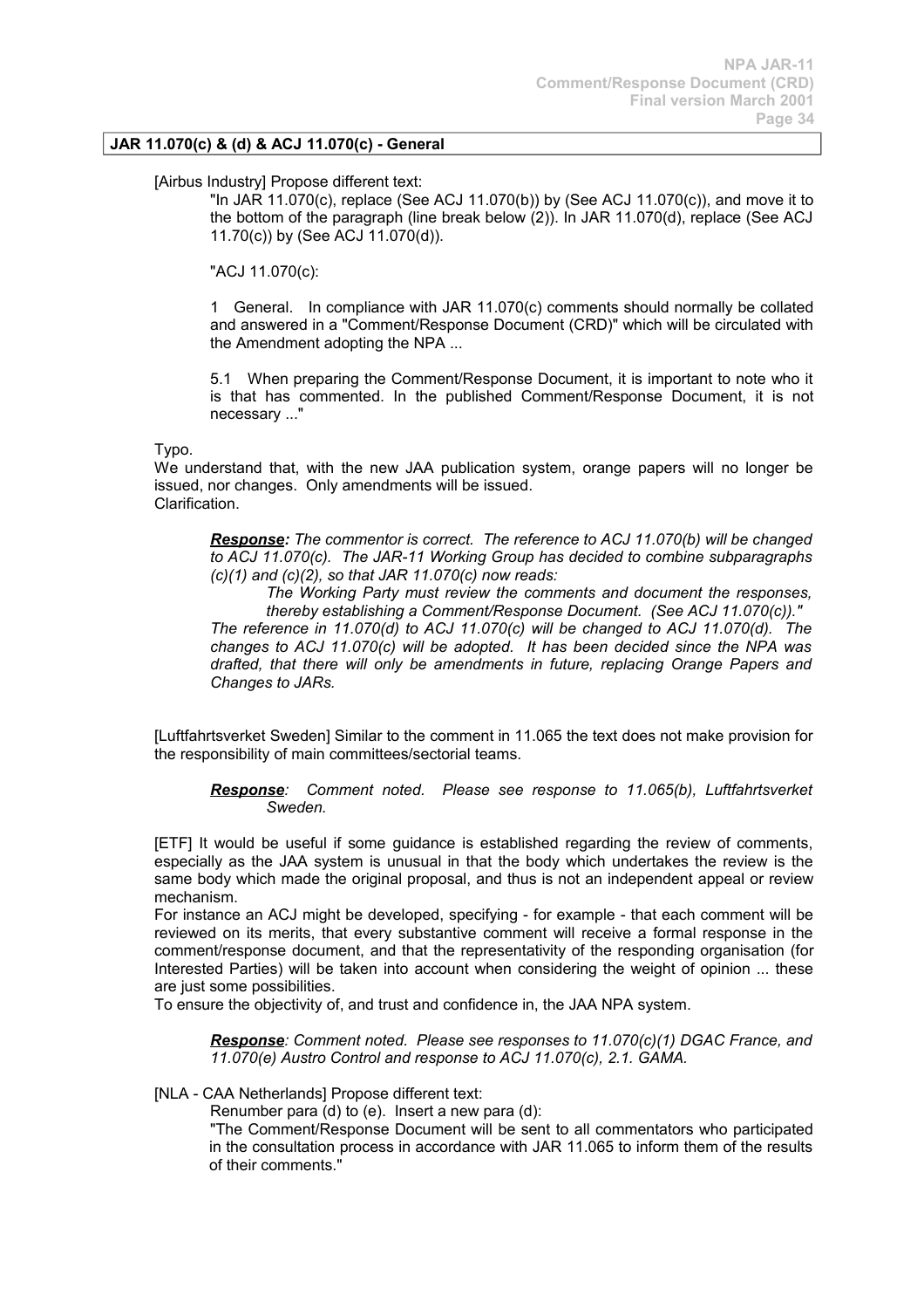**JAR 11.070(c) & (d) & ACJ 11.070(c) - General**

[Airbus Industry] Propose different text:

> "In JAR 11.070(c), replace (See ACJ 11.070(b)) by (See ACJ 11.070(c)), and move it to the bottom of the paragraph (line break below (2)). In JAR 11.070(d), replace (See ACJ 11.70(c)) by (See ACJ 11.070(d)).
>
> "ACJ 11.070(c):
>
> 1 General. In compliance with JAR 11.070(c) comments should normally be collated and answered in a "Comment/Response Document (CRD)" which will be circulated with the Amendment adopting the NPA ...
>
> 5.1 When preparing the Comment/Response Document, it is important to note who it is that has commented. In the published Comment/Response Document, it is not necessary ..."

Typo.

We understand that, with the new JAA publication system, orange papers will no longer be issued, nor changes. Only amendments will be issued.

Clarification.

> ***Response:*** *The commentor is correct. The reference to ACJ 11.070(b) will be changed to ACJ 11.070(c). The JAR-11 Working Group has decided to combine subparagraphs (c)(1) and (c)(2), so that JAR 11.070(c) now reads:*
>
> > *The Working Party must review the comments and document the responses, thereby establishing a Comment/Response Document. (See ACJ 11.070(c))."*
>
> *The reference in 11.070(d) to ACJ 11.070(c) will be changed to ACJ 11.070(d). The changes to ACJ 11.070(c) will be adopted. It has been decided since the NPA was drafted, that there will only be amendments in future, replacing Orange Papers and Changes to JARs.*

[Luftfahrtsverket Sweden] Similar to the comment in 11.065 the text does not make provision for the responsibility of main committees/sectorial teams.

> ***Response****: Comment noted. Please see response to 11.065(b), Luftfahrtsverket Sweden.*

[ETF] It would be useful if some guidance is established regarding the review of comments, especially as the JAA system is unusual in that the body which undertakes the review is the same body which made the original proposal, and thus is not an independent appeal or review mechanism.

For instance an ACJ might be developed, specifying - for example - that each comment will be reviewed on its merits, that every substantive comment will receive a formal response in the comment/response document, and that the representativity of the responding organisation (for Interested Parties) will be taken into account when considering the weight of opinion ... these are just some possibilities.

To ensure the objectivity of, and trust and confidence in, the JAA NPA system.

> ***Response****: Comment noted. Please see responses to 11.070(c)(1) DGAC France, and 11.070(e) Austro Control and response to ACJ 11.070(c), 2.1. GAMA.*

[NLA - CAA Netherlands] Propose different text:

> Renumber para (d) to (e). Insert a new para (d):
>
> "The Comment/Response Document will be sent to all commentators who participated in the consultation process in accordance with JAR 11.065 to inform them of the results of their comments."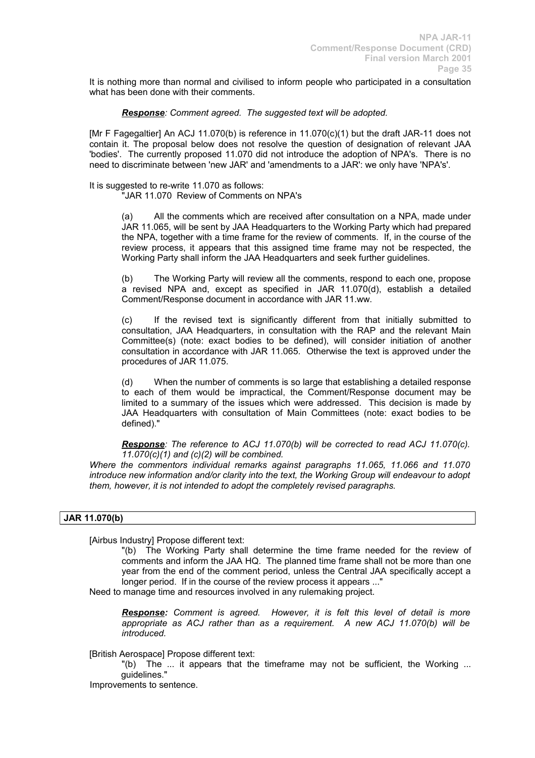It is nothing more than normal and civilised to inform people who participated in a consultation what has been done with their comments.

> ***Response**: Comment agreed. The suggested text will be adopted.*

[Mr F Fagegaltier] An ACJ 11.070(b) is reference in 11.070(c)(1) but the draft JAR-11 does not contain it. The proposal below does not resolve the question of designation of relevant JAA 'bodies'. The currently proposed 11.070 did not introduce the adoption of NPA's. There is no need to discriminate between 'new JAR' and 'amendments to a JAR': we only have 'NPA's'.

It is suggested to re-write 11.070 as follows:

> "JAR 11.070 Review of Comments on NPA's
>
> (a) All the comments which are received after consultation on a NPA, made under JAR 11.065, will be sent by JAA Headquarters to the Working Party which had prepared the NPA, together with a time frame for the review of comments. If, in the course of the review process, it appears that this assigned time frame may not be respected, the Working Party shall inform the JAA Headquarters and seek further guidelines.
>
> (b) The Working Party will review all the comments, respond to each one, propose a revised NPA and, except as specified in JAR 11.070(d), establish a detailed Comment/Response document in accordance with JAR 11.ww.
>
> (c) If the revised text is significantly different from that initially submitted to consultation, JAA Headquarters, in consultation with the RAP and the relevant Main Committee(s) (note: exact bodies to be defined), will consider initiation of another consultation in accordance with JAR 11.065. Otherwise the text is approved under the procedures of JAR 11.075.
>
> (d) When the number of comments is so large that establishing a detailed response to each of them would be impractical, the Comment/Response document may be limited to a summary of the issues which were addressed. This decision is made by JAA Headquarters with consultation of Main Committees (note: exact bodies to be defined)."

> ***Response**: The reference to ACJ 11.070(b) will be corrected to read ACJ 11.070(c). 11.070(c)(1) and (c)(2) will be combined.*

*Where the commentors individual remarks against paragraphs 11.065, 11.066 and 11.070 introduce new information and/or clarity into the text, the Working Group will endeavour to adopt them, however, it is not intended to adopt the completely revised paragraphs.*

**JAR 11.070(b)**

[Airbus Industry] Propose different text:

> "(b) The Working Party shall determine the time frame needed for the review of comments and inform the JAA HQ. The planned time frame shall not be more than one year from the end of the comment period, unless the Central JAA specifically accept a longer period. If in the course of the review process it appears ..."

Need to manage time and resources involved in any rulemaking project.

> ***Response:** Comment is agreed. However, it is felt this level of detail is more appropriate as ACJ rather than as a requirement. A new ACJ 11.070(b) will be introduced.*

[British Aerospace] Propose different text:

> "(b) The ... it appears that the timeframe may not be sufficient, the Working ... guidelines."

Improvements to sentence.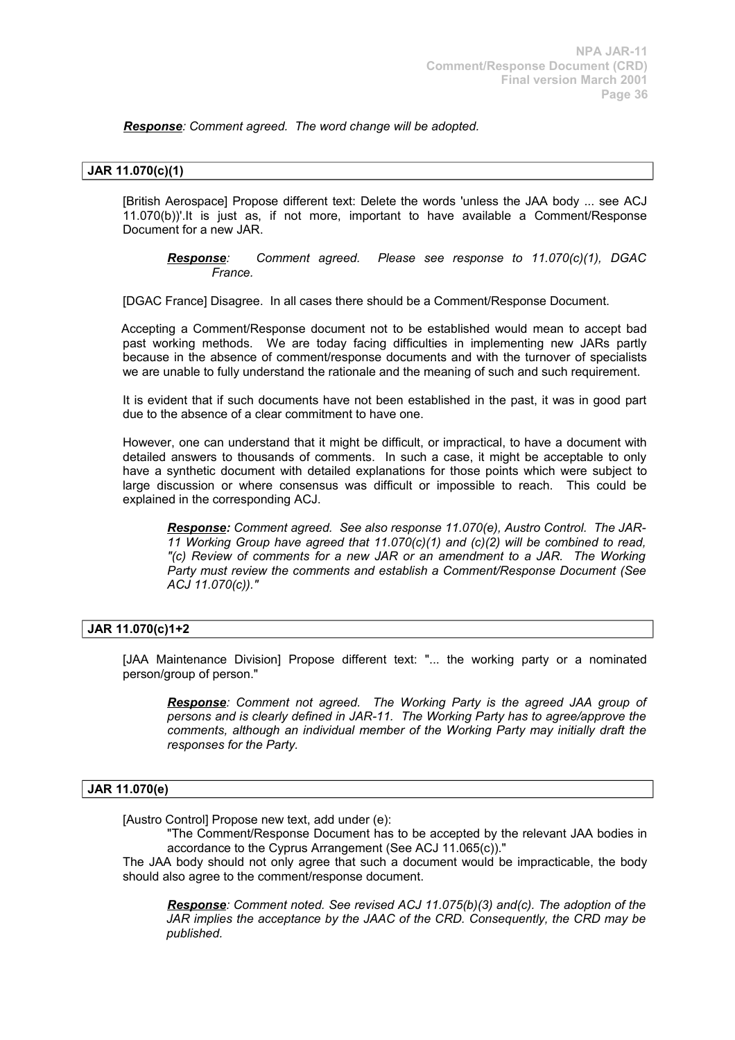***Response**: Comment agreed. The word change will be adopted.*

**JAR 11.070(c)(1)**

[British Aerospace] Propose different text: Delete the words 'unless the JAA body ... see ACJ 11.070(b))'.It is just as, if not more, important to have available a Comment/Response Document for a new JAR.

> ***Response**: Comment agreed. Please see response to 11.070(c)(1), DGAC France.*

[DGAC France] Disagree. In all cases there should be a Comment/Response Document.

Accepting a Comment/Response document not to be established would mean to accept bad past working methods. We are today facing difficulties in implementing new JARs partly because in the absence of comment/response documents and with the turnover of specialists we are unable to fully understand the rationale and the meaning of such and such requirement.

It is evident that if such documents have not been established in the past, it was in good part due to the absence of a clear commitment to have one.

However, one can understand that it might be difficult, or impractical, to have a document with detailed answers to thousands of comments. In such a case, it might be acceptable to only have a synthetic document with detailed explanations for those points which were subject to large discussion or where consensus was difficult or impossible to reach. This could be explained in the corresponding ACJ.

> ***Response:** Comment agreed. See also response 11.070(e), Austro Control. The JAR-11 Working Group have agreed that 11.070(c)(1) and (c)(2) will be combined to read, "(c) Review of comments for a new JAR or an amendment to a JAR. The Working Party must review the comments and establish a Comment/Response Document (See ACJ 11.070(c))."*

**JAR 11.070(c)1+2**

[JAA Maintenance Division] Propose different text: "... the working party or a nominated person/group of person."

> ***Response**: Comment not agreed. The Working Party is the agreed JAA group of persons and is clearly defined in JAR-11. The Working Party has to agree/approve the comments, although an individual member of the Working Party may initially draft the responses for the Party.*

**JAR 11.070(e)**

[Austro Control] Propose new text, add under (e):

> "The Comment/Response Document has to be accepted by the relevant JAA bodies in accordance to the Cyprus Arrangement (See ACJ 11.065(c))."

The JAA body should not only agree that such a document would be impracticable, the body should also agree to the comment/response document.

> ***Response**: Comment noted. See revised ACJ 11.075(b)(3) and(c). The adoption of the JAR implies the acceptance by the JAAC of the CRD. Consequently, the CRD may be published.*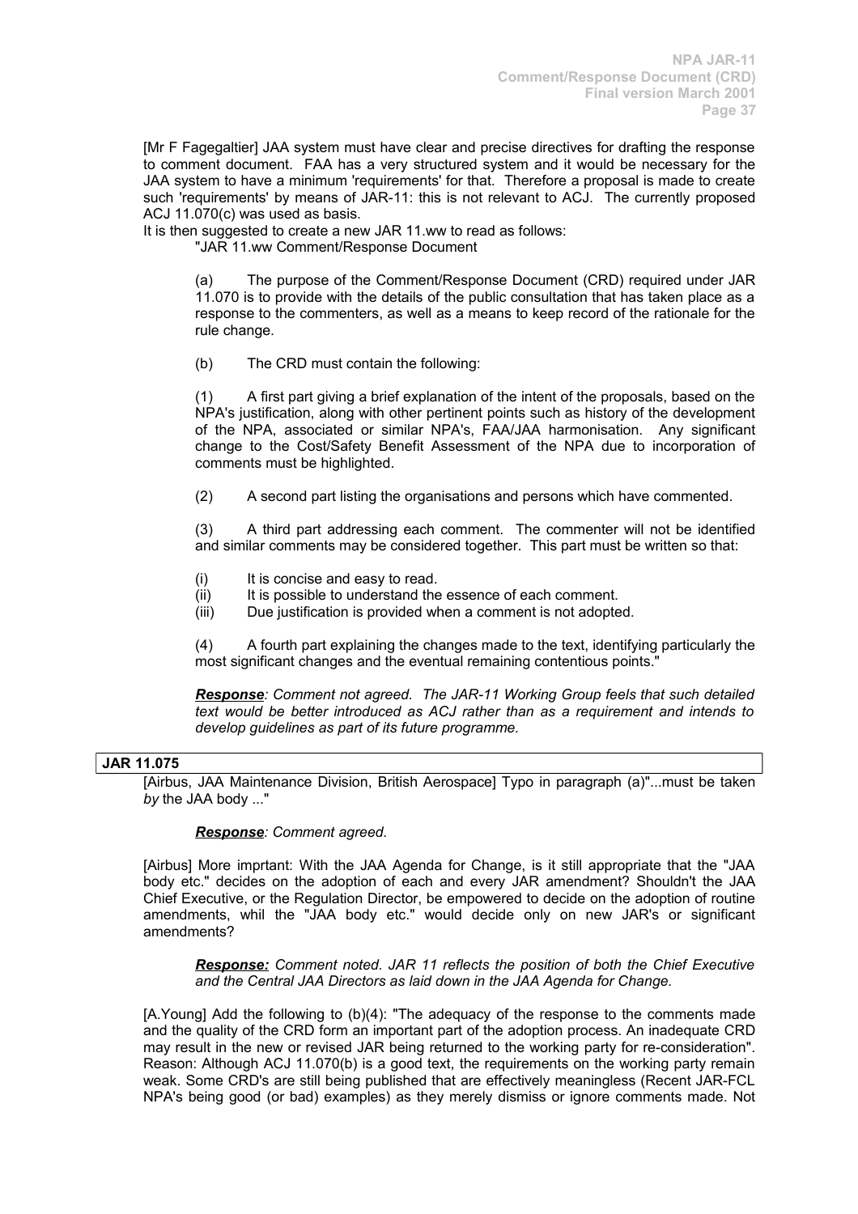[Mr F Fagegaltier] JAA system must have clear and precise directives for drafting the response to comment document. FAA has a very structured system and it would be necessary for the JAA system to have a minimum 'requirements' for that. Therefore a proposal is made to create such 'requirements' by means of JAR-11: this is not relevant to ACJ. The currently proposed ACJ 11.070(c) was used as basis.

It is then suggested to create a new JAR 11.ww to read as follows:

"JAR 11.ww Comment/Response Document

(a) The purpose of the Comment/Response Document (CRD) required under JAR 11.070 is to provide with the details of the public consultation that has taken place as a response to the commenters, as well as a means to keep record of the rationale for the rule change.

(b) The CRD must contain the following:

(1) A first part giving a brief explanation of the intent of the proposals, based on the NPA's justification, along with other pertinent points such as history of the development of the NPA, associated or similar NPA's, FAA/JAA harmonisation. Any significant change to the Cost/Safety Benefit Assessment of the NPA due to incorporation of comments must be highlighted.

(2) A second part listing the organisations and persons which have commented.

(3) A third part addressing each comment. The commenter will not be identified and similar comments may be considered together. This part must be written so that:

(i) It is concise and easy to read.
(ii) It is possible to understand the essence of each comment.
(iii) Due justification is provided when a comment is not adopted.

(4) A fourth part explaining the changes made to the text, identifying particularly the most significant changes and the eventual remaining contentious points."

***Response****: Comment not agreed. The JAR-11 Working Group feels that such detailed text would be better introduced as ACJ rather than as a requirement and intends to develop guidelines as part of its future programme.*

## JAR 11.075

[Airbus, JAA Maintenance Division, British Aerospace] Typo in paragraph (a)"...must be taken *by* the JAA body ..."

***Response****: Comment agreed.*

[Airbus] More imprtant: With the JAA Agenda for Change, is it still appropriate that the "JAA body etc." decides on the adoption of each and every JAR amendment? Shouldn't the JAA Chief Executive, or the Regulation Director, be empowered to decide on the adoption of routine amendments, whil the "JAA body etc." would decide only on new JAR's or significant amendments?

***Response:*** *Comment noted. JAR 11 reflects the position of both the Chief Executive and the Central JAA Directors as laid down in the JAA Agenda for Change.*

[A.Young] Add the following to (b)(4): "The adequacy of the response to the comments made and the quality of the CRD form an important part of the adoption process. An inadequate CRD may result in the new or revised JAR being returned to the working party for re-consideration". Reason: Although ACJ 11.070(b) is a good text, the requirements on the working party remain weak. Some CRD's are still being published that are effectively meaningless (Recent JAR-FCL NPA's being good (or bad) examples) as they merely dismiss or ignore comments made. Not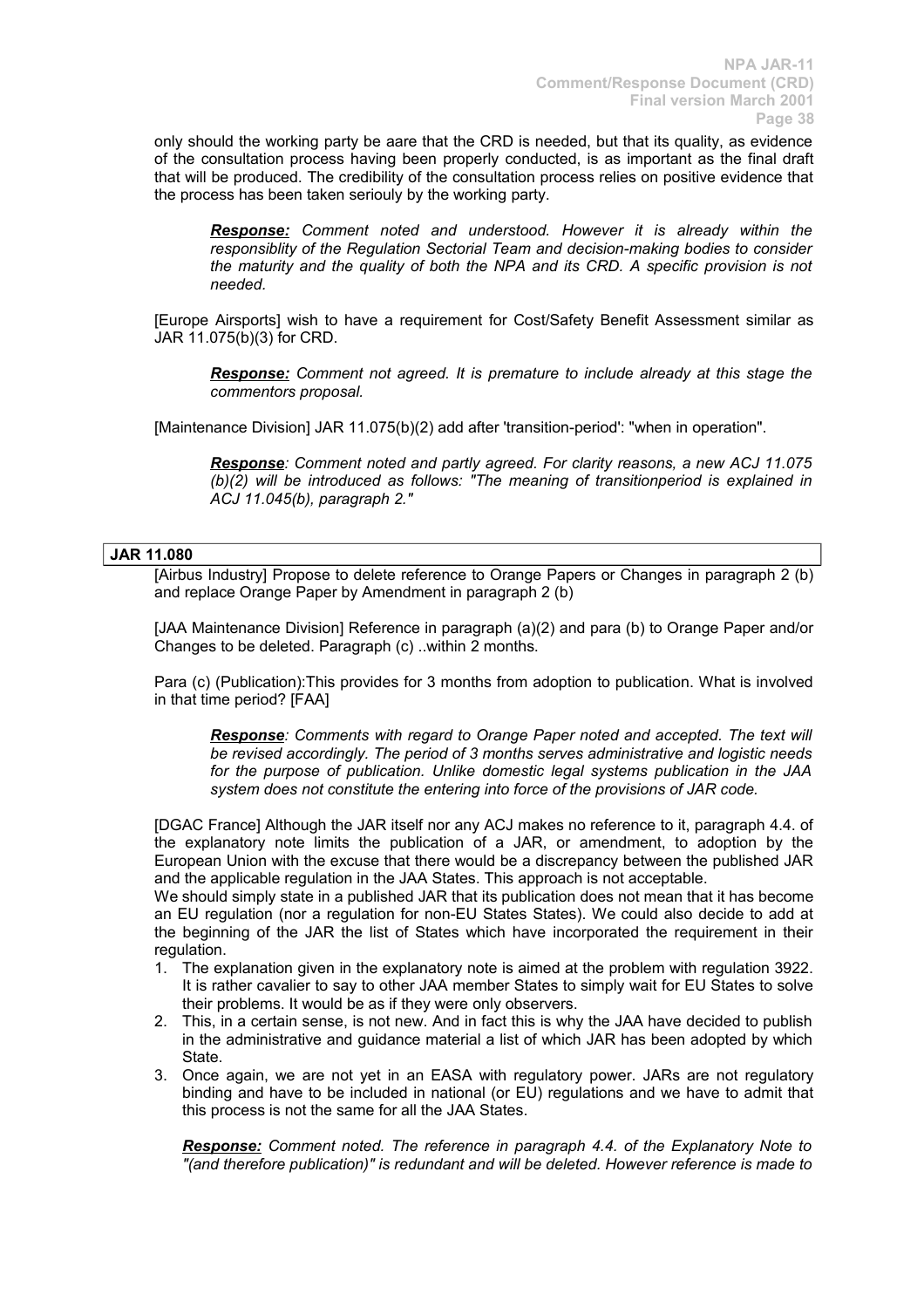only should the working party be aare that the CRD is needed, but that its quality, as evidence of the consultation process having been properly conducted, is as important as the final draft that will be produced. The credibility of the consultation process relies on positive evidence that the process has been taken seriouly by the working party.

> ***Response:*** *Comment noted and understood. However it is already within the responsiblity of the Regulation Sectorial Team and decision-making bodies to consider the maturity and the quality of both the NPA and its CRD. A specific provision is not needed.*

[Europe Airsports] wish to have a requirement for Cost/Safety Benefit Assessment similar as JAR 11.075(b)(3) for CRD.

> ***Response:*** *Comment not agreed. It is premature to include already at this stage the commentors proposal.*

[Maintenance Division] JAR 11.075(b)(2) add after 'transition-period': "when in operation".

> ***Response****: Comment noted and partly agreed. For clarity reasons, a new ACJ 11.075 (b)(2) will be introduced as follows: "The meaning of transitionperiod is explained in ACJ 11.045(b), paragraph 2."*

**JAR 11.080**

[Airbus Industry] Propose to delete reference to Orange Papers or Changes in paragraph 2 (b) and replace Orange Paper by Amendment in paragraph 2 (b)

[JAA Maintenance Division] Reference in paragraph (a)(2) and para (b) to Orange Paper and/or Changes to be deleted. Paragraph (c) ..within 2 months.

Para (c) (Publication):This provides for 3 months from adoption to publication. What is involved in that time period? [FAA]

> ***Response****: Comments with regard to Orange Paper noted and accepted. The text will be revised accordingly. The period of 3 months serves administrative and logistic needs for the purpose of publication. Unlike domestic legal systems publication in the JAA system does not constitute the entering into force of the provisions of JAR code.*

[DGAC France] Although the JAR itself nor any ACJ makes no reference to it, paragraph 4.4. of the explanatory note limits the publication of a JAR, or amendment, to adoption by the European Union with the excuse that there would be a discrepancy between the published JAR and the applicable regulation in the JAA States. This approach is not acceptable.
We should simply state in a published JAR that its publication does not mean that it has become an EU regulation (nor a regulation for non-EU States States). We could also decide to add at the beginning of the JAR the list of States which have incorporated the requirement in their regulation.

1. The explanation given in the explanatory note is aimed at the problem with regulation 3922. It is rather cavalier to say to other JAA member States to simply wait for EU States to solve their problems. It would be as if they were only observers.
2. This, in a certain sense, is not new. And in fact this is why the JAA have decided to publish in the administrative and guidance material a list of which JAR has been adopted by which State.
3. Once again, we are not yet in an EASA with regulatory power. JARs are not regulatory binding and have to be included in national (or EU) regulations and we have to admit that this process is not the same for all the JAA States.

> ***Response:*** *Comment noted. The reference in paragraph 4.4. of the Explanatory Note to "(and therefore publication)" is redundant and will be deleted. However reference is made to*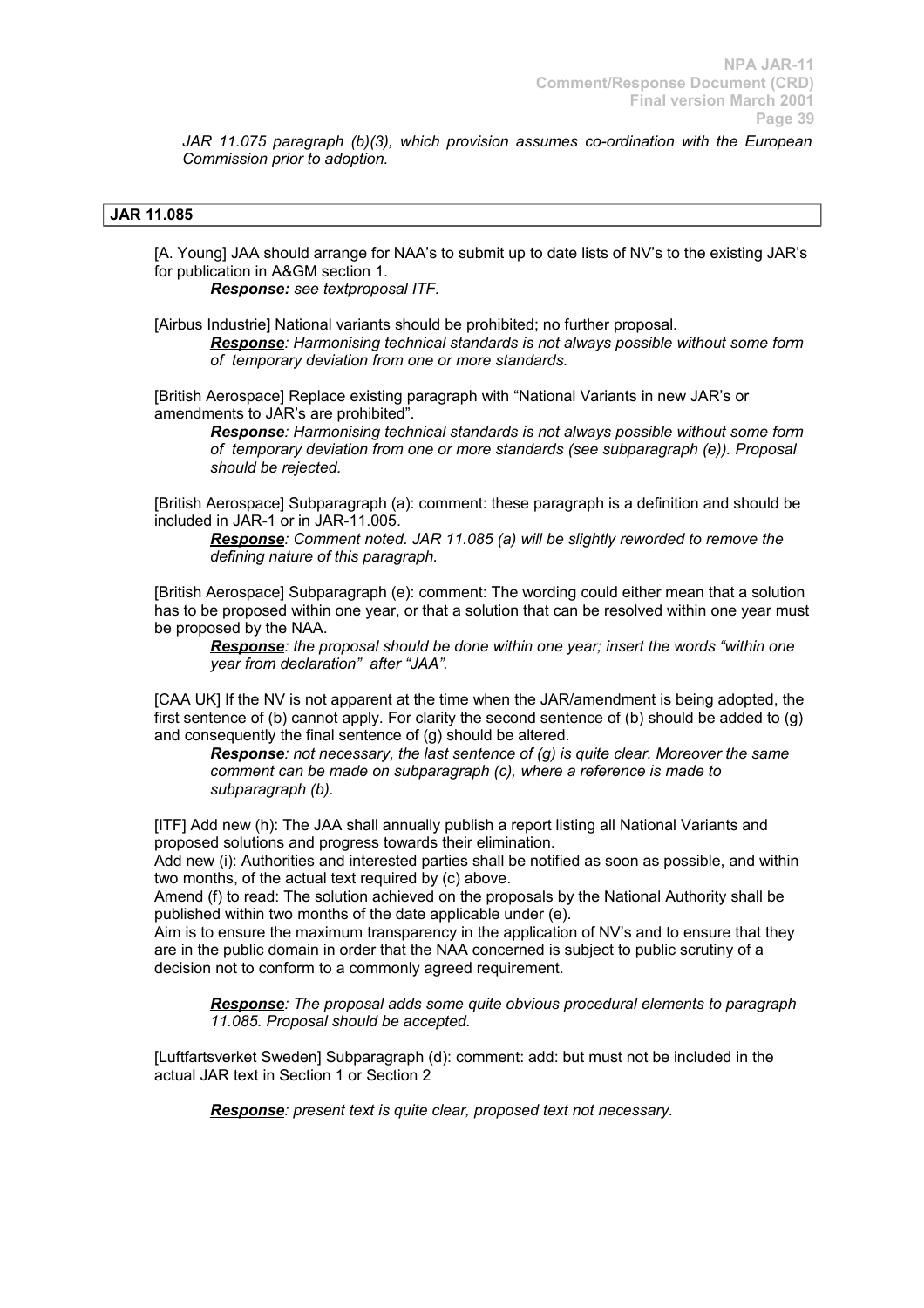*JAR 11.075 paragraph (b)(3), which provision assumes co-ordination with the European Commission prior to adoption.*

## JAR 11.085

[A. Young] JAA should arrange for NAA's to submit up to date lists of NV's to the existing JAR's for publication in A&GM section 1.

> ***Response:*** *see textproposal ITF.*

[Airbus Industrie] National variants should be prohibited; no further proposal.

> ***Response****: Harmonising technical standards is not always possible without some form of temporary deviation from one or more standards.*

[British Aerospace] Replace existing paragraph with "National Variants in new JAR's or amendments to JAR's are prohibited".

> ***Response****: Harmonising technical standards is not always possible without some form of temporary deviation from one or more standards (see subparagraph (e)). Proposal should be rejected.*

[British Aerospace] Subparagraph (a): comment: these paragraph is a definition and should be included in JAR-1 or in JAR-11.005.

> ***Response****: Comment noted. JAR 11.085 (a) will be slightly reworded to remove the defining nature of this paragraph.*

[British Aerospace] Subparagraph (e): comment: The wording could either mean that a solution has to be proposed within one year, or that a solution that can be resolved within one year must be proposed by the NAA.

> ***Response****: the proposal should be done within one year; insert the words "within one year from declaration" after "JAA".*

[CAA UK] If the NV is not apparent at the time when the JAR/amendment is being adopted, the first sentence of (b) cannot apply. For clarity the second sentence of (b) should be added to (g) and consequently the final sentence of (g) should be altered.

> ***Response****: not necessary, the last sentence of (g) is quite clear. Moreover the same comment can be made on subparagraph (c), where a reference is made to subparagraph (b).*

[ITF] Add new (h): The JAA shall annually publish a report listing all National Variants and proposed solutions and progress towards their elimination.

Add new (i): Authorities and interested parties shall be notified as soon as possible, and within two months, of the actual text required by (c) above.

Amend (f) to read: The solution achieved on the proposals by the National Authority shall be published within two months of the date applicable under (e).

Aim is to ensure the maximum transparency in the application of NV's and to ensure that they are in the public domain in order that the NAA concerned is subject to public scrutiny of a decision not to conform to a commonly agreed requirement.

> ***Response****: The proposal adds some quite obvious procedural elements to paragraph 11.085. Proposal should be accepted.*

[Luftfartsverket Sweden] Subparagraph (d): comment: add: but must not be included in the actual JAR text in Section 1 or Section 2

> ***Response****: present text is quite clear, proposed text not necessary.*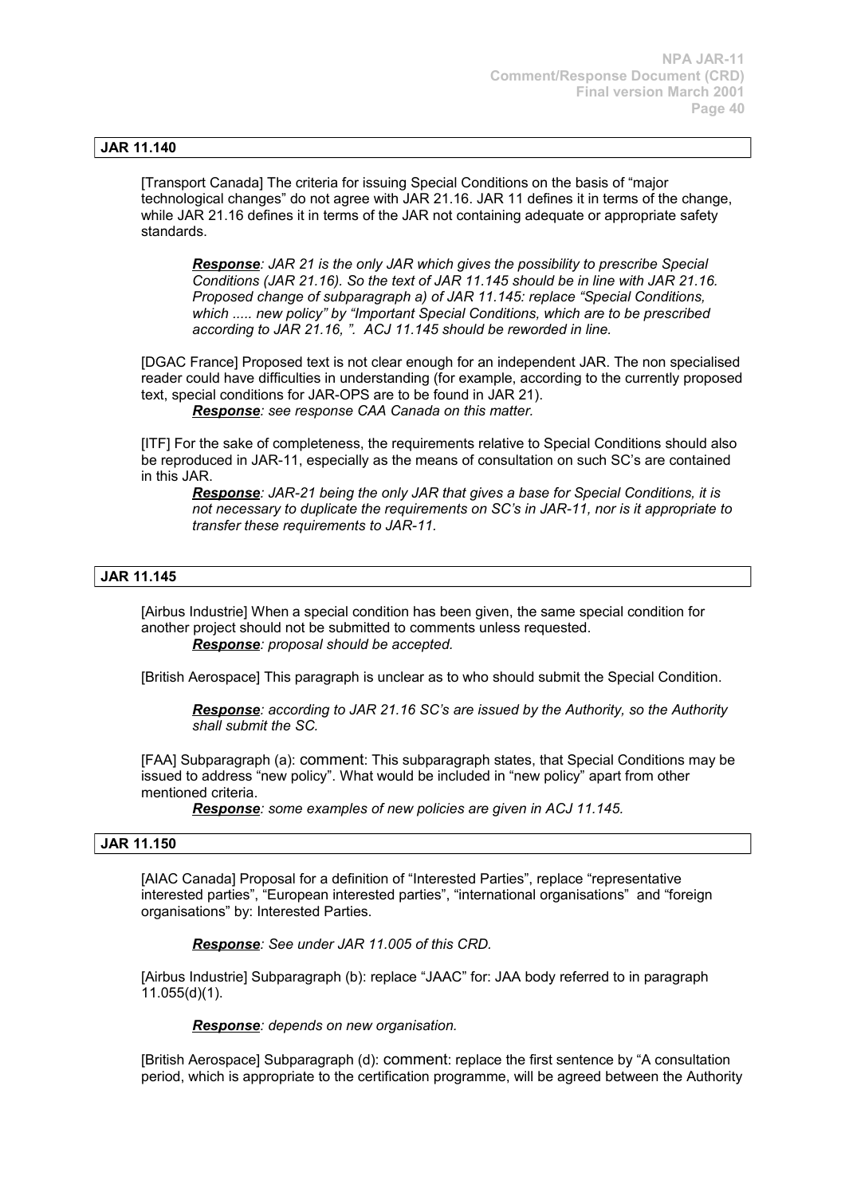### JAR 11.140

[Transport Canada] The criteria for issuing Special Conditions on the basis of "major technological changes" do not agree with JAR 21.16. JAR 11 defines it in terms of the change, while JAR 21.16 defines it in terms of the JAR not containing adequate or appropriate safety standards.

> ***Response**: JAR 21 is the only JAR which gives the possibility to prescribe Special Conditions (JAR 21.16). So the text of JAR 11.145 should be in line with JAR 21.16. Proposed change of subparagraph a) of JAR 11.145: replace "Special Conditions, which ..... new policy" by "Important Special Conditions, which are to be prescribed according to JAR 21.16, ". ACJ 11.145 should be reworded in line.*

[DGAC France] Proposed text is not clear enough for an independent JAR. The non specialised reader could have difficulties in understanding (for example, according to the currently proposed text, special conditions for JAR-OPS are to be found in JAR 21).

> ***Response**: see response CAA Canada on this matter.*

[ITF] For the sake of completeness, the requirements relative to Special Conditions should also be reproduced in JAR-11, especially as the means of consultation on such SC's are contained in this JAR.

> ***Response**: JAR-21 being the only JAR that gives a base for Special Conditions, it is not necessary to duplicate the requirements on SC's in JAR-11, nor is it appropriate to transfer these requirements to JAR-11.*

### JAR 11.145

[Airbus Industrie] When a special condition has been given, the same special condition for another project should not be submitted to comments unless requested.

> ***Response**: proposal should be accepted.*

[British Aerospace] This paragraph is unclear as to who should submit the Special Condition.

> ***Response**: according to JAR 21.16 SC's are issued by the Authority, so the Authority shall submit the SC.*

[FAA] Subparagraph (a): comment: This subparagraph states, that Special Conditions may be issued to address "new policy". What would be included in "new policy" apart from other mentioned criteria.

> ***Response**: some examples of new policies are given in ACJ 11.145.*

### JAR 11.150

[AIAC Canada] Proposal for a definition of "Interested Parties", replace "representative interested parties", "European interested parties", "international organisations" and "foreign organisations" by: Interested Parties.

> ***Response**: See under JAR 11.005 of this CRD.*

[Airbus Industrie] Subparagraph (b): replace "JAAC" for: JAA body referred to in paragraph 11.055(d)(1).

> ***Response**: depends on new organisation.*

[British Aerospace] Subparagraph (d): comment: replace the first sentence by "A consultation period, which is appropriate to the certification programme, will be agreed between the Authority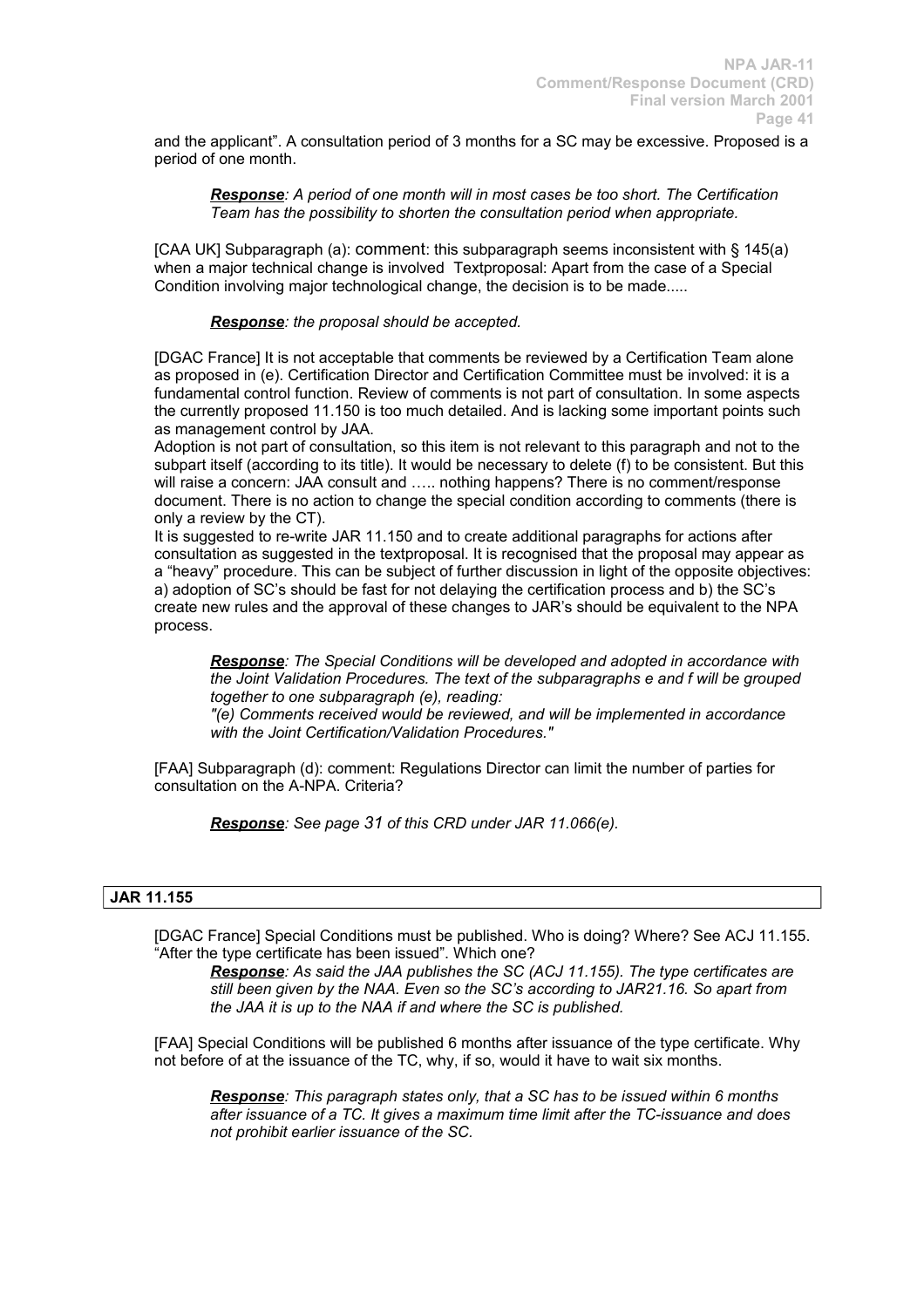and the applicant". A consultation period of 3 months for a SC may be excessive. Proposed is a period of one month.

> ***Response**: A period of one month will in most cases be too short. The Certification Team has the possibility to shorten the consultation period when appropriate.*

[CAA UK] Subparagraph (a): comment: this subparagraph seems inconsistent with § 145(a) when a major technical change is involved  Textproposal: Apart from the case of a Special Condition involving major technological change, the decision is to be made.....

> ***Response**: the proposal should be accepted.*

[DGAC France] It is not acceptable that comments be reviewed by a Certification Team alone as proposed in (e). Certification Director and Certification Committee must be involved: it is a fundamental control function. Review of comments is not part of consultation. In some aspects the currently proposed 11.150 is too much detailed. And is lacking some important points such as management control by JAA.
Adoption is not part of consultation, so this item is not relevant to this paragraph and not to the subpart itself (according to its title). It would be necessary to delete (f) to be consistent. But this will raise a concern: JAA consult and ….. nothing happens? There is no comment/response document. There is no action to change the special condition according to comments (there is only a review by the CT).
It is suggested to re-write JAR 11.150 and to create additional paragraphs for actions after consultation as suggested in the textproposal. It is recognised that the proposal may appear as a "heavy" procedure. This can be subject of further discussion in light of the opposite objectives: a) adoption of SC's should be fast for not delaying the certification process and b) the SC's create new rules and the approval of these changes to JAR's should be equivalent to the NPA process.

> ***Response**: The Special Conditions will be developed and adopted in accordance with the Joint Validation Procedures. The text of the subparagraphs e and f will be grouped together to one subparagraph (e), reading:*
> *"(e) Comments received would be reviewed, and will be implemented in accordance with the Joint Certification/Validation Procedures."*

[FAA] Subparagraph (d): comment: Regulations Director can limit the number of parties for consultation on the A-NPA. Criteria?

> ***Response**: See page 31 of this CRD under JAR 11.066(e).*

**JAR 11.155**

[DGAC France] Special Conditions must be published. Who is doing? Where? See ACJ 11.155. "After the type certificate has been issued". Which one?

> ***Response**: As said the JAA publishes the SC (ACJ 11.155). The type certificates are still been given by the NAA. Even so the SC's according to JAR21.16. So apart from the JAA it is up to the NAA if and where the SC is published.*

[FAA] Special Conditions will be published 6 months after issuance of the type certificate. Why not before of at the issuance of the TC, why, if so, would it have to wait six months.

> ***Response**: This paragraph states only, that a SC has to be issued within 6 months after issuance of a TC. It gives a maximum time limit after the TC-issuance and does not prohibit earlier issuance of the SC.*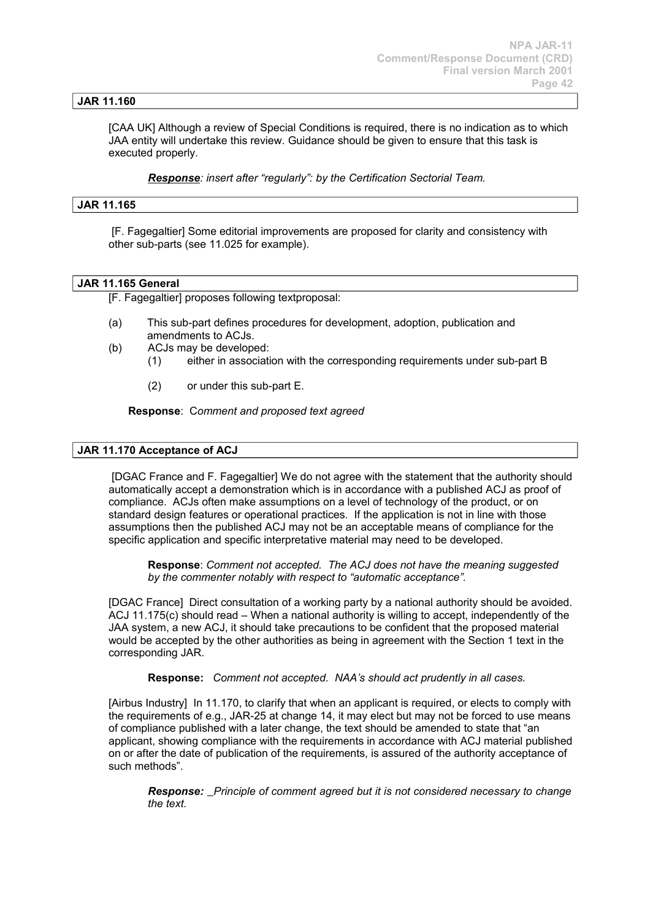**JAR 11.160**

[CAA UK] Although a review of Special Conditions is required, there is no indication as to which JAA entity will undertake this review. Guidance should be given to ensure that this task is executed properly.

***Response**: insert after "regularly": by the Certification Sectorial Team.*

**JAR 11.165**

[F. Fagegaltier] Some editorial improvements are proposed for clarity and consistency with other sub-parts (see 11.025 for example).

**JAR 11.165 General**

[F. Fagegaltier] proposes following textproposal:

(a) This sub-part defines procedures for development, adoption, publication and amendments to ACJs.

(b) ACJs may be developed:

(1) either in association with the corresponding requirements under sub-part B

(2) or under this sub-part E.

**Response**: *Comment and proposed text agreed*

**JAR 11.170 Acceptance of ACJ**

[DGAC France and F. Fagegaltier] We do not agree with the statement that the authority should automatically accept a demonstration which is in accordance with a published ACJ as proof of compliance. ACJs often make assumptions on a level of technology of the product, or on standard design features or operational practices. If the application is not in line with those assumptions then the published ACJ may not be an acceptable means of compliance for the specific application and specific interpretative material may need to be developed.

**Response**: *Comment not accepted. The ACJ does not have the meaning suggested by the commenter notably with respect to "automatic acceptance".*

[DGAC France] Direct consultation of a working party by a national authority should be avoided. ACJ 11.175(c) should read – When a national authority is willing to accept, independently of the JAA system, a new ACJ, it should take precautions to be confident that the proposed material would be accepted by the other authorities as being in agreement with the Section 1 text in the corresponding JAR.

**Response:** *Comment not accepted. NAA's should act prudently in all cases.*

[Airbus Industry] In 11.170, to clarify that when an applicant is required, or elects to comply with the requirements of e.g., JAR-25 at change 14, it may elect but may not be forced to use means of compliance published with a later change, the text should be amended to state that "an applicant, showing compliance with the requirements in accordance with ACJ material published on or after the date of publication of the requirements, is assured of the authority acceptance of such methods".

***Response:** _Principle of comment agreed but it is not considered necessary to change the text.*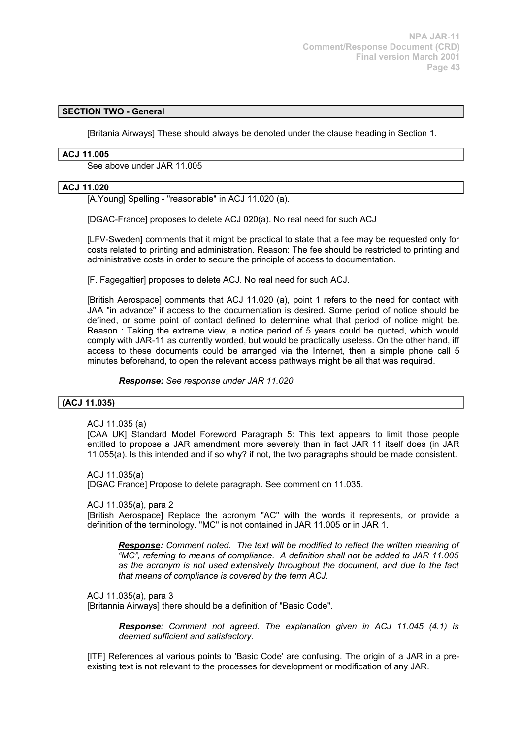## SECTION TWO - General

[Britania Airways] These should always be denoted under the clause heading in Section 1.

## ACJ 11.005

See above under JAR 11.005

## ACJ 11.020

[A.Young] Spelling - "reasonable" in ACJ 11.020 (a).

[DGAC-France] proposes to delete ACJ 020(a). No real need for such ACJ

[LFV-Sweden] comments that it might be practical to state that a fee may be requested only for costs related to printing and administration. Reason: The fee should be restricted to printing and administrative costs in order to secure the principle of access to documentation.

[F. Fagegaltier] proposes to delete ACJ. No real need for such ACJ.

[British Aerospace] comments that ACJ 11.020 (a), point 1 refers to the need for contact with JAA "in advance" if access to the documentation is desired. Some period of notice should be defined, or some point of contact defined to determine what that period of notice might be. Reason : Taking the extreme view, a notice period of 5 years could be quoted, which would comply with JAR-11 as currently worded, but would be practically useless. On the other hand, iff access to these documents could be arranged via the Internet, then a simple phone call 5 minutes beforehand, to open the relevant access pathways might be all that was required.

> ***Response:*** *See response under JAR 11.020*

## (ACJ 11.035)

ACJ 11.035 (a)
[CAA UK] Standard Model Foreword Paragraph 5: This text appears to limit those people entitled to propose a JAR amendment more severely than in fact JAR 11 itself does (in JAR 11.055(a). Is this intended and if so why? if not, the two paragraphs should be made consistent.

ACJ 11.035(a)
[DGAC France] Propose to delete paragraph. See comment on 11.035.

ACJ 11.035(a), para 2
[British Aerospace] Replace the acronym "AC" with the words it represents, or provide a definition of the terminology. "MC" is not contained in JAR 11.005 or in JAR 1.

> ***Response:*** *Comment noted. The text will be modified to reflect the written meaning of "MC", referring to means of compliance. A definition shall not be added to JAR 11.005 as the acronym is not used extensively throughout the document, and due to the fact that means of compliance is covered by the term ACJ.*

ACJ 11.035(a), para 3
[Britannia Airways] there should be a definition of "Basic Code".

> ***Response****: Comment not agreed. The explanation given in ACJ 11.045 (4.1) is deemed sufficient and satisfactory.*

[ITF] References at various points to 'Basic Code' are confusing. The origin of a JAR in a pre-existing text is not relevant to the processes for development or modification of any JAR.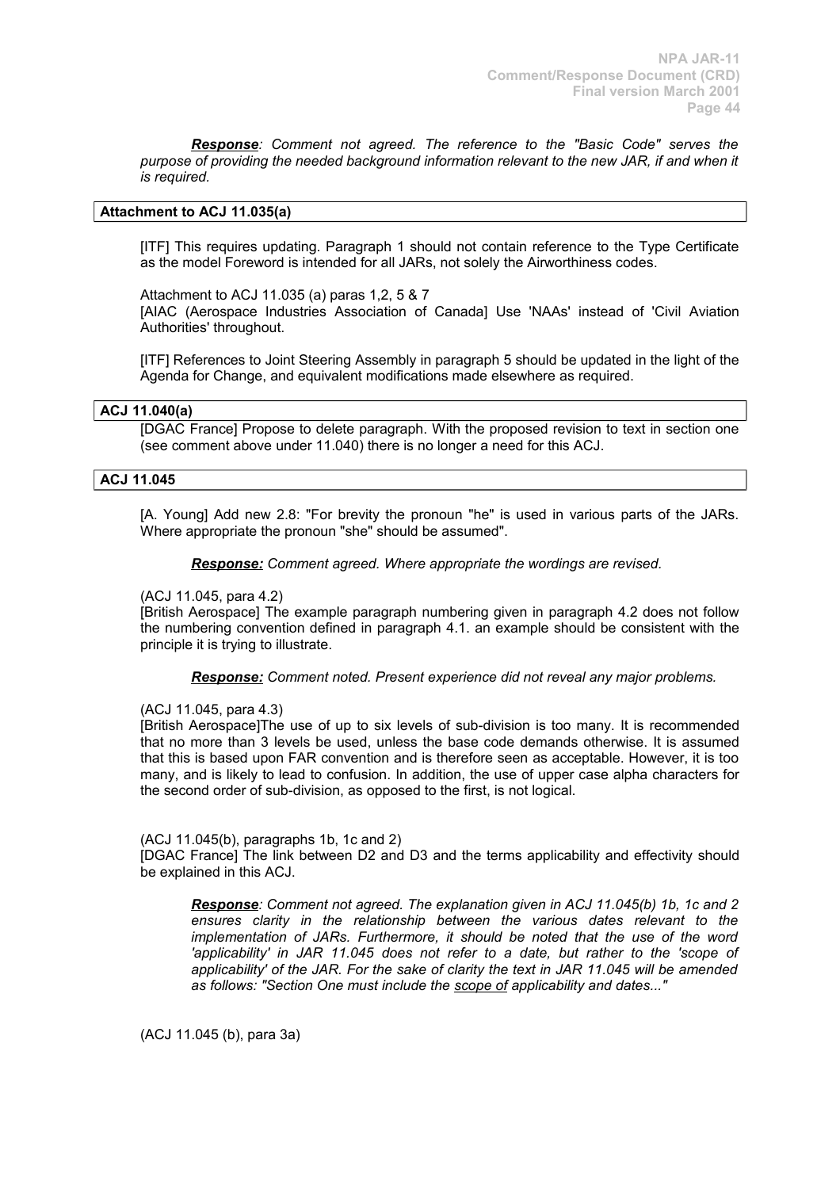*__Response__: Comment not agreed. The reference to the "Basic Code" serves the purpose of providing the needed background information relevant to the new JAR, if and when it is required.*

**Attachment to ACJ 11.035(a)**

[ITF] This requires updating. Paragraph 1 should not contain reference to the Type Certificate as the model Foreword is intended for all JARs, not solely the Airworthiness codes.

Attachment to ACJ 11.035 (a) paras 1,2, 5 & 7
[AIAC (Aerospace Industries Association of Canada] Use 'NAAs' instead of 'Civil Aviation Authorities' throughout.

[ITF] References to Joint Steering Assembly in paragraph 5 should be updated in the light of the Agenda for Change, and equivalent modifications made elsewhere as required.

**ACJ 11.040(a)**

[DGAC France] Propose to delete paragraph. With the proposed revision to text in section one (see comment above under 11.040) there is no longer a need for this ACJ.

**ACJ 11.045**

[A. Young] Add new 2.8: "For brevity the pronoun "he" is used in various parts of the JARs. Where appropriate the pronoun "she" should be assumed".

*__Response:__ Comment agreed. Where appropriate the wordings are revised.*

(ACJ 11.045, para 4.2)
[British Aerospace] The example paragraph numbering given in paragraph 4.2 does not follow the numbering convention defined in paragraph 4.1. an example should be consistent with the principle it is trying to illustrate.

*__Response:__ Comment noted. Present experience did not reveal any major problems.*

(ACJ 11.045, para 4.3)
[British Aerospace]The use of up to six levels of sub-division is too many. It is recommended that no more than 3 levels be used, unless the base code demands otherwise. It is assumed that this is based upon FAR convention and is therefore seen as acceptable. However, it is too many, and is likely to lead to confusion. In addition, the use of upper case alpha characters for the second order of sub-division, as opposed to the first, is not logical.

(ACJ 11.045(b), paragraphs 1b, 1c and 2)
[DGAC France] The link between D2 and D3 and the terms applicability and effectivity should be explained in this ACJ.

*__Response__: Comment not agreed. The explanation given in ACJ 11.045(b) 1b, 1c and 2 ensures clarity in the relationship between the various dates relevant to the implementation of JARs. Furthermore, it should be noted that the use of the word 'applicability' in JAR 11.045 does not refer to a date, but rather to the 'scope of applicability' of the JAR. For the sake of clarity the text in JAR 11.045 will be amended as follows: "Section One must include the __scope of__ applicability and dates..."*

(ACJ 11.045 (b), para 3a)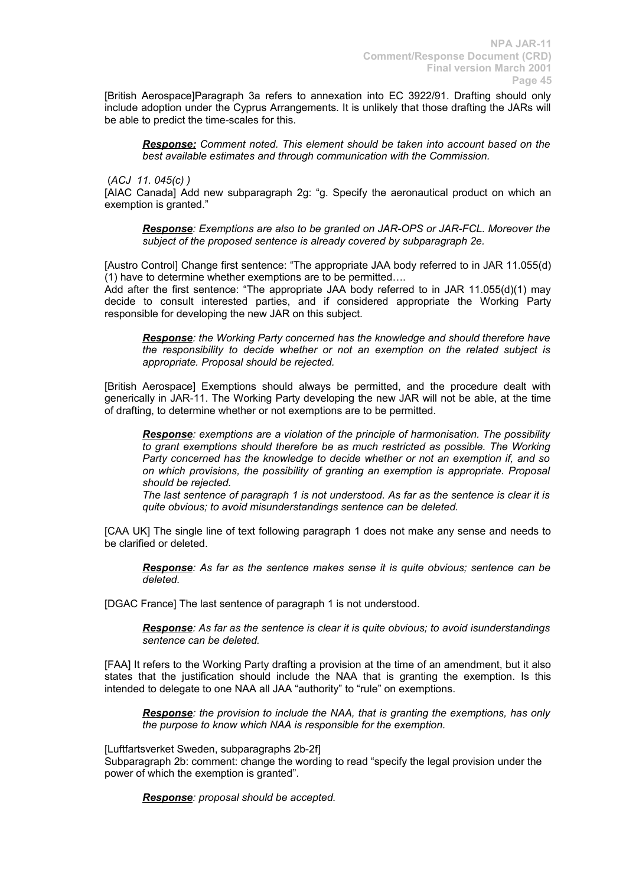[British Aerospace]Paragraph 3a refers to annexation into EC 3922/91. Drafting should only include adoption under the Cyprus Arrangements. It is unlikely that those drafting the JARs will be able to predict the time-scales for this.

> ***Response:*** *Comment noted. This element should be taken into account based on the best available estimates and through communication with the Commission.*

(*ACJ 11. 045(c)* )

[AIAC Canada] Add new subparagraph 2g: "g. Specify the aeronautical product on which an exemption is granted."

> ***Response****: Exemptions are also to be granted on JAR-OPS or JAR-FCL. Moreover the subject of the proposed sentence is already covered by subparagraph 2e.*

[Austro Control] Change first sentence: "The appropriate JAA body referred to in JAR 11.055(d) (1) have to determine whether exemptions are to be permitted….

Add after the first sentence: "The appropriate JAA body referred to in JAR 11.055(d)(1) may decide to consult interested parties, and if considered appropriate the Working Party responsible for developing the new JAR on this subject.

> ***Response****: the Working Party concerned has the knowledge and should therefore have the responsibility to decide whether or not an exemption on the related subject is appropriate. Proposal should be rejected.*

[British Aerospace] Exemptions should always be permitted, and the procedure dealt with generically in JAR-11. The Working Party developing the new JAR will not be able, at the time of drafting, to determine whether or not exemptions are to be permitted.

> ***Response****: exemptions are a violation of the principle of harmonisation. The possibility to grant exemptions should therefore be as much restricted as possible. The Working Party concerned has the knowledge to decide whether or not an exemption if, and so on which provisions, the possibility of granting an exemption is appropriate. Proposal should be rejected.*
>
> *The last sentence of paragraph 1 is not understood. As far as the sentence is clear it is quite obvious; to avoid misunderstandings sentence can be deleted.*

[CAA UK] The single line of text following paragraph 1 does not make any sense and needs to be clarified or deleted.

> ***Response****: As far as the sentence makes sense it is quite obvious; sentence can be deleted.*

[DGAC France] The last sentence of paragraph 1 is not understood.

> ***Response****: As far as the sentence is clear it is quite obvious; to avoid isunderstandings sentence can be deleted.*

[FAA] It refers to the Working Party drafting a provision at the time of an amendment, but it also states that the justification should include the NAA that is granting the exemption. Is this intended to delegate to one NAA all JAA "authority" to "rule" on exemptions.

> ***Response****: the provision to include the NAA, that is granting the exemptions, has only the purpose to know which NAA is responsible for the exemption.*

[Luftfartsverket Sweden, subparagraphs 2b-2f]

Subparagraph 2b: comment: change the wording to read "specify the legal provision under the power of which the exemption is granted".

> ***Response****: proposal should be accepted.*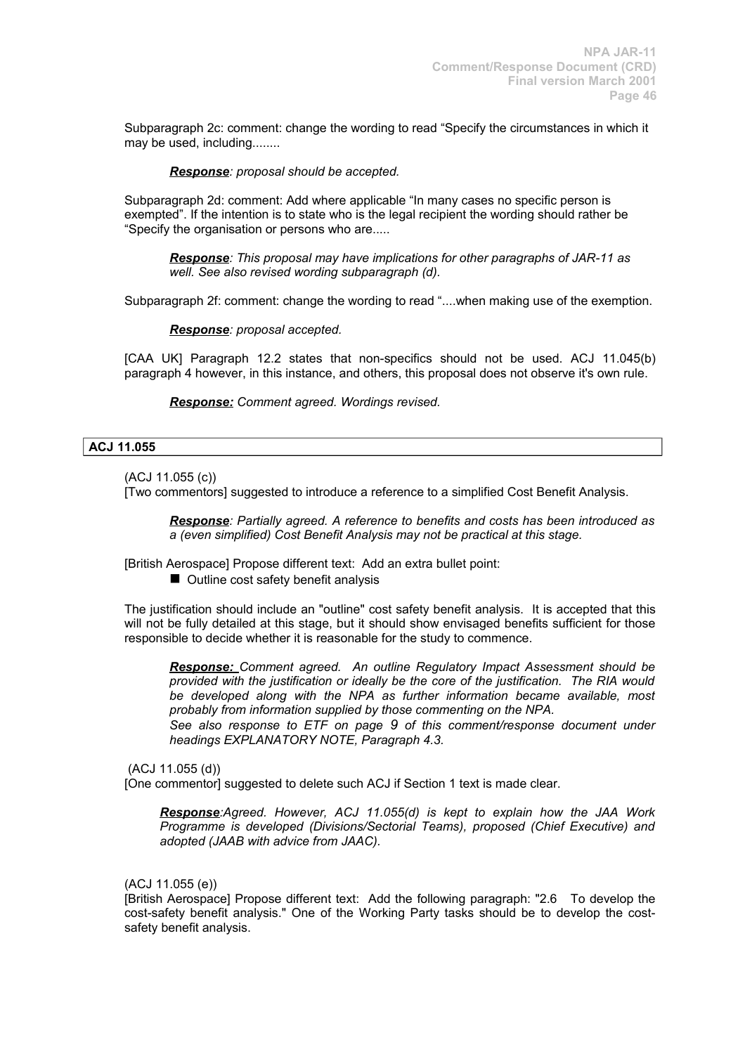Subparagraph 2c: comment: change the wording to read “Specify the circumstances in which it may be used, including........

> ***Response****: proposal should be accepted.*

Subparagraph 2d: comment: Add where applicable “In many cases no specific person is exempted”. If the intention is to state who is the legal recipient the wording should rather be “Specify the organisation or persons who are.....

> ***Response****: This proposal may have implications for other paragraphs of JAR-11 as well. See also revised wording subparagraph (d).*

Subparagraph 2f: comment: change the wording to read “....when making use of the exemption.

> ***Response****: proposal accepted.*

[CAA UK] Paragraph 12.2 states that non-specifics should not be used. ACJ 11.045(b) paragraph 4 however, in this instance, and others, this proposal does not observe it's own rule.

> ***Response:*** *Comment agreed. Wordings revised.*

**ACJ 11.055**

(ACJ 11.055 (c))
[Two commentors] suggested to introduce a reference to a simplified Cost Benefit Analysis.

> ***Response****: Partially agreed. A reference to benefits and costs has been introduced as a (even simplified) Cost Benefit Analysis may not be practical at this stage.*

[British Aerospace] Propose different text: Add an extra bullet point:

- Outline cost safety benefit analysis

The justification should include an "outline" cost safety benefit analysis. It is accepted that this will not be fully detailed at this stage, but it should show envisaged benefits sufficient for those responsible to decide whether it is reasonable for the study to commence.

> ***Response:*** *Comment agreed. An outline Regulatory Impact Assessment should be provided with the justification or ideally be the core of the justification. The RIA would be developed along with the NPA as further information became available, most probably from information supplied by those commenting on the NPA.*
> *See also response to ETF on page 9 of this comment/response document under headings EXPLANATORY NOTE, Paragraph 4.3.*

(ACJ 11.055 (d))
[One commentor] suggested to delete such ACJ if Section 1 text is made clear.

> ***Response****:Agreed. However, ACJ 11.055(d) is kept to explain how the JAA Work Programme is developed (Divisions/Sectorial Teams), proposed (Chief Executive) and adopted (JAAB with advice from JAAC).*

(ACJ 11.055 (e))
[British Aerospace] Propose different text: Add the following paragraph: "2.6 To develop the cost-safety benefit analysis." One of the Working Party tasks should be to develop the cost-safety benefit analysis.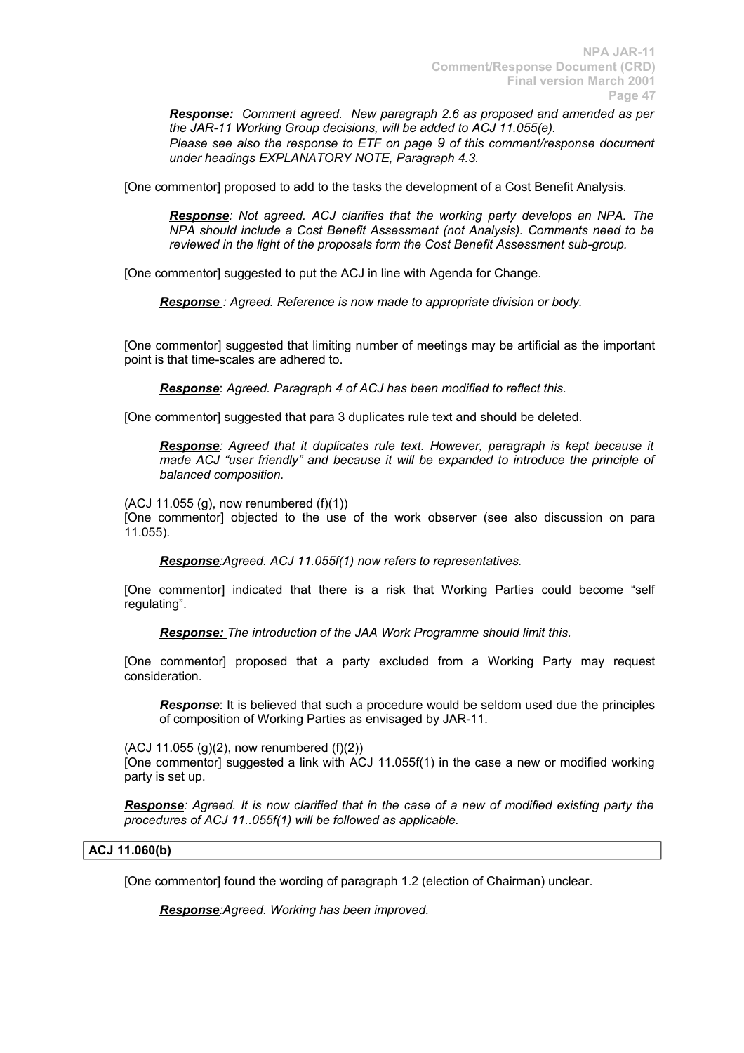***Response:*** *Comment agreed. New paragraph 2.6 as proposed and amended as per the JAR-11 Working Group decisions, will be added to ACJ 11.055(e).*
*Please see also the response to ETF on page 9 of this comment/response document under headings EXPLANATORY NOTE, Paragraph 4.3.*

[One commentor] proposed to add to the tasks the development of a Cost Benefit Analysis.

***Response****: Not agreed. ACJ clarifies that the working party develops an NPA. The NPA should include a Cost Benefit Assessment (not Analysis). Comments need to be reviewed in the light of the proposals form the Cost Benefit Assessment sub-group.*

[One commentor] suggested to put the ACJ in line with Agenda for Change.

***Response*** *: Agreed. Reference is now made to appropriate division or body.*

[One commentor] suggested that limiting number of meetings may be artificial as the important point is that time-scales are adhered to.

***Response***: *Agreed. Paragraph 4 of ACJ has been modified to reflect this.*

[One commentor] suggested that para 3 duplicates rule text and should be deleted.

***Response****: Agreed that it duplicates rule text. However, paragraph is kept because it made ACJ "user friendly" and because it will be expanded to introduce the principle of balanced composition.*

(ACJ 11.055 (g), now renumbered (f)(1))
[One commentor] objected to the use of the work observer (see also discussion on para 11.055).

***Response****:Agreed. ACJ 11.055f(1) now refers to representatives.*

[One commentor] indicated that there is a risk that Working Parties could become "self regulating".

***Response:*** *The introduction of the JAA Work Programme should limit this.*

[One commentor] proposed that a party excluded from a Working Party may request consideration.

***Response***: It is believed that such a procedure would be seldom used due the principles of composition of Working Parties as envisaged by JAR-11.

(ACJ 11.055 (g)(2), now renumbered (f)(2))
[One commentor] suggested a link with ACJ 11.055f(1) in the case a new or modified working party is set up.

***Response****: Agreed. It is now clarified that in the case of a new of modified existing party the procedures of ACJ 11..055f(1) will be followed as applicable.*

## ACJ 11.060(b)

[One commentor] found the wording of paragraph 1.2 (election of Chairman) unclear.

***Response****:Agreed. Working has been improved.*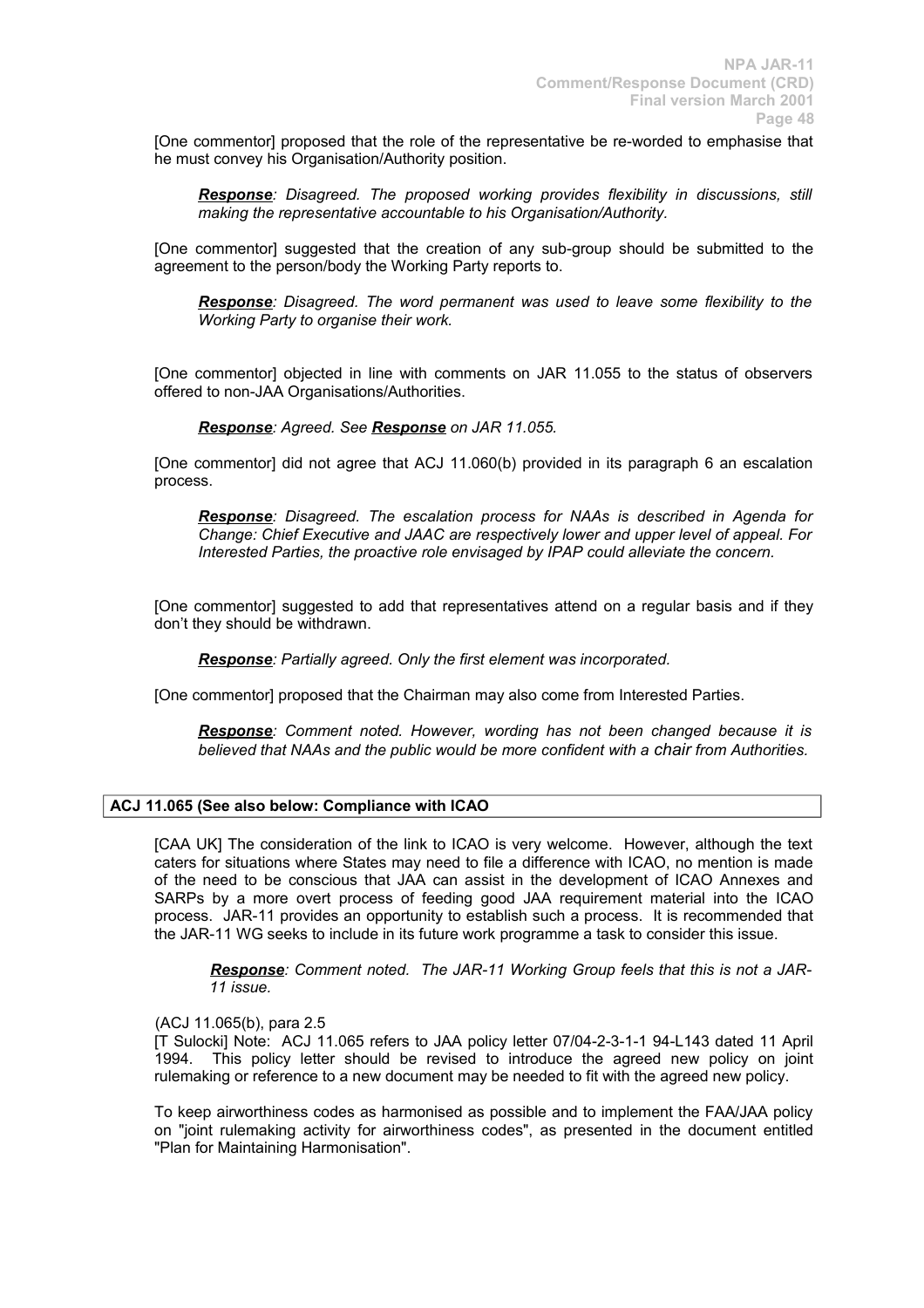[One commentor] proposed that the role of the representative be re-worded to emphasise that he must convey his Organisation/Authority position.

> ***Response**: Disagreed. The proposed working provides flexibility in discussions, still making the representative accountable to his Organisation/Authority.*

[One commentor] suggested that the creation of any sub-group should be submitted to the agreement to the person/body the Working Party reports to.

> ***Response**: Disagreed. The word permanent was used to leave some flexibility to the Working Party to organise their work.*

[One commentor] objected in line with comments on JAR 11.055 to the status of observers offered to non-JAA Organisations/Authorities.

> ***Response**: Agreed. See **Response** on JAR 11.055.*

[One commentor] did not agree that ACJ 11.060(b) provided in its paragraph 6 an escalation process.

> ***Response**: Disagreed. The escalation process for NAAs is described in Agenda for Change: Chief Executive and JAAC are respectively lower and upper level of appeal. For Interested Parties, the proactive role envisaged by IPAP could alleviate the concern.*

[One commentor] suggested to add that representatives attend on a regular basis and if they don't they should be withdrawn.

> ***Response**: Partially agreed. Only the first element was incorporated.*

[One commentor] proposed that the Chairman may also come from Interested Parties.

> ***Response**: Comment noted. However, wording has not been changed because it is believed that NAAs and the public would be more confident with a chair from Authorities.*

**ACJ 11.065 (See also below: Compliance with ICAO**

[CAA UK] The consideration of the link to ICAO is very welcome. However, although the text caters for situations where States may need to file a difference with ICAO, no mention is made of the need to be conscious that JAA can assist in the development of ICAO Annexes and SARPs by a more overt process of feeding good JAA requirement material into the ICAO process. JAR-11 provides an opportunity to establish such a process. It is recommended that the JAR-11 WG seeks to include in its future work programme a task to consider this issue.

> ***Response**: Comment noted. The JAR-11 Working Group feels that this is not a JAR-11 issue.*

(ACJ 11.065(b), para 2.5

[T Sulocki] Note: ACJ 11.065 refers to JAA policy letter 07/04-2-3-1-1 94-L143 dated 11 April 1994. This policy letter should be revised to introduce the agreed new policy on joint rulemaking or reference to a new document may be needed to fit with the agreed new policy.

To keep airworthiness codes as harmonised as possible and to implement the FAA/JAA policy on "joint rulemaking activity for airworthiness codes", as presented in the document entitled "Plan for Maintaining Harmonisation".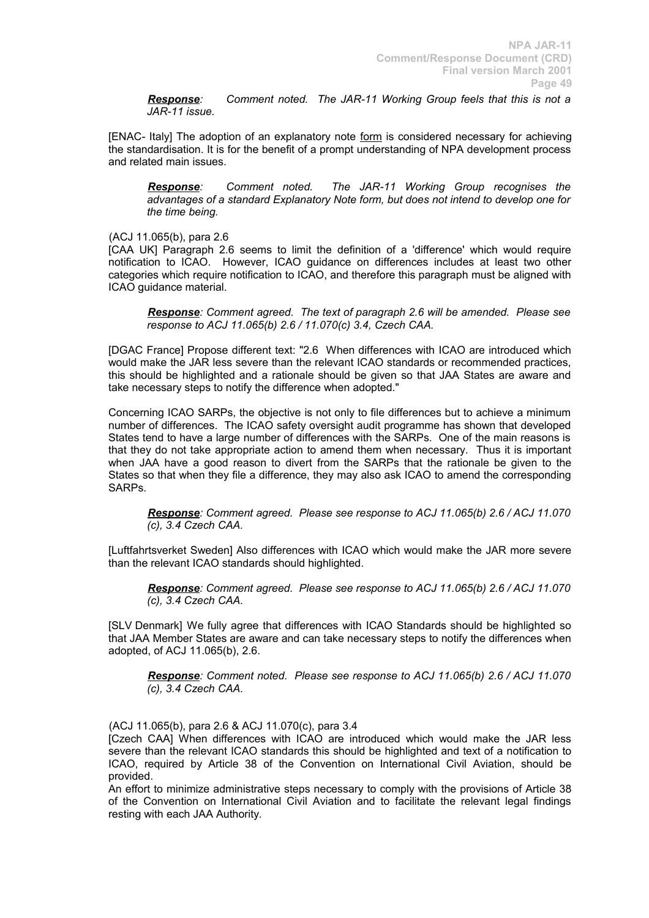> ***Response**: Comment noted. The JAR-11 Working Group feels that this is not a JAR-11 issue.*

[ENAC- Italy] The adoption of an explanatory note form is considered necessary for achieving the standardisation. It is for the benefit of a prompt understanding of NPA development process and related main issues.

> ***Response**: Comment noted. The JAR-11 Working Group recognises the advantages of a standard Explanatory Note form, but does not intend to develop one for the time being.*

(ACJ 11.065(b), para 2.6

[CAA UK] Paragraph 2.6 seems to limit the definition of a 'difference' which would require notification to ICAO. However, ICAO guidance on differences includes at least two other categories which require notification to ICAO, and therefore this paragraph must be aligned with ICAO guidance material.

> ***Response**: Comment agreed. The text of paragraph 2.6 will be amended. Please see response to ACJ 11.065(b) 2.6 / 11.070(c) 3.4, Czech CAA.*

[DGAC France] Propose different text: "2.6 When differences with ICAO are introduced which would make the JAR less severe than the relevant ICAO standards or recommended practices, this should be highlighted and a rationale should be given so that JAA States are aware and take necessary steps to notify the difference when adopted."

Concerning ICAO SARPs, the objective is not only to file differences but to achieve a minimum number of differences. The ICAO safety oversight audit programme has shown that developed States tend to have a large number of differences with the SARPs. One of the main reasons is that they do not take appropriate action to amend them when necessary. Thus it is important when JAA have a good reason to divert from the SARPs that the rationale be given to the States so that when they file a difference, they may also ask ICAO to amend the corresponding SARPs.

> ***Response**: Comment agreed. Please see response to ACJ 11.065(b) 2.6 / ACJ 11.070 (c), 3.4 Czech CAA.*

[Luftfahrtsverket Sweden] Also differences with ICAO which would make the JAR more severe than the relevant ICAO standards should highlighted.

> ***Response**: Comment agreed. Please see response to ACJ 11.065(b) 2.6 / ACJ 11.070 (c), 3.4 Czech CAA.*

[SLV Denmark] We fully agree that differences with ICAO Standards should be highlighted so that JAA Member States are aware and can take necessary steps to notify the differences when adopted, of ACJ 11.065(b), 2.6.

> ***Response**: Comment noted. Please see response to ACJ 11.065(b) 2.6 / ACJ 11.070 (c), 3.4 Czech CAA.*

(ACJ 11.065(b), para 2.6 & ACJ 11.070(c), para 3.4

[Czech CAA] When differences with ICAO are introduced which would make the JAR less severe than the relevant ICAO standards this should be highlighted and text of a notification to ICAO, required by Article 38 of the Convention on International Civil Aviation, should be provided.

An effort to minimize administrative steps necessary to comply with the provisions of Article 38 of the Convention on International Civil Aviation and to facilitate the relevant legal findings resting with each JAA Authority.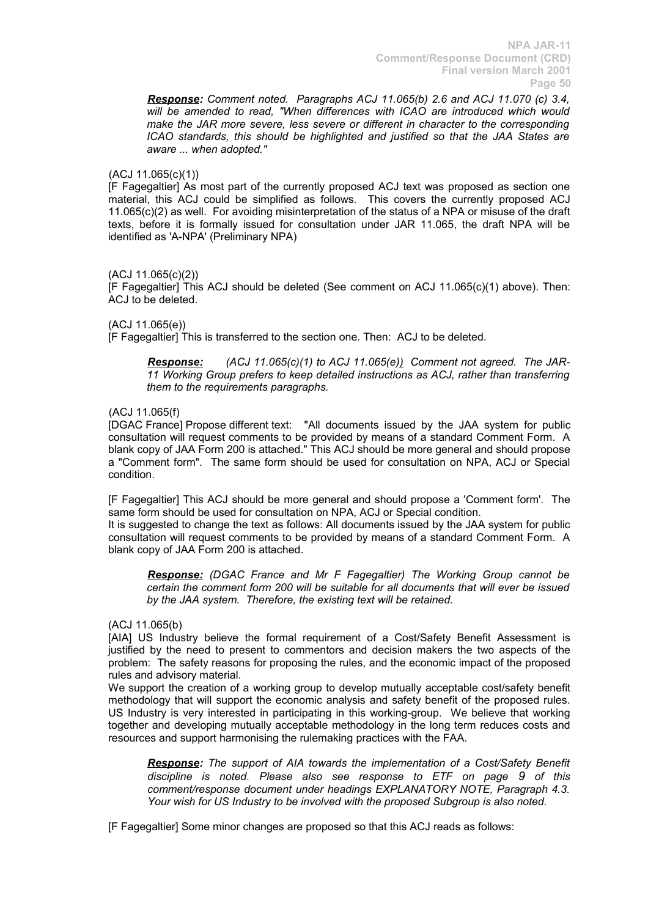***Response:*** *Comment noted. Paragraphs ACJ 11.065(b) 2.6 and ACJ 11.070 (c) 3.4, will be amended to read, "When differences with ICAO are introduced which would make the JAR more severe, less severe or different in character to the corresponding ICAO standards, this should be highlighted and justified so that the JAA States are aware ... when adopted."*

(ACJ 11.065(c)(1))

[F Fagegaltier] As most part of the currently proposed ACJ text was proposed as section one material, this ACJ could be simplified as follows. This covers the currently proposed ACJ 11.065(c)(2) as well. For avoiding misinterpretation of the status of a NPA or misuse of the draft texts, before it is formally issued for consultation under JAR 11.065, the draft NPA will be identified as 'A-NPA' (Preliminary NPA)

(ACJ 11.065(c)(2))

[F Fagegaltier] This ACJ should be deleted (See comment on ACJ 11.065(c)(1) above). Then: ACJ to be deleted.

(ACJ 11.065(e))

[F Fagegaltier] This is transferred to the section one. Then: ACJ to be deleted.

***Response:*** *(ACJ 11.065(c)(1) to ACJ 11.065(e)) Comment not agreed. The JAR-11 Working Group prefers to keep detailed instructions as ACJ, rather than transferring them to the requirements paragraphs.*

(ACJ 11.065(f)

[DGAC France] Propose different text: "All documents issued by the JAA system for public consultation will request comments to be provided by means of a standard Comment Form. A blank copy of JAA Form 200 is attached." This ACJ should be more general and should propose a "Comment form". The same form should be used for consultation on NPA, ACJ or Special condition.

[F Fagegaltier] This ACJ should be more general and should propose a 'Comment form'. The same form should be used for consultation on NPA, ACJ or Special condition.

It is suggested to change the text as follows: All documents issued by the JAA system for public consultation will request comments to be provided by means of a standard Comment Form. A blank copy of JAA Form 200 is attached.

***Response:*** *(DGAC France and Mr F Fagegaltier) The Working Group cannot be certain the comment form 200 will be suitable for all documents that will ever be issued by the JAA system. Therefore, the existing text will be retained.*

(ACJ 11.065(b)

[AIA] US Industry believe the formal requirement of a Cost/Safety Benefit Assessment is justified by the need to present to commentors and decision makers the two aspects of the problem: The safety reasons for proposing the rules, and the economic impact of the proposed rules and advisory material.

We support the creation of a working group to develop mutually acceptable cost/safety benefit methodology that will support the economic analysis and safety benefit of the proposed rules. US Industry is very interested in participating in this working-group. We believe that working together and developing mutually acceptable methodology in the long term reduces costs and resources and support harmonising the rulemaking practices with the FAA.

***Response:*** *The support of AIA towards the implementation of a Cost/Safety Benefit discipline is noted. Please also see response to ETF on page 9 of this comment/response document under headings EXPLANATORY NOTE, Paragraph 4.3. Your wish for US Industry to be involved with the proposed Subgroup is also noted.*

[F Fagegaltier] Some minor changes are proposed so that this ACJ reads as follows: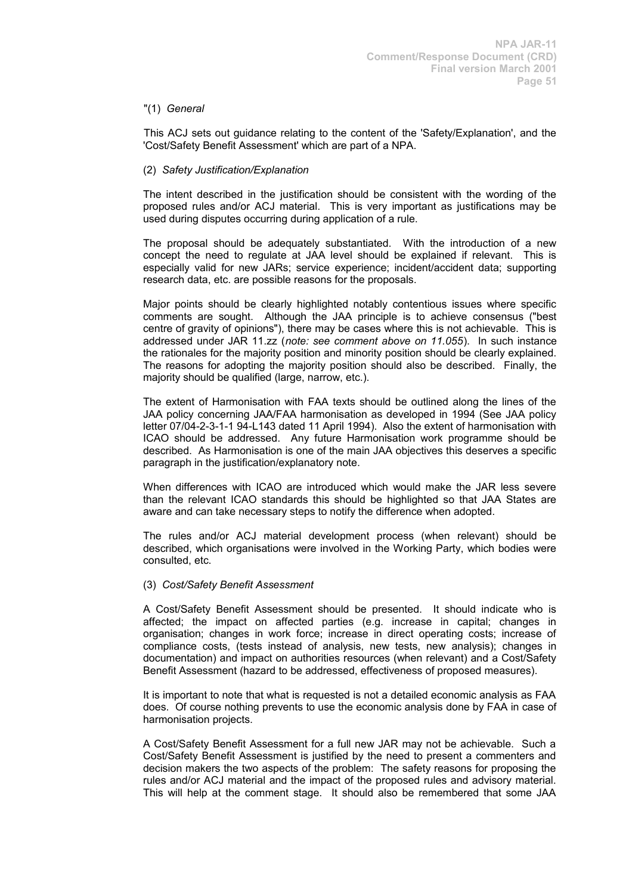"(1) *General*

This ACJ sets out guidance relating to the content of the 'Safety/Explanation', and the 'Cost/Safety Benefit Assessment' which are part of a NPA.

(2) *Safety Justification/Explanation*

The intent described in the justification should be consistent with the wording of the proposed rules and/or ACJ material. This is very important as justifications may be used during disputes occurring during application of a rule.

The proposal should be adequately substantiated. With the introduction of a new concept the need to regulate at JAA level should be explained if relevant. This is especially valid for new JARs; service experience; incident/accident data; supporting research data, etc. are possible reasons for the proposals.

Major points should be clearly highlighted notably contentious issues where specific comments are sought. Although the JAA principle is to achieve consensus ("best centre of gravity of opinions"), there may be cases where this is not achievable. This is addressed under JAR 11.zz (*note: see comment above on 11.055*). In such instance the rationales for the majority position and minority position should be clearly explained. The reasons for adopting the majority position should also be described. Finally, the majority should be qualified (large, narrow, etc.).

The extent of Harmonisation with FAA texts should be outlined along the lines of the JAA policy concerning JAA/FAA harmonisation as developed in 1994 (See JAA policy letter 07/04-2-3-1-1 94-L143 dated 11 April 1994). Also the extent of harmonisation with ICAO should be addressed. Any future Harmonisation work programme should be described. As Harmonisation is one of the main JAA objectives this deserves a specific paragraph in the justification/explanatory note.

When differences with ICAO are introduced which would make the JAR less severe than the relevant ICAO standards this should be highlighted so that JAA States are aware and can take necessary steps to notify the difference when adopted.

The rules and/or ACJ material development process (when relevant) should be described, which organisations were involved in the Working Party, which bodies were consulted, etc.

(3) *Cost/Safety Benefit Assessment*

A Cost/Safety Benefit Assessment should be presented. It should indicate who is affected; the impact on affected parties (e.g. increase in capital; changes in organisation; changes in work force; increase in direct operating costs; increase of compliance costs, (tests instead of analysis, new tests, new analysis); changes in documentation) and impact on authorities resources (when relevant) and a Cost/Safety Benefit Assessment (hazard to be addressed, effectiveness of proposed measures).

It is important to note that what is requested is not a detailed economic analysis as FAA does. Of course nothing prevents to use the economic analysis done by FAA in case of harmonisation projects.

A Cost/Safety Benefit Assessment for a full new JAR may not be achievable. Such a Cost/Safety Benefit Assessment is justified by the need to present a commenters and decision makers the two aspects of the problem: The safety reasons for proposing the rules and/or ACJ material and the impact of the proposed rules and advisory material. This will help at the comment stage. It should also be remembered that some JAA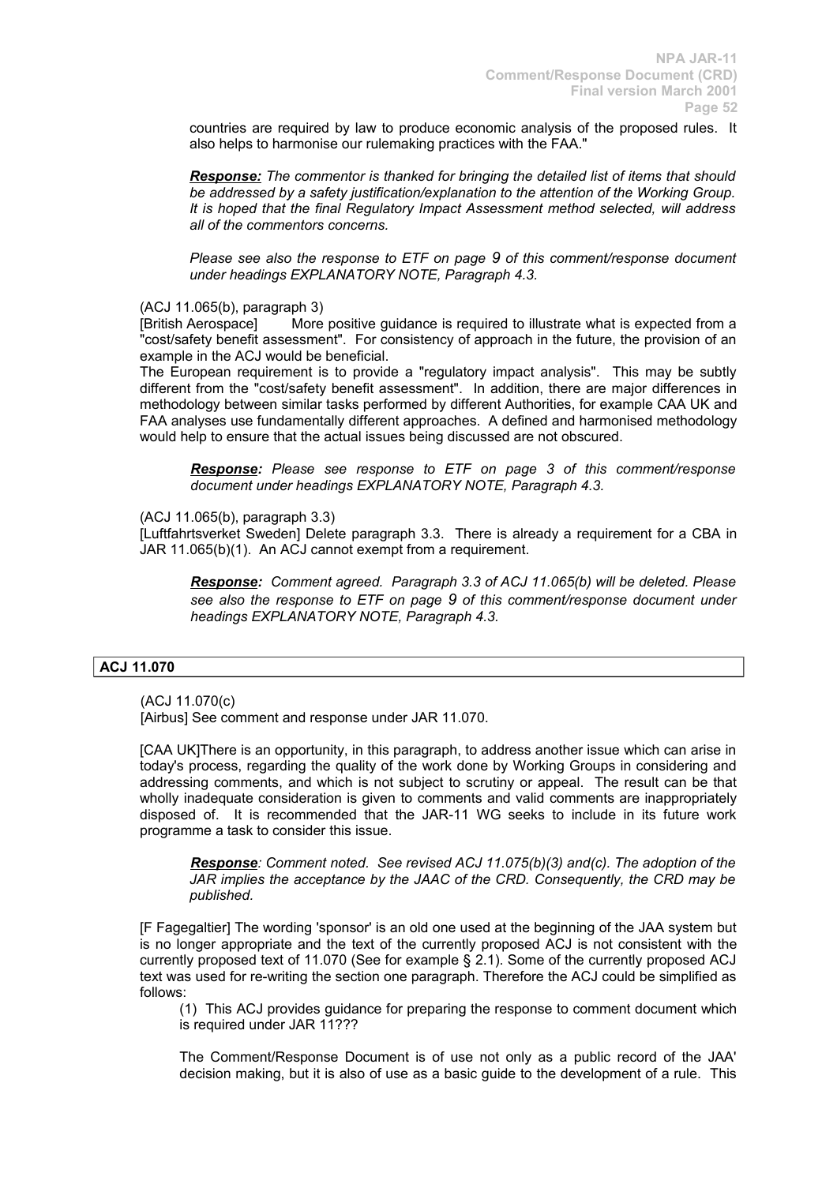countries are required by law to produce economic analysis of the proposed rules. It also helps to harmonise our rulemaking practices with the FAA."

> ***Response:*** *The commentor is thanked for bringing the detailed list of items that should be addressed by a safety justification/explanation to the attention of the Working Group. It is hoped that the final Regulatory Impact Assessment method selected, will address all of the commentors concerns.*
>
> *Please see also the response to ETF on page 9 of this comment/response document under headings EXPLANATORY NOTE, Paragraph 4.3.*

(ACJ 11.065(b), paragraph 3)
[British Aerospace] More positive guidance is required to illustrate what is expected from a "cost/safety benefit assessment". For consistency of approach in the future, the provision of an example in the ACJ would be beneficial.
The European requirement is to provide a "regulatory impact analysis". This may be subtly different from the "cost/safety benefit assessment". In addition, there are major differences in methodology between similar tasks performed by different Authorities, for example CAA UK and FAA analyses use fundamentally different approaches. A defined and harmonised methodology would help to ensure that the actual issues being discussed are not obscured.

> ***Response:*** *Please see response to ETF on page 3 of this comment/response document under headings EXPLANATORY NOTE, Paragraph 4.3.*

(ACJ 11.065(b), paragraph 3.3)
[Luftfahrtsverket Sweden] Delete paragraph 3.3. There is already a requirement for a CBA in JAR 11.065(b)(1). An ACJ cannot exempt from a requirement.

> ***Response:*** *Comment agreed. Paragraph 3.3 of ACJ 11.065(b) will be deleted. Please see also the response to ETF on page 9 of this comment/response document under headings EXPLANATORY NOTE, Paragraph 4.3.*

**ACJ 11.070**

(ACJ 11.070(c)
[Airbus] See comment and response under JAR 11.070.

[CAA UK]There is an opportunity, in this paragraph, to address another issue which can arise in today's process, regarding the quality of the work done by Working Groups in considering and addressing comments, and which is not subject to scrutiny or appeal. The result can be that wholly inadequate consideration is given to comments and valid comments are inappropriately disposed of. It is recommended that the JAR-11 WG seeks to include in its future work programme a task to consider this issue.

> ***Response****: Comment noted. See revised ACJ 11.075(b)(3) and(c). The adoption of the JAR implies the acceptance by the JAAC of the CRD. Consequently, the CRD may be published.*

[F Fagegaltier] The wording 'sponsor' is an old one used at the beginning of the JAA system but is no longer appropriate and the text of the currently proposed ACJ is not consistent with the currently proposed text of 11.070 (See for example § 2.1). Some of the currently proposed ACJ text was used for re-writing the section one paragraph. Therefore the ACJ could be simplified as follows:

> (1) This ACJ provides guidance for preparing the response to comment document which is required under JAR 11???
>
> The Comment/Response Document is of use not only as a public record of the JAA' decision making, but it is also of use as a basic guide to the development of a rule. This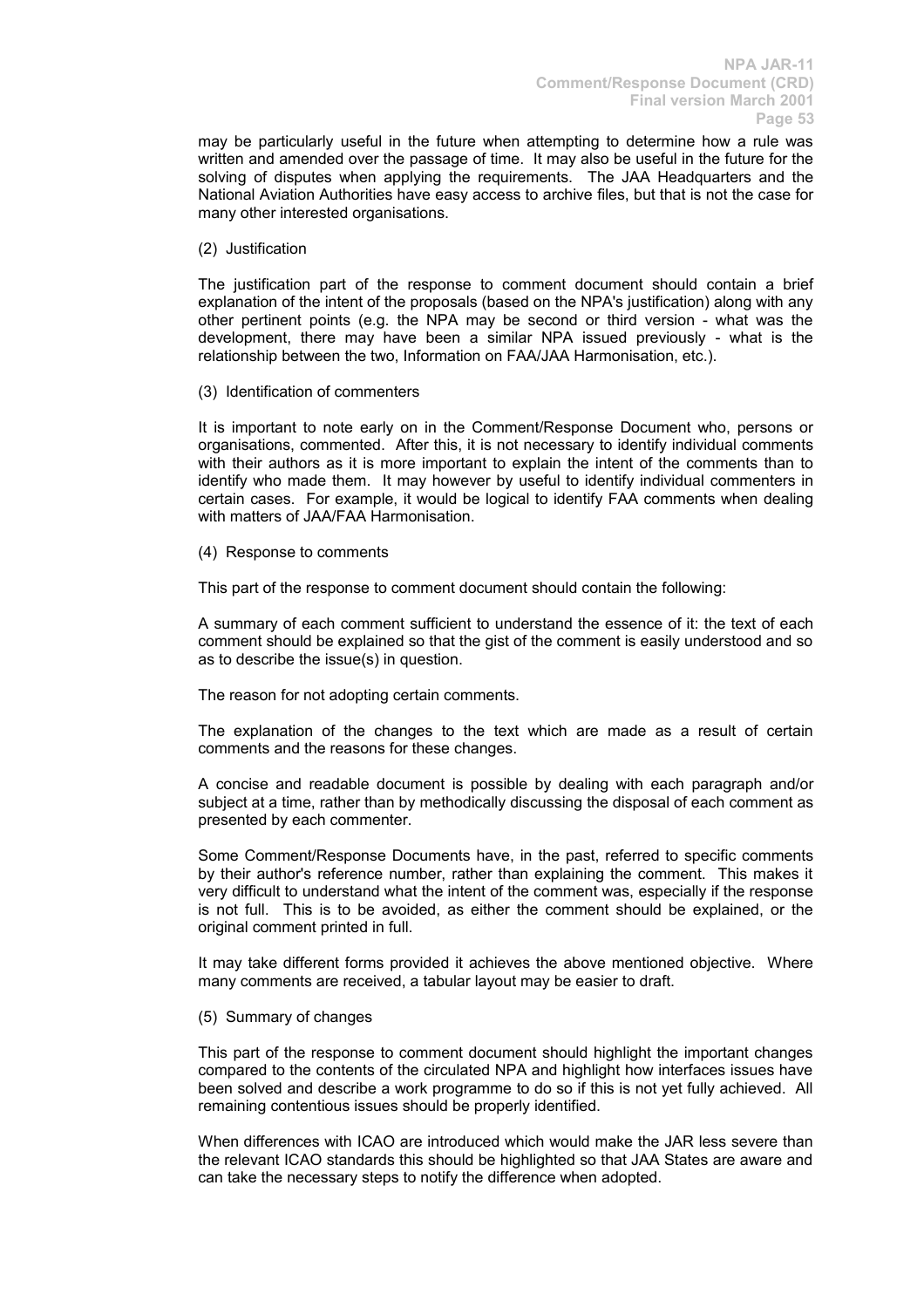may be particularly useful in the future when attempting to determine how a rule was written and amended over the passage of time. It may also be useful in the future for the solving of disputes when applying the requirements. The JAA Headquarters and the National Aviation Authorities have easy access to archive files, but that is not the case for many other interested organisations.

(2) Justification

The justification part of the response to comment document should contain a brief explanation of the intent of the proposals (based on the NPA's justification) along with any other pertinent points (e.g. the NPA may be second or third version - what was the development, there may have been a similar NPA issued previously - what is the relationship between the two, Information on FAA/JAA Harmonisation, etc.).

(3) Identification of commenters

It is important to note early on in the Comment/Response Document who, persons or organisations, commented. After this, it is not necessary to identify individual comments with their authors as it is more important to explain the intent of the comments than to identify who made them. It may however by useful to identify individual commenters in certain cases. For example, it would be logical to identify FAA comments when dealing with matters of JAA/FAA Harmonisation.

(4) Response to comments

This part of the response to comment document should contain the following:

A summary of each comment sufficient to understand the essence of it: the text of each comment should be explained so that the gist of the comment is easily understood and so as to describe the issue(s) in question.

The reason for not adopting certain comments.

The explanation of the changes to the text which are made as a result of certain comments and the reasons for these changes.

A concise and readable document is possible by dealing with each paragraph and/or subject at a time, rather than by methodically discussing the disposal of each comment as presented by each commenter.

Some Comment/Response Documents have, in the past, referred to specific comments by their author's reference number, rather than explaining the comment. This makes it very difficult to understand what the intent of the comment was, especially if the response is not full. This is to be avoided, as either the comment should be explained, or the original comment printed in full.

It may take different forms provided it achieves the above mentioned objective. Where many comments are received, a tabular layout may be easier to draft.

(5) Summary of changes

This part of the response to comment document should highlight the important changes compared to the contents of the circulated NPA and highlight how interfaces issues have been solved and describe a work programme to do so if this is not yet fully achieved. All remaining contentious issues should be properly identified.

When differences with ICAO are introduced which would make the JAR less severe than the relevant ICAO standards this should be highlighted so that JAA States are aware and can take the necessary steps to notify the difference when adopted.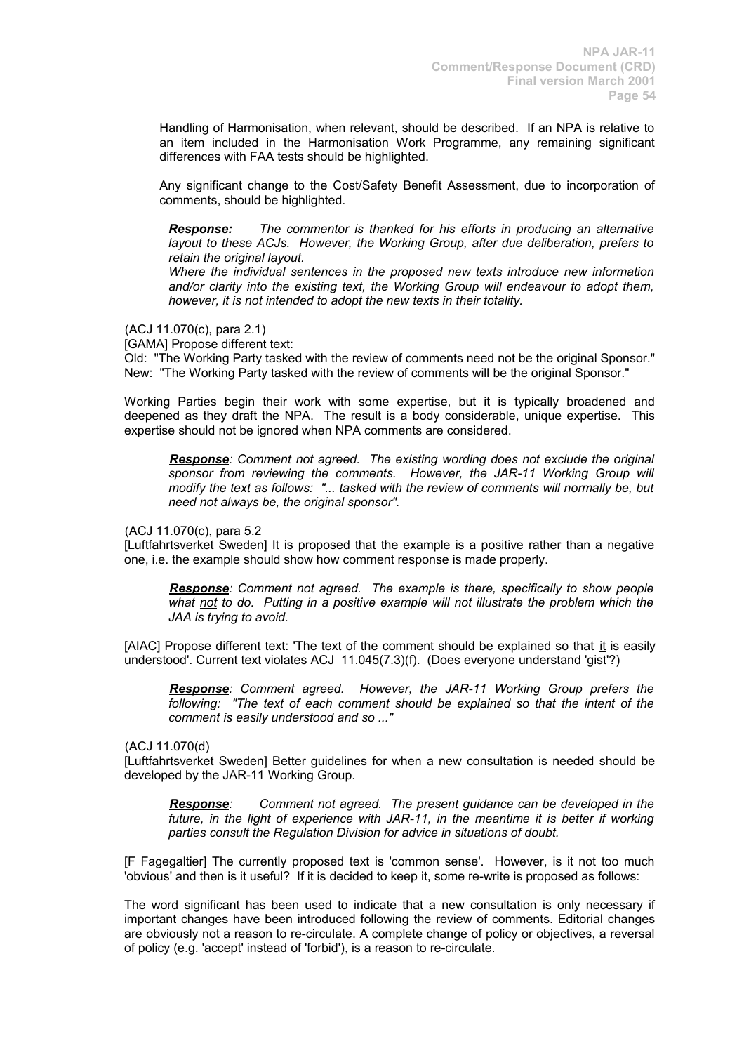Handling of Harmonisation, when relevant, should be described. If an NPA is relative to an item included in the Harmonisation Work Programme, any remaining significant differences with FAA tests should be highlighted.

Any significant change to the Cost/Safety Benefit Assessment, due to incorporation of comments, should be highlighted.

> ***Response:*** *The commentor is thanked for his efforts in producing an alternative layout to these ACJs. However, the Working Group, after due deliberation, prefers to retain the original layout.*
> *Where the individual sentences in the proposed new texts introduce new information and/or clarity into the existing text, the Working Group will endeavour to adopt them, however, it is not intended to adopt the new texts in their totality.*

(ACJ 11.070(c), para 2.1)

[GAMA] Propose different text:

Old: "The Working Party tasked with the review of comments need not be the original Sponsor."
New: "The Working Party tasked with the review of comments will be the original Sponsor."

Working Parties begin their work with some expertise, but it is typically broadened and deepened as they draft the NPA. The result is a body considerable, unique expertise. This expertise should not be ignored when NPA comments are considered.

> ***Response****: Comment not agreed. The existing wording does not exclude the original sponsor from reviewing the comments. However, the JAR-11 Working Group will modify the text as follows: "... tasked with the review of comments will normally be, but need not always be, the original sponsor".*

(ACJ 11.070(c), para 5.2

[Luftfahrtsverket Sweden] It is proposed that the example is a positive rather than a negative one, i.e. the example should show how comment response is made properly.

> ***Response****: Comment not agreed. The example is there, specifically to show people what not to do. Putting in a positive example will not illustrate the problem which the JAA is trying to avoid.*

[AIAC] Propose different text: 'The text of the comment should be explained so that it is easily understood'. Current text violates ACJ 11.045(7.3)(f). (Does everyone understand 'gist'?)

> ***Response****: Comment agreed. However, the JAR-11 Working Group prefers the following: "The text of each comment should be explained so that the intent of the comment is easily understood and so ..."*

(ACJ 11.070(d)

[Luftfahrtsverket Sweden] Better guidelines for when a new consultation is needed should be developed by the JAR-11 Working Group.

> ***Response****: Comment not agreed. The present guidance can be developed in the future, in the light of experience with JAR-11, in the meantime it is better if working parties consult the Regulation Division for advice in situations of doubt.*

[F Fagegaltier] The currently proposed text is 'common sense'. However, is it not too much 'obvious' and then is it useful? If it is decided to keep it, some re-write is proposed as follows:

The word significant has been used to indicate that a new consultation is only necessary if important changes have been introduced following the review of comments. Editorial changes are obviously not a reason to re-circulate. A complete change of policy or objectives, a reversal of policy (e.g. 'accept' instead of 'forbid'), is a reason to re-circulate.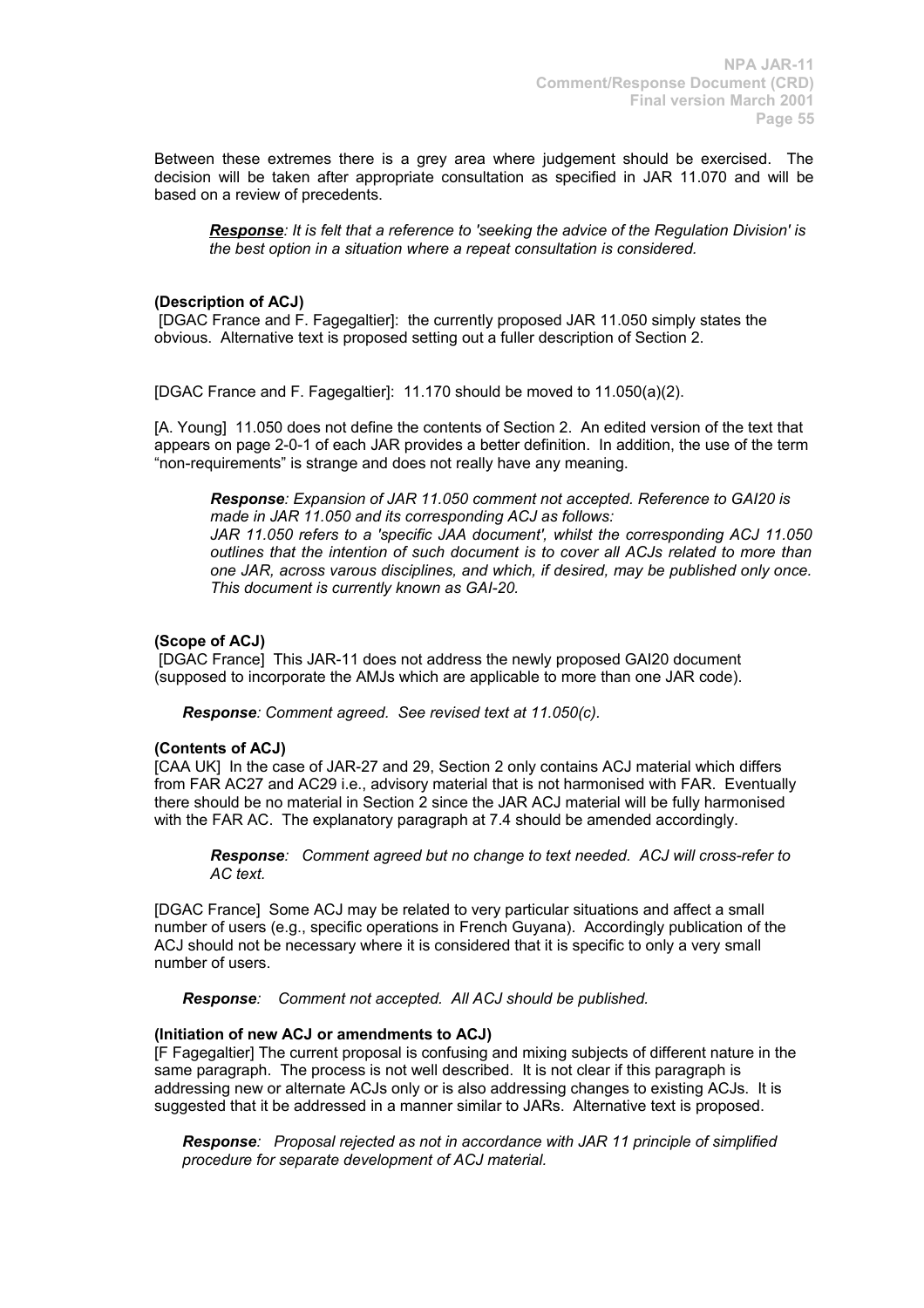Between these extremes there is a grey area where judgement should be exercised. The decision will be taken after appropriate consultation as specified in JAR 11.070 and will be based on a review of precedents.

> ***Response****: It is felt that a reference to 'seeking the advice of the Regulation Division' is the best option in a situation where a repeat consultation is considered.*

**(Description of ACJ)**

[DGAC France and F. Fagegaltier]: the currently proposed JAR 11.050 simply states the obvious. Alternative text is proposed setting out a fuller description of Section 2.

[DGAC France and F. Fagegaltier]: 11.170 should be moved to 11.050(a)(2).

[A. Young] 11.050 does not define the contents of Section 2. An edited version of the text that appears on page 2-0-1 of each JAR provides a better definition. In addition, the use of the term "non-requirements" is strange and does not really have any meaning.

> ***Response****: Expansion of JAR 11.050 comment not accepted. Reference to GAI20 is made in JAR 11.050 and its corresponding ACJ as follows:*
> *JAR 11.050 refers to a 'specific JAA document', whilst the corresponding ACJ 11.050 outlines that the intention of such document is to cover all ACJs related to more than one JAR, across varous disciplines, and which, if desired, may be published only once. This document is currently known as GAI-20.*

**(Scope of ACJ)**

[DGAC France] This JAR-11 does not address the newly proposed GAI20 document (supposed to incorporate the AMJs which are applicable to more than one JAR code).

> ***Response****: Comment agreed. See revised text at 11.050(c).*

**(Contents of ACJ)**

[CAA UK] In the case of JAR-27 and 29, Section 2 only contains ACJ material which differs from FAR AC27 and AC29 i.e., advisory material that is not harmonised with FAR. Eventually there should be no material in Section 2 since the JAR ACJ material will be fully harmonised with the FAR AC. The explanatory paragraph at 7.4 should be amended accordingly.

> ***Response****: Comment agreed but no change to text needed. ACJ will cross-refer to AC text.*

[DGAC France] Some ACJ may be related to very particular situations and affect a small number of users (e.g., specific operations in French Guyana). Accordingly publication of the ACJ should not be necessary where it is considered that it is specific to only a very small number of users.

> ***Response****: Comment not accepted. All ACJ should be published.*

**(Initiation of new ACJ or amendments to ACJ)**

[F Fagegaltier] The current proposal is confusing and mixing subjects of different nature in the same paragraph. The process is not well described. It is not clear if this paragraph is addressing new or alternate ACJs only or is also addressing changes to existing ACJs. It is suggested that it be addressed in a manner similar to JARs. Alternative text is proposed.

> ***Response****: Proposal rejected as not in accordance with JAR 11 principle of simplified procedure for separate development of ACJ material.*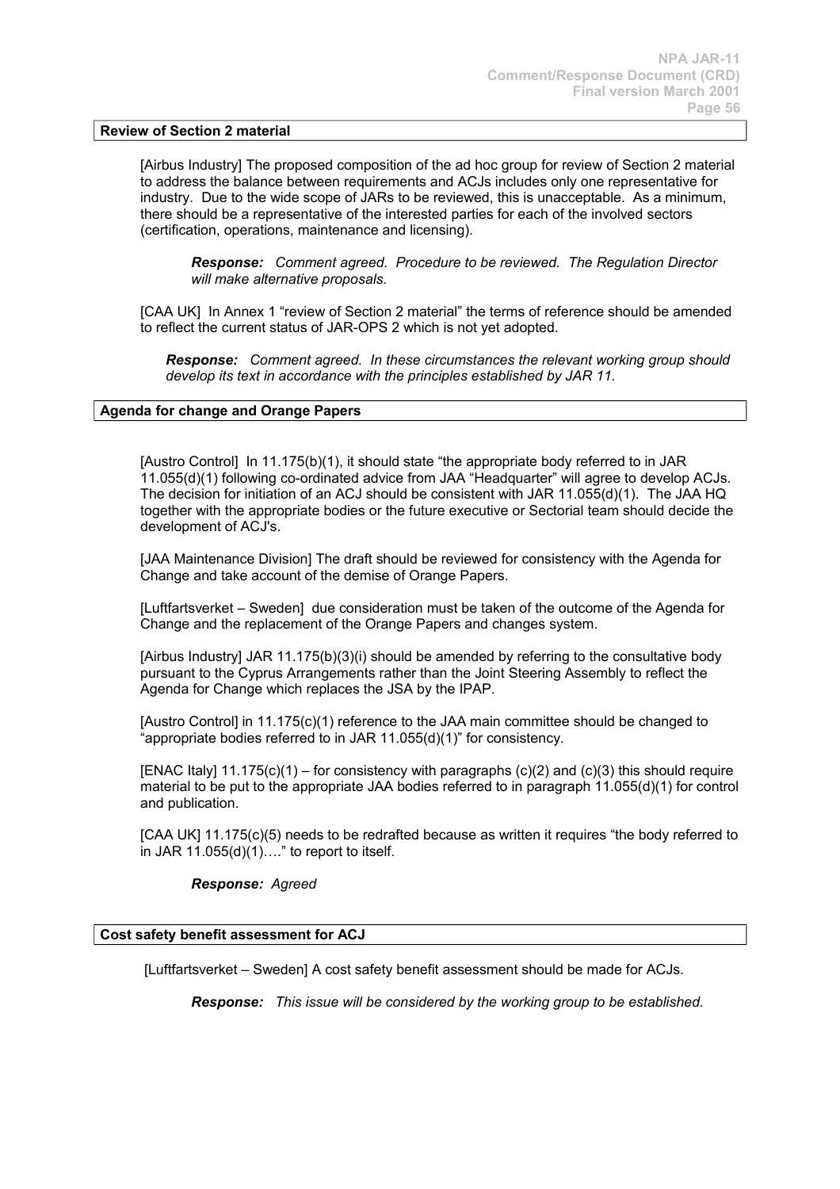**Review of Section 2 material**

[Airbus Industry] The proposed composition of the ad hoc group for review of Section 2 material to address the balance between requirements and ACJs includes only one representative for industry. Due to the wide scope of JARs to be reviewed, this is unacceptable. As a minimum, there should be a representative of the interested parties for each of the involved sectors (certification, operations, maintenance and licensing).

> ***Response:*** *Comment agreed. Procedure to be reviewed. The Regulation Director will make alternative proposals.*

[CAA UK] In Annex 1 "review of Section 2 material" the terms of reference should be amended to reflect the current status of JAR-OPS 2 which is not yet adopted.

> ***Response:*** *Comment agreed. In these circumstances the relevant working group should develop its text in accordance with the principles established by JAR 11.*

**Agenda for change and Orange Papers**

[Austro Control] In 11.175(b)(1), it should state "the appropriate body referred to in JAR 11.055(d)(1) following co-ordinated advice from JAA "Headquarter" will agree to develop ACJs. The decision for initiation of an ACJ should be consistent with JAR 11.055(d)(1). The JAA HQ together with the appropriate bodies or the future executive or Sectorial team should decide the development of ACJ's.

[JAA Maintenance Division] The draft should be reviewed for consistency with the Agenda for Change and take account of the demise of Orange Papers.

[Luftfartsverket – Sweden] due consideration must be taken of the outcome of the Agenda for Change and the replacement of the Orange Papers and changes system.

[Airbus Industry] JAR 11.175(b)(3)(i) should be amended by referring to the consultative body pursuant to the Cyprus Arrangements rather than the Joint Steering Assembly to reflect the Agenda for Change which replaces the JSA by the IPAP.

[Austro Control] in 11.175(c)(1) reference to the JAA main committee should be changed to "appropriate bodies referred to in JAR 11.055(d)(1)" for consistency.

[ENAC Italy] 11.175(c)(1) – for consistency with paragraphs (c)(2) and (c)(3) this should require material to be put to the appropriate JAA bodies referred to in paragraph 11.055(d)(1) for control and publication.

[CAA UK] 11.175(c)(5) needs to be redrafted because as written it requires "the body referred to in JAR 11.055(d)(1)…." to report to itself.

> ***Response:*** *Agreed*

**Cost safety benefit assessment for ACJ**

[Luftfartsverket – Sweden] A cost safety benefit assessment should be made for ACJs.

> ***Response:*** *This issue will be considered by the working group to be established.*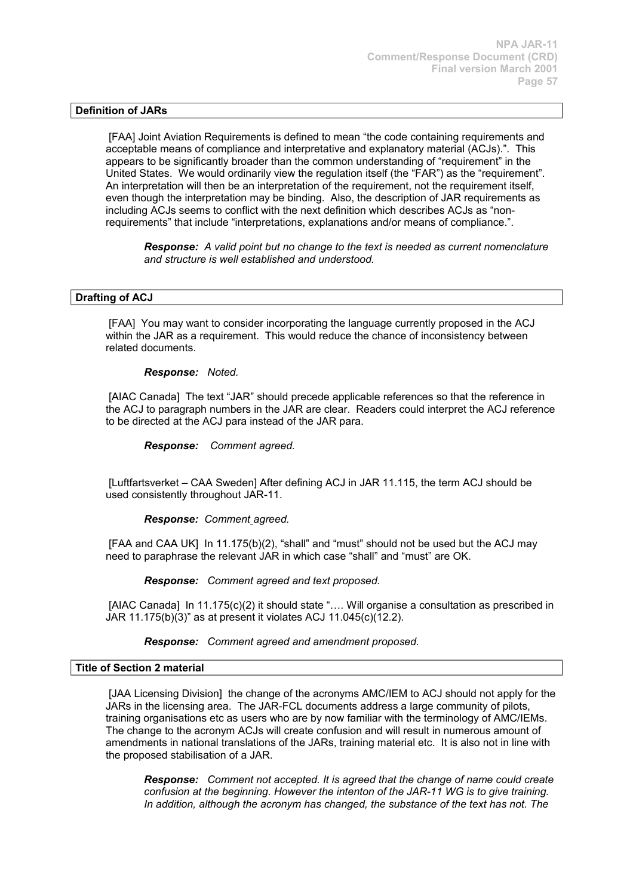**Definition of JARs**

[FAA] Joint Aviation Requirements is defined to mean "the code containing requirements and acceptable means of compliance and interpretative and explanatory material (ACJs).". This appears to be significantly broader than the common understanding of "requirement" in the United States. We would ordinarily view the regulation itself (the "FAR") as the "requirement". An interpretation will then be an interpretation of the requirement, not the requirement itself, even though the interpretation may be binding. Also, the description of JAR requirements as including ACJs seems to conflict with the next definition which describes ACJs as "non-requirements" that include "interpretations, explanations and/or means of compliance.".

> ***Response:*** *A valid point but no change to the text is needed as current nomenclature and structure is well established and understood.*

**Drafting of ACJ**

[FAA] You may want to consider incorporating the language currently proposed in the ACJ within the JAR as a requirement. This would reduce the chance of inconsistency between related documents.

> ***Response:*** *Noted.*

[AIAC Canada] The text "JAR" should precede applicable references so that the reference in the ACJ to paragraph numbers in the JAR are clear. Readers could interpret the ACJ reference to be directed at the ACJ para instead of the JAR para.

> ***Response:*** *Comment agreed.*

[Luftfartsverket – CAA Sweden] After defining ACJ in JAR 11.115, the term ACJ should be used consistently throughout JAR-11.

> ***Response:*** *Comment agreed.*

[FAA and CAA UK] In 11.175(b)(2), "shall" and "must" should not be used but the ACJ may need to paraphrase the relevant JAR in which case "shall" and "must" are OK.

> ***Response:*** *Comment agreed and text proposed.*

[AIAC Canada] In 11.175(c)(2) it should state "…. Will organise a consultation as prescribed in JAR 11.175(b)(3)" as at present it violates ACJ 11.045(c)(12.2).

> ***Response:*** *Comment agreed and amendment proposed.*

**Title of Section 2 material**

[JAA Licensing Division] the change of the acronyms AMC/IEM to ACJ should not apply for the JARs in the licensing area. The JAR-FCL documents address a large community of pilots, training organisations etc as users who are by now familiar with the terminology of AMC/IEMs. The change to the acronym ACJs will create confusion and will result in numerous amount of amendments in national translations of the JARs, training material etc. It is also not in line with the proposed stabilisation of a JAR.

> ***Response:*** *Comment not accepted. It is agreed that the change of name could create confusion at the beginning. However the intenton of the JAR-11 WG is to give training. In addition, although the acronym has changed, the substance of the text has not. The*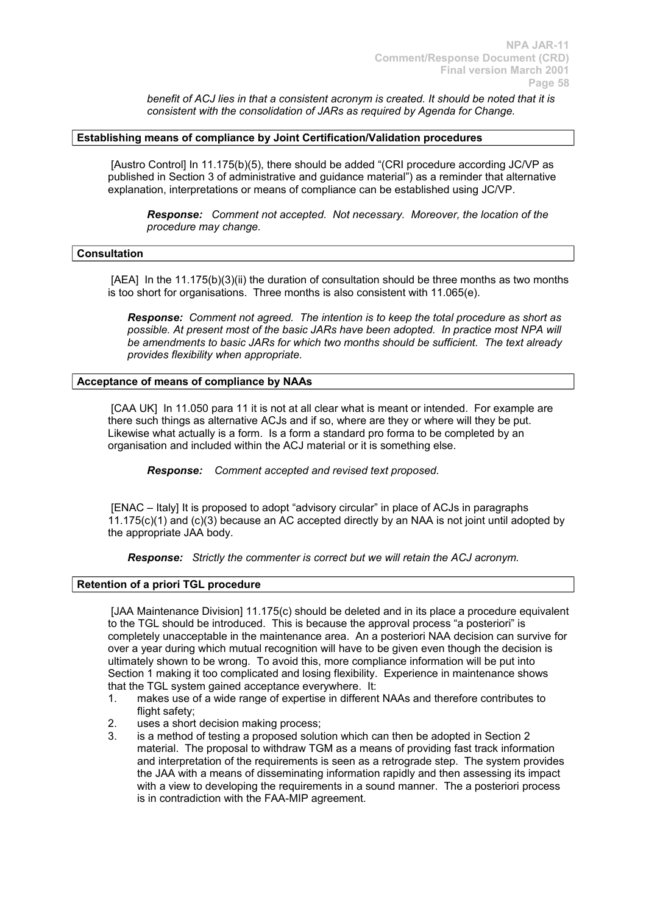*benefit of ACJ lies in that a consistent acronym is created. It should be noted that it is consistent with the consolidation of JARs as required by Agenda for Change.*

**Establishing means of compliance by Joint Certification/Validation procedures**

[Austro Control] In 11.175(b)(5), there should be added "(CRI procedure according JC/VP as published in Section 3 of administrative and guidance material") as a reminder that alternative explanation, interpretations or means of compliance can be established using JC/VP.

> ***Response:*** *Comment not accepted. Not necessary. Moreover, the location of the procedure may change.*

**Consultation**

[AEA] In the 11.175(b)(3)(ii) the duration of consultation should be three months as two months is too short for organisations. Three months is also consistent with 11.065(e).

> ***Response:*** *Comment not agreed. The intention is to keep the total procedure as short as possible. At present most of the basic JARs have been adopted. In practice most NPA will be amendments to basic JARs for which two months should be sufficient. The text already provides flexibility when appropriate.*

**Acceptance of means of compliance by NAAs**

[CAA UK] In 11.050 para 11 it is not at all clear what is meant or intended. For example are there such things as alternative ACJs and if so, where are they or where will they be put. Likewise what actually is a form. Is a form a standard pro forma to be completed by an organisation and included within the ACJ material or it is something else.

> ***Response:*** *Comment accepted and revised text proposed.*

[ENAC – Italy] It is proposed to adopt "advisory circular" in place of ACJs in paragraphs 11.175(c)(1) and (c)(3) because an AC accepted directly by an NAA is not joint until adopted by the appropriate JAA body.

> ***Response:*** *Strictly the commenter is correct but we will retain the ACJ acronym.*

**Retention of a priori TGL procedure**

[JAA Maintenance Division] 11.175(c) should be deleted and in its place a procedure equivalent to the TGL should be introduced. This is because the approval process "a posteriori" is completely unacceptable in the maintenance area. An a posteriori NAA decision can survive for over a year during which mutual recognition will have to be given even though the decision is ultimately shown to be wrong. To avoid this, more compliance information will be put into Section 1 making it too complicated and losing flexibility. Experience in maintenance shows that the TGL system gained acceptance everywhere. It:

1. makes use of a wide range of expertise in different NAAs and therefore contributes to flight safety;
2. uses a short decision making process;
3. is a method of testing a proposed solution which can then be adopted in Section 2 material. The proposal to withdraw TGM as a means of providing fast track information and interpretation of the requirements is seen as a retrograde step. The system provides the JAA with a means of disseminating information rapidly and then assessing its impact with a view to developing the requirements in a sound manner. The a posteriori process is in contradiction with the FAA-MIP agreement.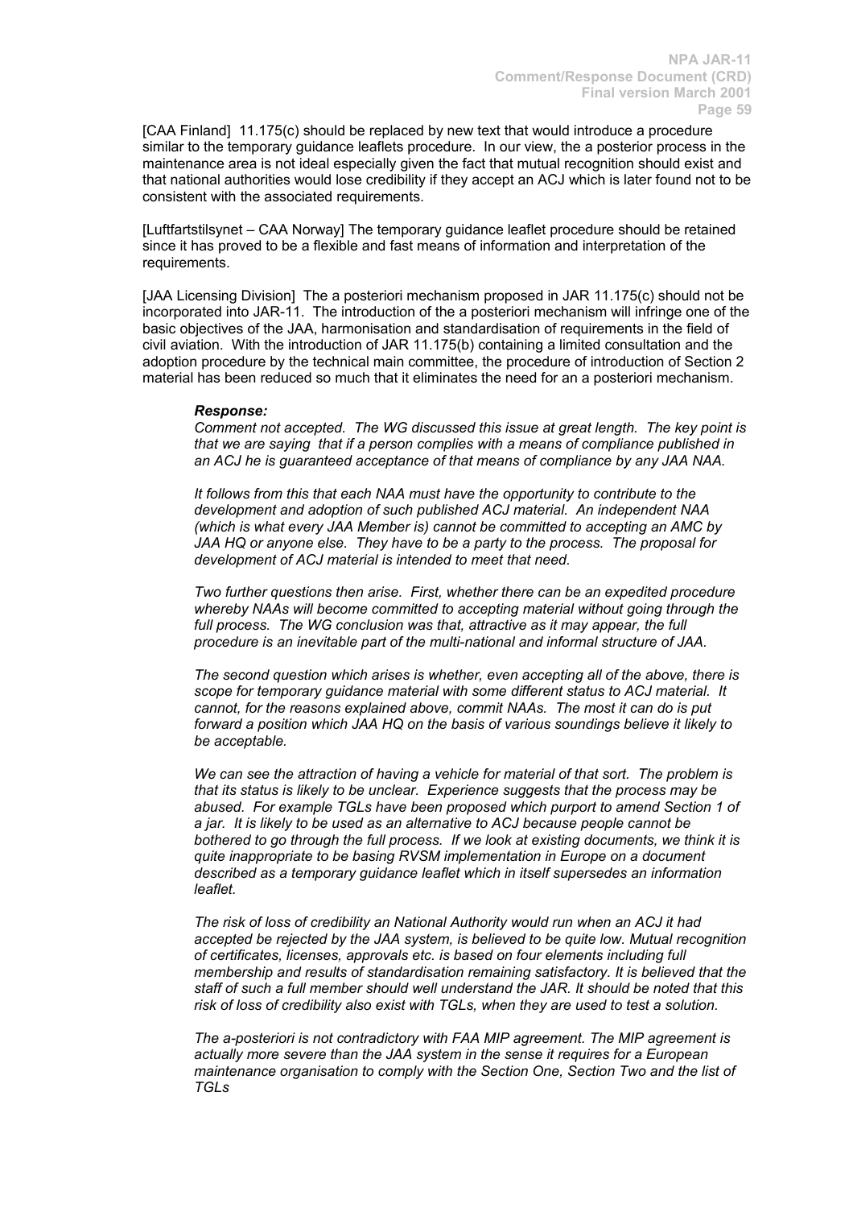[CAA Finland] 11.175(c) should be replaced by new text that would introduce a procedure similar to the temporary guidance leaflets procedure. In our view, the a posterior process in the maintenance area is not ideal especially given the fact that mutual recognition should exist and that national authorities would lose credibility if they accept an ACJ which is later found not to be consistent with the associated requirements.

[Luftfartstilsynet – CAA Norway] The temporary guidance leaflet procedure should be retained since it has proved to be a flexible and fast means of information and interpretation of the requirements.

[JAA Licensing Division] The a posteriori mechanism proposed in JAR 11.175(c) should not be incorporated into JAR-11. The introduction of the a posteriori mechanism will infringe one of the basic objectives of the JAA, harmonisation and standardisation of requirements in the field of civil aviation. With the introduction of JAR 11.175(b) containing a limited consultation and the adoption procedure by the technical main committee, the procedure of introduction of Section 2 material has been reduced so much that it eliminates the need for an a posteriori mechanism.

> ***Response:***
>
> *Comment not accepted. The WG discussed this issue at great length. The key point is that we are saying that if a person complies with a means of compliance published in an ACJ he is guaranteed acceptance of that means of compliance by any JAA NAA.*
>
> *It follows from this that each NAA must have the opportunity to contribute to the development and adoption of such published ACJ material. An independent NAA (which is what every JAA Member is) cannot be committed to accepting an AMC by JAA HQ or anyone else. They have to be a party to the process. The proposal for development of ACJ material is intended to meet that need.*
>
> *Two further questions then arise. First, whether there can be an expedited procedure whereby NAAs will become committed to accepting material without going through the full process. The WG conclusion was that, attractive as it may appear, the full procedure is an inevitable part of the multi-national and informal structure of JAA.*
>
> *The second question which arises is whether, even accepting all of the above, there is scope for temporary guidance material with some different status to ACJ material. It cannot, for the reasons explained above, commit NAAs. The most it can do is put forward a position which JAA HQ on the basis of various soundings believe it likely to be acceptable.*
>
> *We can see the attraction of having a vehicle for material of that sort. The problem is that its status is likely to be unclear. Experience suggests that the process may be abused. For example TGLs have been proposed which purport to amend Section 1 of a jar. It is likely to be used as an alternative to ACJ because people cannot be bothered to go through the full process. If we look at existing documents, we think it is quite inappropriate to be basing RVSM implementation in Europe on a document described as a temporary guidance leaflet which in itself supersedes an information leaflet.*
>
> *The risk of loss of credibility an National Authority would run when an ACJ it had accepted be rejected by the JAA system, is believed to be quite low. Mutual recognition of certificates, licenses, approvals etc. is based on four elements including full membership and results of standardisation remaining satisfactory. It is believed that the staff of such a full member should well understand the JAR. It should be noted that this risk of loss of credibility also exist with TGLs, when they are used to test a solution.*
>
> *The a-posteriori is not contradictory with FAA MIP agreement. The MIP agreement is actually more severe than the JAA system in the sense it requires for a European maintenance organisation to comply with the Section One, Section Two and the list of TGLs*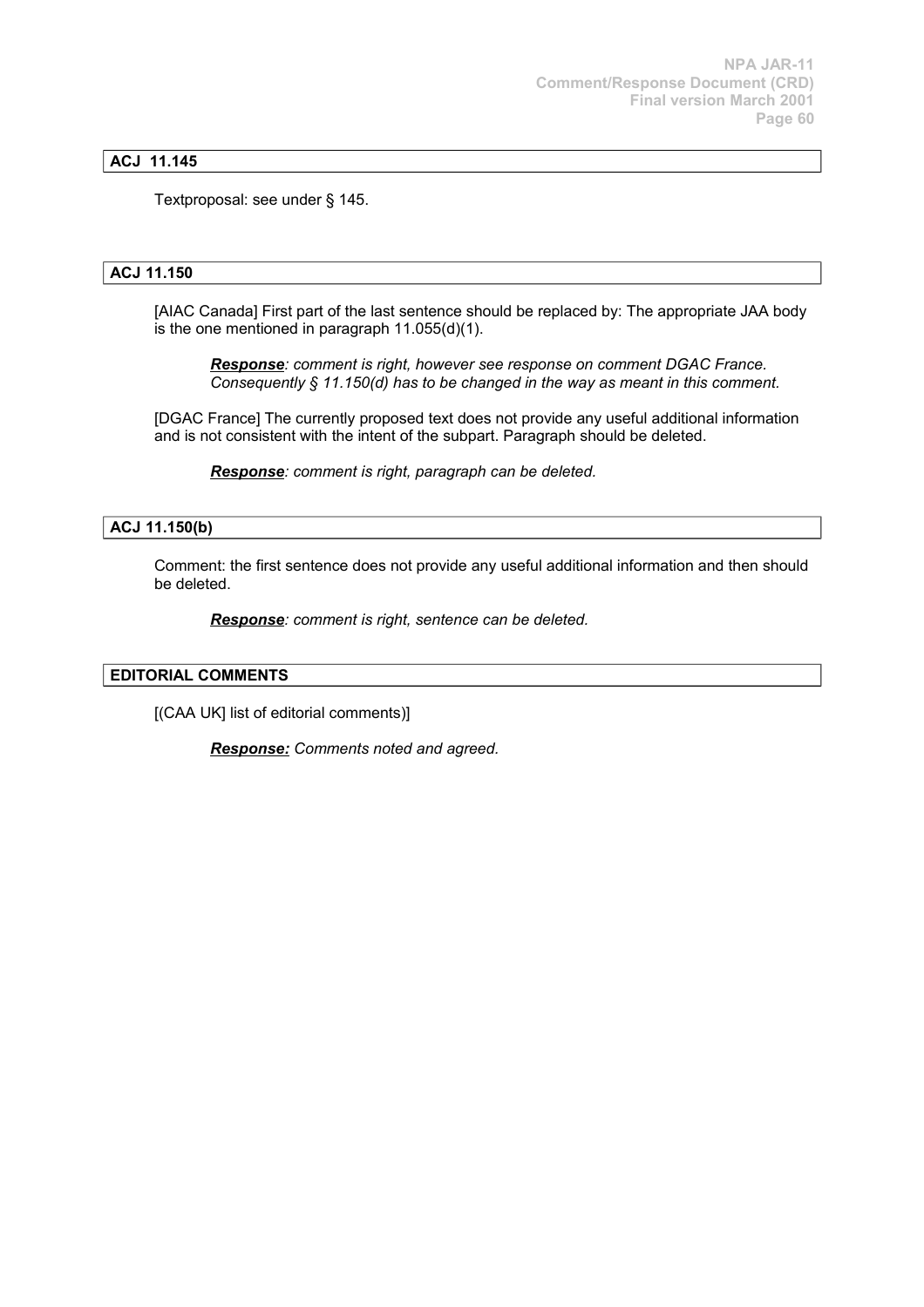## ACJ 11.145

Textproposal: see under § 145.

## ACJ 11.150

[AIAC Canada] First part of the last sentence should be replaced by: The appropriate JAA body is the one mentioned in paragraph 11.055(d)(1).

> ***Response****: comment is right, however see response on comment DGAC France. Consequently § 11.150(d) has to be changed in the way as meant in this comment.*

[DGAC France] The currently proposed text does not provide any useful additional information and is not consistent with the intent of the subpart. Paragraph should be deleted.

> ***Response****: comment is right, paragraph can be deleted.*

## ACJ 11.150(b)

Comment: the first sentence does not provide any useful additional information and then should be deleted.

> ***Response****: comment is right, sentence can be deleted.*

## EDITORIAL COMMENTS

[(CAA UK] list of editorial comments)]

> ***Response:*** *Comments noted and agreed.*